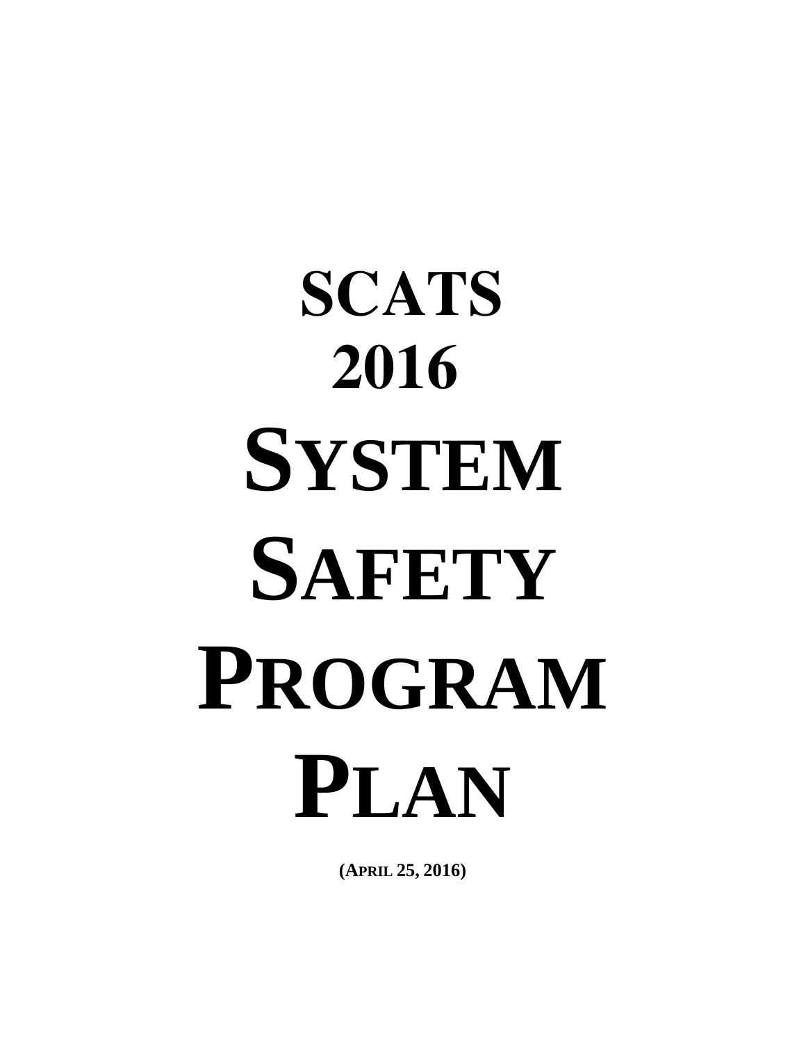# SCATS 2016

# SYSTEM SAFETY PROGRAM PLAN

**(APRIL 25, 2016)**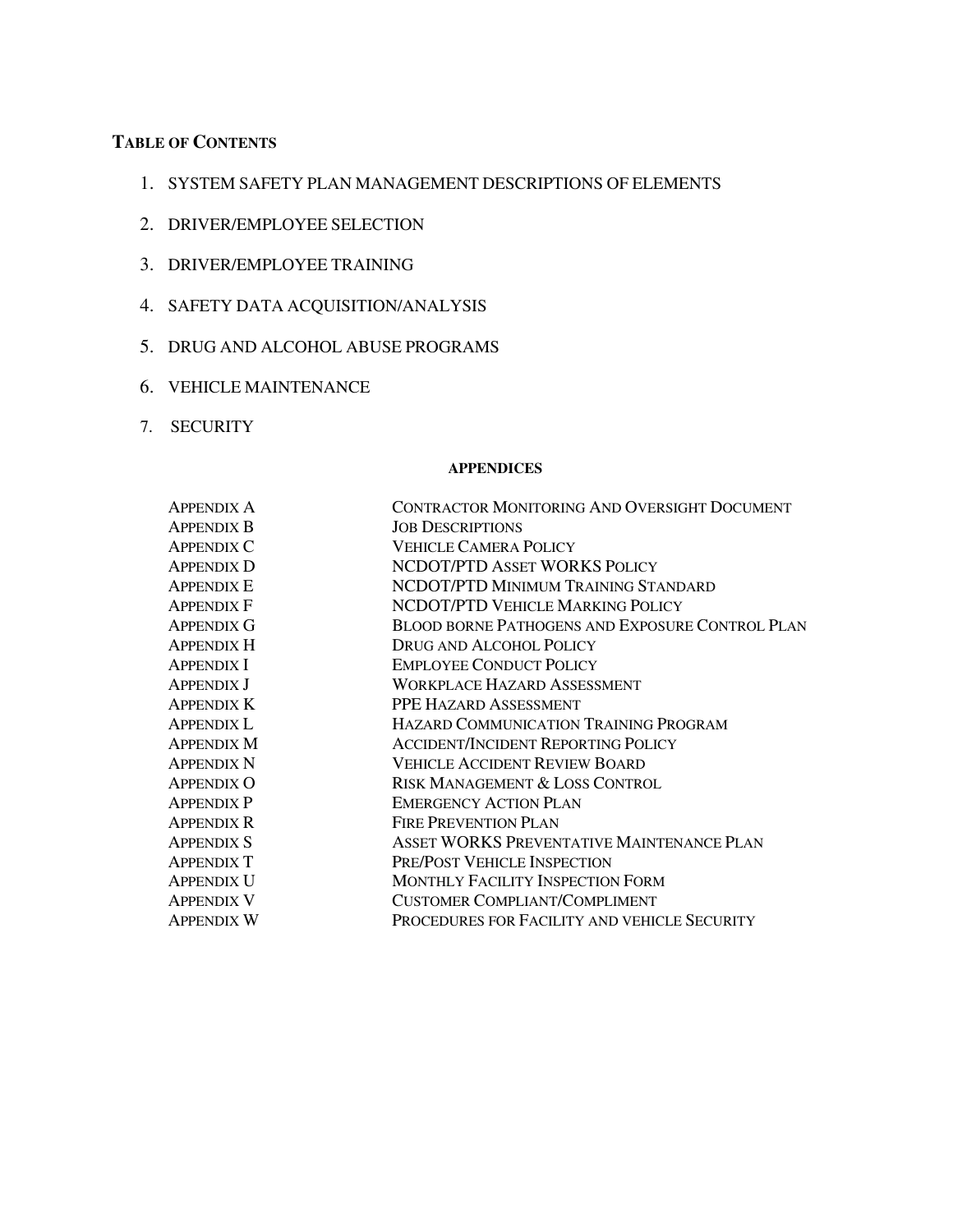## TABLE OF CONTENTS

1. SYSTEM SAFETY PLAN MANAGEMENT DESCRIPTIONS OF ELEMENTS
2. DRIVER/EMPLOYEE SELECTION
3. DRIVER/EMPLOYEE TRAINING
4. SAFETY DATA ACQUISITION/ANALYSIS
5. DRUG AND ALCOHOL ABUSE PROGRAMS
6. VEHICLE MAINTENANCE
7. SECURITY

**APPENDICES**

| | |
|---|---|
| APPENDIX A | CONTRACTOR MONITORING AND OVERSIGHT DOCUMENT |
| APPENDIX B | JOB DESCRIPTIONS |
| APPENDIX C | VEHICLE CAMERA POLICY |
| APPENDIX D | NCDOT/PTD ASSET WORKS POLICY |
| APPENDIX E | NCDOT/PTD MINIMUM TRAINING STANDARD |
| APPENDIX F | NCDOT/PTD VEHICLE MARKING POLICY |
| APPENDIX G | BLOOD BORNE PATHOGENS AND EXPOSURE CONTROL PLAN |
| APPENDIX H | DRUG AND ALCOHOL POLICY |
| APPENDIX I | EMPLOYEE CONDUCT POLICY |
| APPENDIX J | WORKPLACE HAZARD ASSESSMENT |
| APPENDIX K | PPE HAZARD ASSESSMENT |
| APPENDIX L | HAZARD COMMUNICATION TRAINING PROGRAM |
| APPENDIX M | ACCIDENT/INCIDENT REPORTING POLICY |
| APPENDIX N | VEHICLE ACCIDENT REVIEW BOARD |
| APPENDIX O | RISK MANAGEMENT & LOSS CONTROL |
| APPENDIX P | EMERGENCY ACTION PLAN |
| APPENDIX R | FIRE PREVENTION PLAN |
| APPENDIX S | ASSET WORKS PREVENTATIVE MAINTENANCE PLAN |
| APPENDIX T | PRE/POST VEHICLE INSPECTION |
| APPENDIX U | MONTHLY FACILITY INSPECTION FORM |
| APPENDIX V | CUSTOMER COMPLIANT/COMPLIMENT |
| APPENDIX W | PROCEDURES FOR FACILITY AND VEHICLE SECURITY |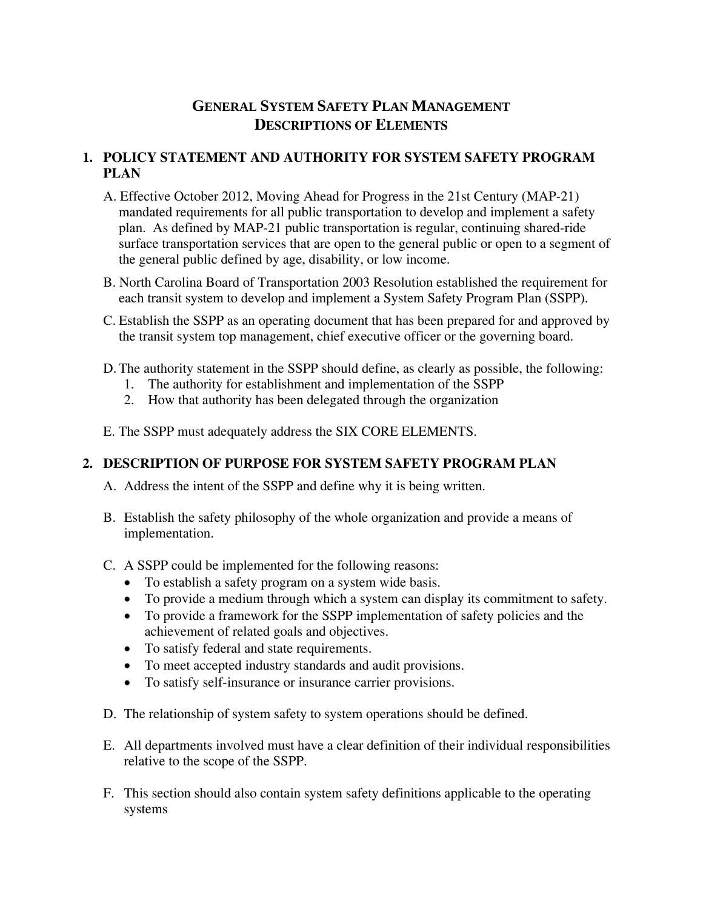# GENERAL SYSTEM SAFETY PLAN MANAGEMENT
# DESCRIPTIONS OF ELEMENTS

## 1. POLICY STATEMENT AND AUTHORITY FOR SYSTEM SAFETY PROGRAM PLAN

A. Effective October 2012, Moving Ahead for Progress in the 21st Century (MAP-21) mandated requirements for all public transportation to develop and implement a safety plan. As defined by MAP-21 public transportation is regular, continuing shared-ride surface transportation services that are open to the general public or open to a segment of the general public defined by age, disability, or low income.

B. North Carolina Board of Transportation 2003 Resolution established the requirement for each transit system to develop and implement a System Safety Program Plan (SSPP).

C. Establish the SSPP as an operating document that has been prepared for and approved by the transit system top management, chief executive officer or the governing board.

D. The authority statement in the SSPP should define, as clearly as possible, the following:
   1. The authority for establishment and implementation of the SSPP
   2. How that authority has been delegated through the organization

E. The SSPP must adequately address the SIX CORE ELEMENTS.

## 2. DESCRIPTION OF PURPOSE FOR SYSTEM SAFETY PROGRAM PLAN

A. Address the intent of the SSPP and define why it is being written.

B. Establish the safety philosophy of the whole organization and provide a means of implementation.

C. A SSPP could be implemented for the following reasons:
   - To establish a safety program on a system wide basis.
   - To provide a medium through which a system can display its commitment to safety.
   - To provide a framework for the SSPP implementation of safety policies and the achievement of related goals and objectives.
   - To satisfy federal and state requirements.
   - To meet accepted industry standards and audit provisions.
   - To satisfy self-insurance or insurance carrier provisions.

D. The relationship of system safety to system operations should be defined.

E. All departments involved must have a clear definition of their individual responsibilities relative to the scope of the SSPP.

F. This section should also contain system safety definitions applicable to the operating systems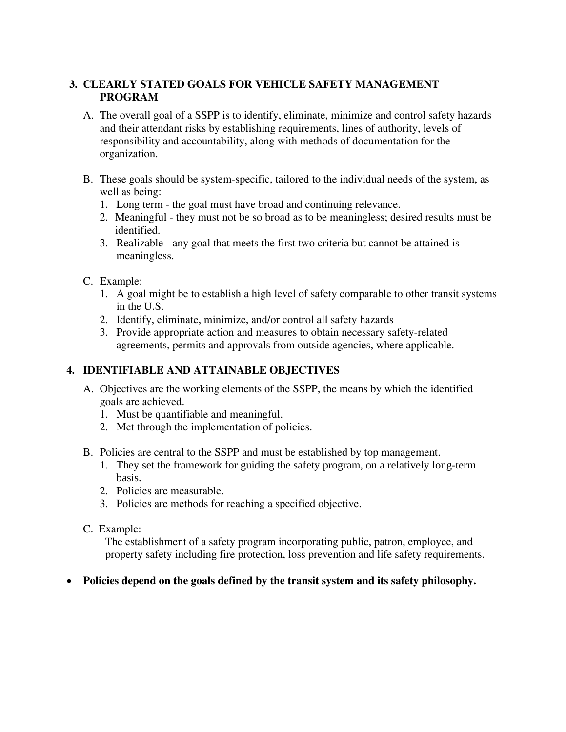## 3. CLEARLY STATED GOALS FOR VEHICLE SAFETY MANAGEMENT PROGRAM

A. The overall goal of a SSPP is to identify, eliminate, minimize and control safety hazards and their attendant risks by establishing requirements, lines of authority, levels of responsibility and accountability, along with methods of documentation for the organization.

B. These goals should be system-specific, tailored to the individual needs of the system, as well as being:
   1. Long term - the goal must have broad and continuing relevance.
   2. Meaningful - they must not be so broad as to be meaningless; desired results must be identified.
   3. Realizable - any goal that meets the first two criteria but cannot be attained is meaningless.

C. Example:
   1. A goal might be to establish a high level of safety comparable to other transit systems in the U.S.
   2. Identify, eliminate, minimize, and/or control all safety hazards
   3. Provide appropriate action and measures to obtain necessary safety-related agreements, permits and approvals from outside agencies, where applicable.

## 4. IDENTIFIABLE AND ATTAINABLE OBJECTIVES

A. Objectives are the working elements of the SSPP, the means by which the identified goals are achieved.
   1. Must be quantifiable and meaningful.
   2. Met through the implementation of policies.

B. Policies are central to the SSPP and must be established by top management.
   1. They set the framework for guiding the safety program, on a relatively long-term basis.
   2. Policies are measurable.
   3. Policies are methods for reaching a specified objective.

C. Example:
   The establishment of a safety program incorporating public, patron, employee, and property safety including fire protection, loss prevention and life safety requirements.

- **Policies depend on the goals defined by the transit system and its safety philosophy.**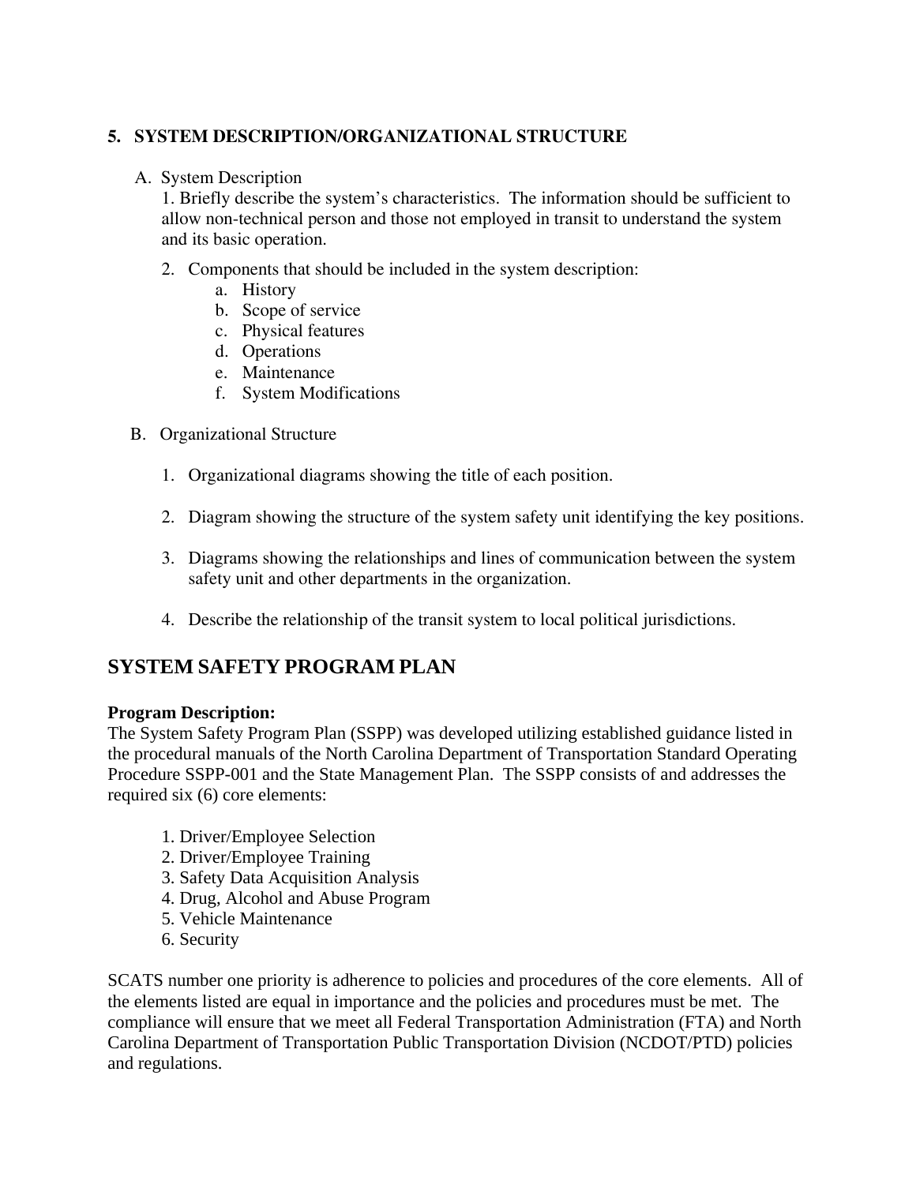## 5. SYSTEM DESCRIPTION/ORGANIZATIONAL STRUCTURE

A. System Description

1. Briefly describe the system's characteristics. The information should be sufficient to allow non-technical person and those not employed in transit to understand the system and its basic operation.

2. Components that should be included in the system description:
   a. History
   b. Scope of service
   c. Physical features
   d. Operations
   e. Maintenance
   f. System Modifications

B. Organizational Structure

1. Organizational diagrams showing the title of each position.

2. Diagram showing the structure of the system safety unit identifying the key positions.

3. Diagrams showing the relationships and lines of communication between the system safety unit and other departments in the organization.

4. Describe the relationship of the transit system to local political jurisdictions.

# SYSTEM SAFETY PROGRAM PLAN

**Program Description:**
The System Safety Program Plan (SSPP) was developed utilizing established guidance listed in the procedural manuals of the North Carolina Department of Transportation Standard Operating Procedure SSPP-001 and the State Management Plan. The SSPP consists of and addresses the required six (6) core elements:

1. Driver/Employee Selection
2. Driver/Employee Training
3. Safety Data Acquisition Analysis
4. Drug, Alcohol and Abuse Program
5. Vehicle Maintenance
6. Security

SCATS number one priority is adherence to policies and procedures of the core elements. All of the elements listed are equal in importance and the policies and procedures must be met. The compliance will ensure that we meet all Federal Transportation Administration (FTA) and North Carolina Department of Transportation Public Transportation Division (NCDOT/PTD) policies and regulations.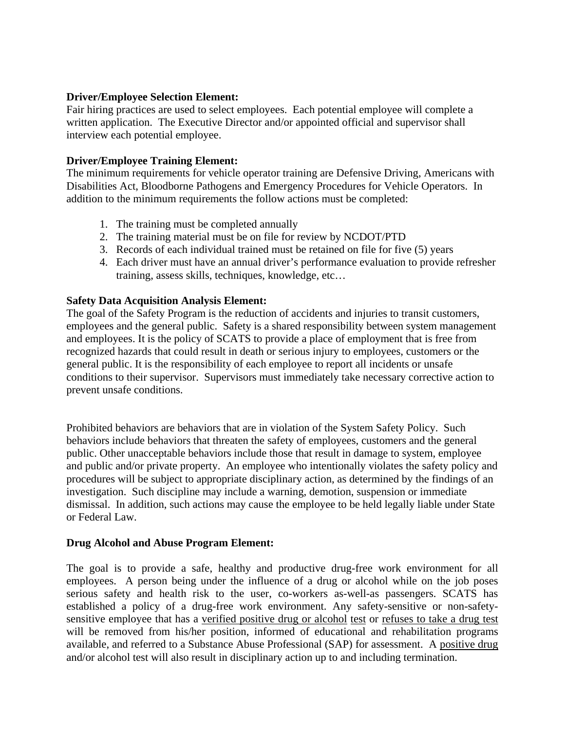**Driver/Employee Selection Element:**
Fair hiring practices are used to select employees. Each potential employee will complete a written application. The Executive Director and/or appointed official and supervisor shall interview each potential employee.

**Driver/Employee Training Element:**
The minimum requirements for vehicle operator training are Defensive Driving, Americans with Disabilities Act, Bloodborne Pathogens and Emergency Procedures for Vehicle Operators. In addition to the minimum requirements the follow actions must be completed:

1. The training must be completed annually
2. The training material must be on file for review by NCDOT/PTD
3. Records of each individual trained must be retained on file for five (5) years
4. Each driver must have an annual driver's performance evaluation to provide refresher training, assess skills, techniques, knowledge, etc…

**Safety Data Acquisition Analysis Element:**
The goal of the Safety Program is the reduction of accidents and injuries to transit customers, employees and the general public. Safety is a shared responsibility between system management and employees. It is the policy of SCATS to provide a place of employment that is free from recognized hazards that could result in death or serious injury to employees, customers or the general public. It is the responsibility of each employee to report all incidents or unsafe conditions to their supervisor. Supervisors must immediately take necessary corrective action to prevent unsafe conditions.

Prohibited behaviors are behaviors that are in violation of the System Safety Policy. Such behaviors include behaviors that threaten the safety of employees, customers and the general public. Other unacceptable behaviors include those that result in damage to system, employee and public and/or private property. An employee who intentionally violates the safety policy and procedures will be subject to appropriate disciplinary action, as determined by the findings of an investigation. Such discipline may include a warning, demotion, suspension or immediate dismissal. In addition, such actions may cause the employee to be held legally liable under State or Federal Law.

**Drug Alcohol and Abuse Program Element:**

The goal is to provide a safe, healthy and productive drug-free work environment for all employees. A person being under the influence of a drug or alcohol while on the job poses serious safety and health risk to the user, co-workers as-well-as passengers. SCATS has established a policy of a drug-free work environment. Any safety-sensitive or non-safety-sensitive employee that has a <u>verified positive drug or alcohol</u> <u>test</u> or <u>refuses to take a drug test</u> will be removed from his/her position, informed of educational and rehabilitation programs available, and referred to a Substance Abuse Professional (SAP) for assessment. A <u>positive drug</u> and/or alcohol test will also result in disciplinary action up to and including termination.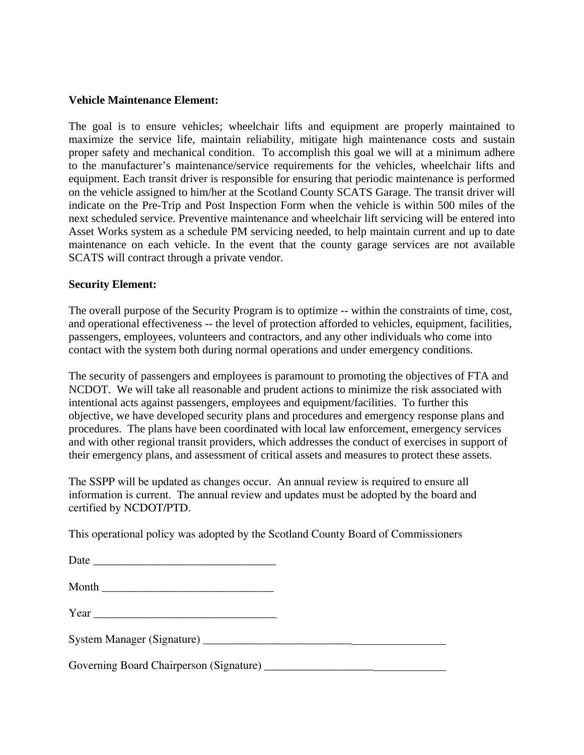**Vehicle Maintenance Element:**

The goal is to ensure vehicles; wheelchair lifts and equipment are properly maintained to maximize the service life, maintain reliability, mitigate high maintenance costs and sustain proper safety and mechanical condition. To accomplish this goal we will at a minimum adhere to the manufacturer's maintenance/service requirements for the vehicles, wheelchair lifts and equipment. Each transit driver is responsible for ensuring that periodic maintenance is performed on the vehicle assigned to him/her at the Scotland County SCATS Garage. The transit driver will indicate on the Pre-Trip and Post Inspection Form when the vehicle is within 500 miles of the next scheduled service. Preventive maintenance and wheelchair lift servicing will be entered into Asset Works system as a schedule PM servicing needed, to help maintain current and up to date maintenance on each vehicle. In the event that the county garage services are not available SCATS will contract through a private vendor.

**Security Element:**

The overall purpose of the Security Program is to optimize -- within the constraints of time, cost, and operational effectiveness -- the level of protection afforded to vehicles, equipment, facilities, passengers, employees, volunteers and contractors, and any other individuals who come into contact with the system both during normal operations and under emergency conditions.

The security of passengers and employees is paramount to promoting the objectives of FTA and NCDOT. We will take all reasonable and prudent actions to minimize the risk associated with intentional acts against passengers, employees and equipment/facilities. To further this objective, we have developed security plans and procedures and emergency response plans and procedures. The plans have been coordinated with local law enforcement, emergency services and with other regional transit providers, which addresses the conduct of exercises in support of their emergency plans, and assessment of critical assets and measures to protect these assets.

The SSPP will be updated as changes occur. An annual review is required to ensure all information is current. The annual review and updates must be adopted by the board and certified by NCDOT/PTD.

This operational policy was adopted by the Scotland County Board of Commissioners

Date ________________________________

Month ______________________________

Year ________________________________

System Manager (Signature) __________________________________________

Governing Board Chairperson (Signature) ________________________________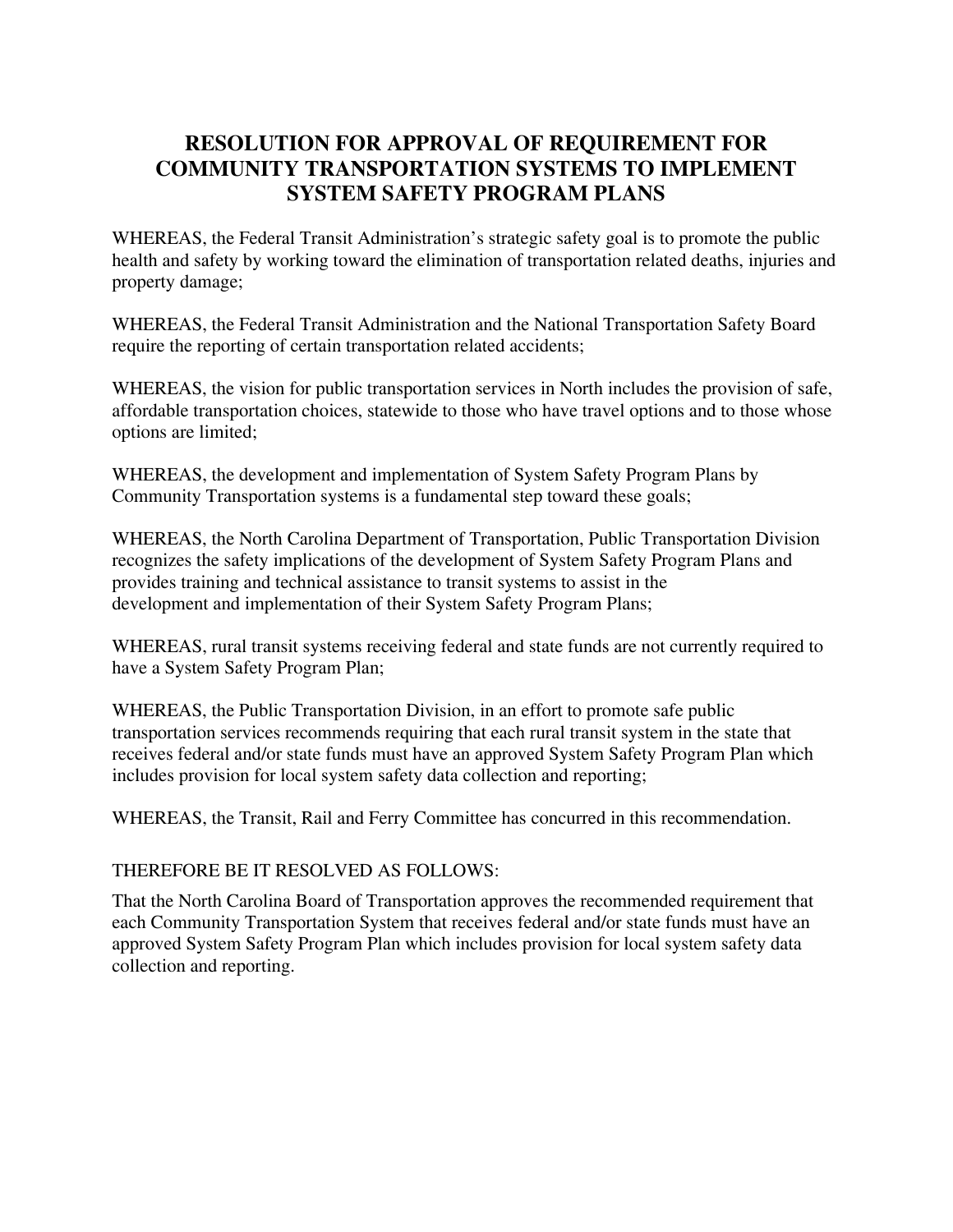# RESOLUTION FOR APPROVAL OF REQUIREMENT FOR COMMUNITY TRANSPORTATION SYSTEMS TO IMPLEMENT SYSTEM SAFETY PROGRAM PLANS

WHEREAS, the Federal Transit Administration's strategic safety goal is to promote the public health and safety by working toward the elimination of transportation related deaths, injuries and property damage;

WHEREAS, the Federal Transit Administration and the National Transportation Safety Board require the reporting of certain transportation related accidents;

WHEREAS, the vision for public transportation services in North includes the provision of safe, affordable transportation choices, statewide to those who have travel options and to those whose options are limited;

WHEREAS, the development and implementation of System Safety Program Plans by Community Transportation systems is a fundamental step toward these goals;

WHEREAS, the North Carolina Department of Transportation, Public Transportation Division recognizes the safety implications of the development of System Safety Program Plans and provides training and technical assistance to transit systems to assist in the development and implementation of their System Safety Program Plans;

WHEREAS, rural transit systems receiving federal and state funds are not currently required to have a System Safety Program Plan;

WHEREAS, the Public Transportation Division, in an effort to promote safe public transportation services recommends requiring that each rural transit system in the state that receives federal and/or state funds must have an approved System Safety Program Plan which includes provision for local system safety data collection and reporting;

WHEREAS, the Transit, Rail and Ferry Committee has concurred in this recommendation.

THEREFORE BE IT RESOLVED AS FOLLOWS:

That the North Carolina Board of Transportation approves the recommended requirement that each Community Transportation System that receives federal and/or state funds must have an approved System Safety Program Plan which includes provision for local system safety data collection and reporting.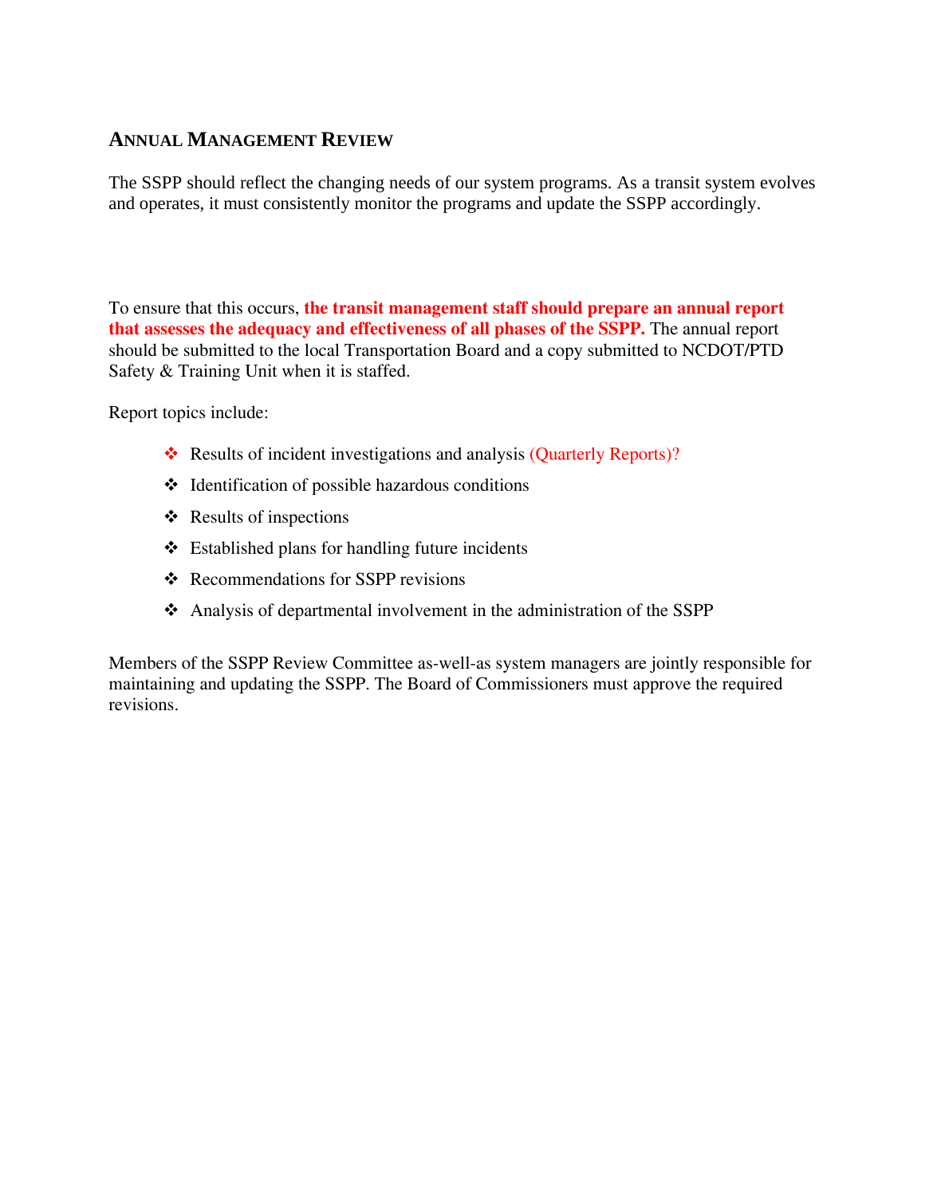## Annual Management Review

The SSPP should reflect the changing needs of our system programs. As a transit system evolves and operates, it must consistently monitor the programs and update the SSPP accordingly.

To ensure that this occurs, **the transit management staff should prepare an annual report that assesses the adequacy and effectiveness of all phases of the SSPP.** The annual report should be submitted to the local Transportation Board and a copy submitted to NCDOT/PTD Safety & Training Unit when it is staffed.

Report topics include:

- Results of incident investigations and analysis (Quarterly Reports)?
- Identification of possible hazardous conditions
- Results of inspections
- Established plans for handling future incidents
- Recommendations for SSPP revisions
- Analysis of departmental involvement in the administration of the SSPP

Members of the SSPP Review Committee as-well-as system managers are jointly responsible for maintaining and updating the SSPP. The Board of Commissioners must approve the required revisions.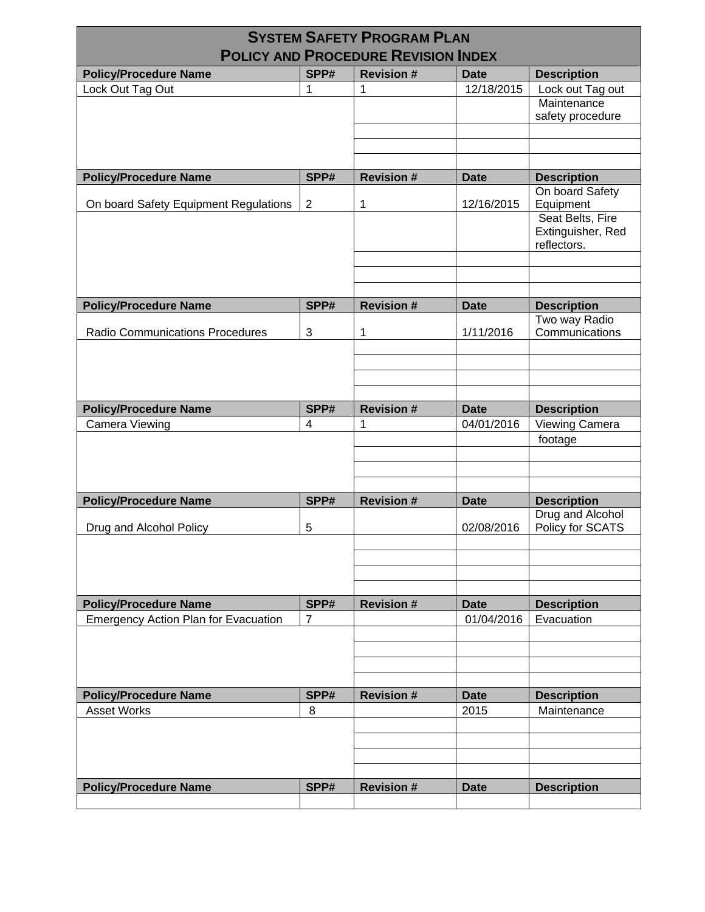# SYSTEM SAFETY PROGRAM PLAN
## POLICY AND PROCEDURE REVISION INDEX

| Policy/Procedure Name | SPP# | Revision # | Date | Description |
|---|---|---|---|---|
| Lock Out Tag Out | 1 | 1 | 12/18/2015 | Lock out Tag out |
| | | | | Maintenance safety procedure |
| | | | | |
| | | | | |
| | | | | |
| **Policy/Procedure Name** | **SPP#** | **Revision #** | **Date** | **Description** |
| On board Safety Equipment Regulations | 2 | 1 | 12/16/2015 | On board Safety Equipment |
| | | | | Seat Belts, Fire Extinguisher, Red reflectors. |
| | | | | |
| | | | | |
| | | | | |
| **Policy/Procedure Name** | **SPP#** | **Revision #** | **Date** | **Description** |
| Radio Communications Procedures | 3 | 1 | 1/11/2016 | Two way Radio Communications |
| | | | | |
| | | | | |
| | | | | |
| | | | | |
| **Policy/Procedure Name** | **SPP#** | **Revision #** | **Date** | **Description** |
| Camera Viewing | 4 | 1 | 04/01/2016 | Viewing Camera |
| | | | | footage |
| | | | | |
| | | | | |
| | | | | |
| **Policy/Procedure Name** | **SPP#** | **Revision #** | **Date** | **Description** |
| Drug and Alcohol Policy | 5 | | 02/08/2016 | Drug and Alcohol Policy for SCATS |
| | | | | |
| | | | | |
| | | | | |
| | | | | |
| **Policy/Procedure Name** | **SPP#** | **Revision #** | **Date** | **Description** |
| Emergency Action Plan for Evacuation | 7 | | 01/04/2016 | Evacuation |
| | | | | |
| | | | | |
| | | | | |
| | | | | |
| **Policy/Procedure Name** | **SPP#** | **Revision #** | **Date** | **Description** |
| Asset Works | 8 | | 2015 | Maintenance |
| | | | | |
| | | | | |
| | | | | |
| | | | | |
| **Policy/Procedure Name** | **SPP#** | **Revision #** | **Date** | **Description** |
| | | | | |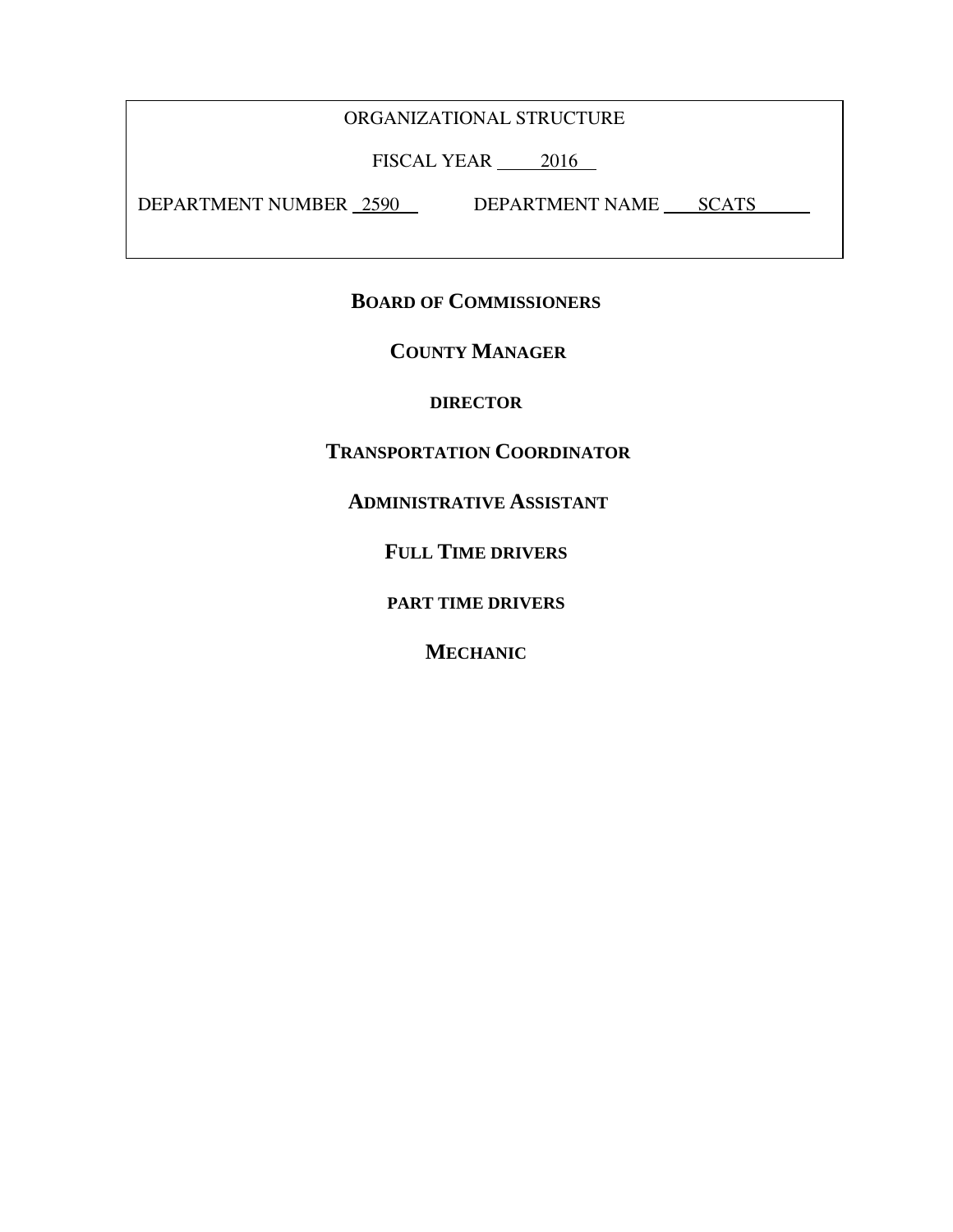ORGANIZATIONAL STRUCTURE

FISCAL YEAR 2016

DEPARTMENT NUMBER 2590 DEPARTMENT NAME SCATS

**BOARD OF COMMISSIONERS**

**COUNTY MANAGER**

**DIRECTOR**

**TRANSPORTATION COORDINATOR**

**ADMINISTRATIVE ASSISTANT**

**FULL TIME DRIVERS**

**PART TIME DRIVERS**

**MECHANIC**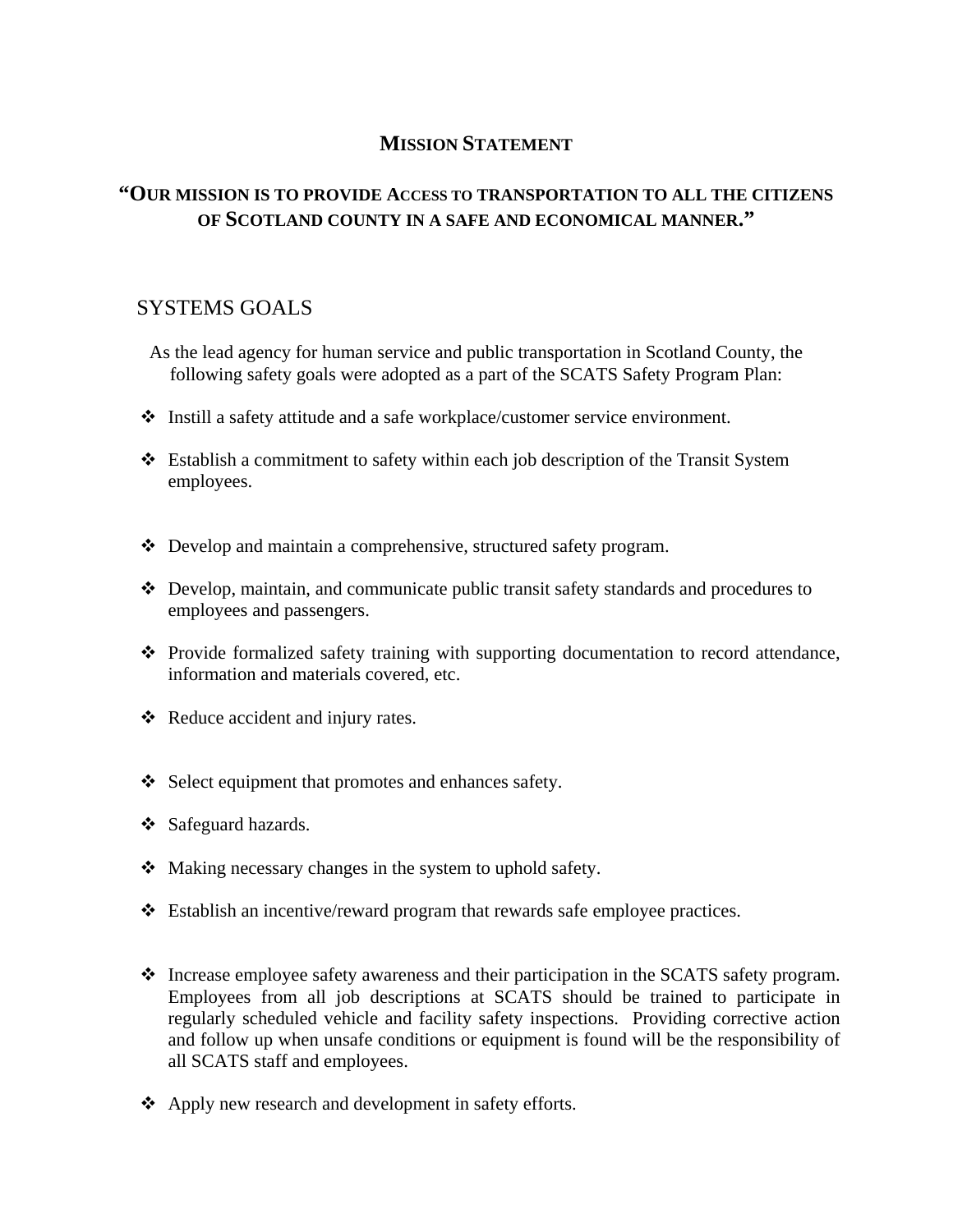## MISSION STATEMENT

### "OUR MISSION IS TO PROVIDE ACCESS TO TRANSPORTATION TO ALL THE CITIZENS OF SCOTLAND COUNTY IN A SAFE AND ECONOMICAL MANNER."

## SYSTEMS GOALS

As the lead agency for human service and public transportation in Scotland County, the following safety goals were adopted as a part of the SCATS Safety Program Plan:

- Instill a safety attitude and a safe workplace/customer service environment.
- Establish a commitment to safety within each job description of the Transit System employees.
- Develop and maintain a comprehensive, structured safety program.
- Develop, maintain, and communicate public transit safety standards and procedures to employees and passengers.
- Provide formalized safety training with supporting documentation to record attendance, information and materials covered, etc.
- Reduce accident and injury rates.
- Select equipment that promotes and enhances safety.
- Safeguard hazards.
- Making necessary changes in the system to uphold safety.
- Establish an incentive/reward program that rewards safe employee practices.
- Increase employee safety awareness and their participation in the SCATS safety program. Employees from all job descriptions at SCATS should be trained to participate in regularly scheduled vehicle and facility safety inspections. Providing corrective action and follow up when unsafe conditions or equipment is found will be the responsibility of all SCATS staff and employees.
- Apply new research and development in safety efforts.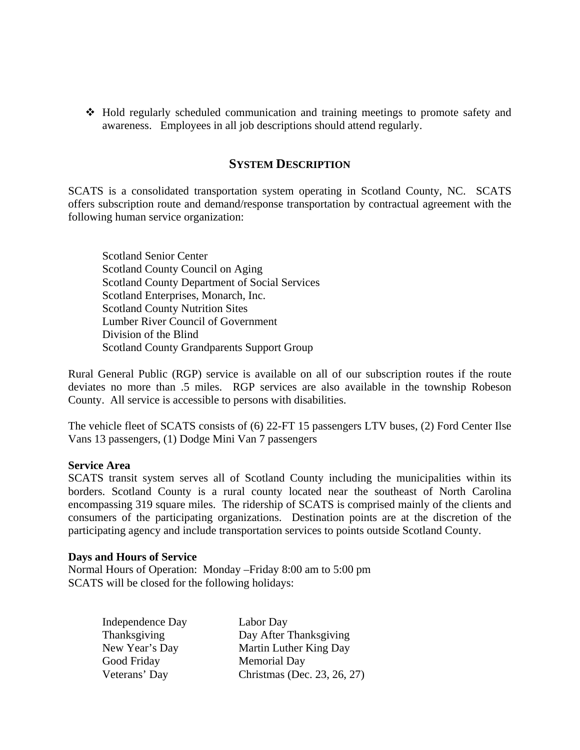- Hold regularly scheduled communication and training meetings to promote safety and awareness. Employees in all job descriptions should attend regularly.

## SYSTEM DESCRIPTION

SCATS is a consolidated transportation system operating in Scotland County, NC. SCATS offers subscription route and demand/response transportation by contractual agreement with the following human service organization:

Scotland Senior Center
Scotland County Council on Aging
Scotland County Department of Social Services
Scotland Enterprises, Monarch, Inc.
Scotland County Nutrition Sites
Lumber River Council of Government
Division of the Blind
Scotland County Grandparents Support Group

Rural General Public (RGP) service is available on all of our subscription routes if the route deviates no more than .5 miles. RGP services are also available in the township Robeson County. All service is accessible to persons with disabilities.

The vehicle fleet of SCATS consists of (6) 22-FT 15 passengers LTV buses, (2) Ford Center Ilse Vans 13 passengers, (1) Dodge Mini Van 7 passengers

**Service Area**
SCATS transit system serves all of Scotland County including the municipalities within its borders. Scotland County is a rural county located near the southeast of North Carolina encompassing 319 square miles. The ridership of SCATS is comprised mainly of the clients and consumers of the participating organizations. Destination points are at the discretion of the participating agency and include transportation services to points outside Scotland County.

**Days and Hours of Service**
Normal Hours of Operation: Monday –Friday 8:00 am to 5:00 pm
SCATS will be closed for the following holidays:

| | |
|---|---|
| Independence Day | Labor Day |
| Thanksgiving | Day After Thanksgiving |
| New Year's Day | Martin Luther King Day |
| Good Friday | Memorial Day |
| Veterans' Day | Christmas (Dec. 23, 26, 27) |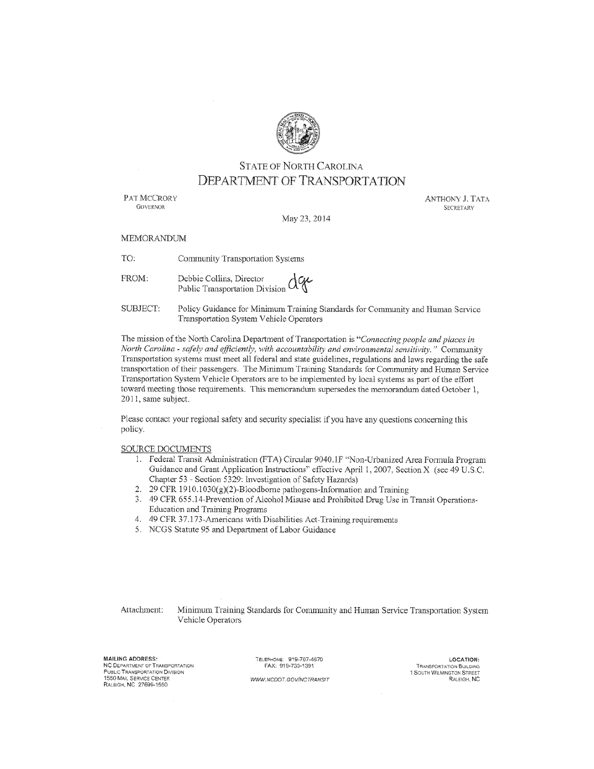STATE OF NORTH CAROLINA
# DEPARTMENT OF TRANSPORTATION

PAT MCCRORY
GOVERNOR

ANTHONY J. TATA
SECRETARY

May 23, 2014

MEMORANDUM

TO: Community Transportation Systems

FROM: Debbie Collins, Director
Public Transportation Division

SUBJECT: Policy Guidance for Minimum Training Standards for Community and Human Service Transportation System Vehicle Operators

The mission of the North Carolina Department of Transportation is "*Connecting people and places in North Carolina - safely and efficiently, with accountability and environmental sensitivity.*" Community Transportation systems must meet all federal and state guidelines, regulations and laws regarding the safe transportation of their passengers. The Minimum Training Standards for Community and Human Service Transportation System Vehicle Operators are to be implemented by local systems as part of the effort toward meeting those requirements. This memorandum supersedes the memorandum dated October 1, 2011, same subject.

Please contact your regional safety and security specialist if you have any questions concerning this policy.

SOURCE DOCUMENTS

1. Federal Transit Administration (FTA) Circular 9040.1F "Non-Urbanized Area Formula Program Guidance and Grant Application Instructions" effective April 1, 2007, Section X (see 49 U.S.C. Chapter 53 - Section 5329: Investigation of Safety Hazards)
2. 29 CFR 1910.1030(g)(2)-Bloodborne pathogens-Information and Training
3. 49 CFR 655.14-Prevention of Alcohol Misuse and Prohibited Drug Use in Transit Operations-Education and Training Programs
4. 49 CFR 37.173-Americans with Disabilities Act-Training requirements
5. NCGS Statute 95 and Department of Labor Guidance

Attachment: Minimum Training Standards for Community and Human Service Transportation System Vehicle Operators

**MAILING ADDRESS:**
NC DEPARTMENT OF TRANSPORTATION
PUBLIC TRANSPORTATION DIVISION
1550 MAIL SERVICE CENTER
RALEIGH, NC 27699-1550

TELEPHONE: 919-707-4670
FAX: 919-733-1391

WWW.NCDOT.GOV/NCTRANSIT

**LOCATION:**
TRANSPORTATION BUILDING
1 SOUTH WILMINGTON STREET
RALEIGH, NC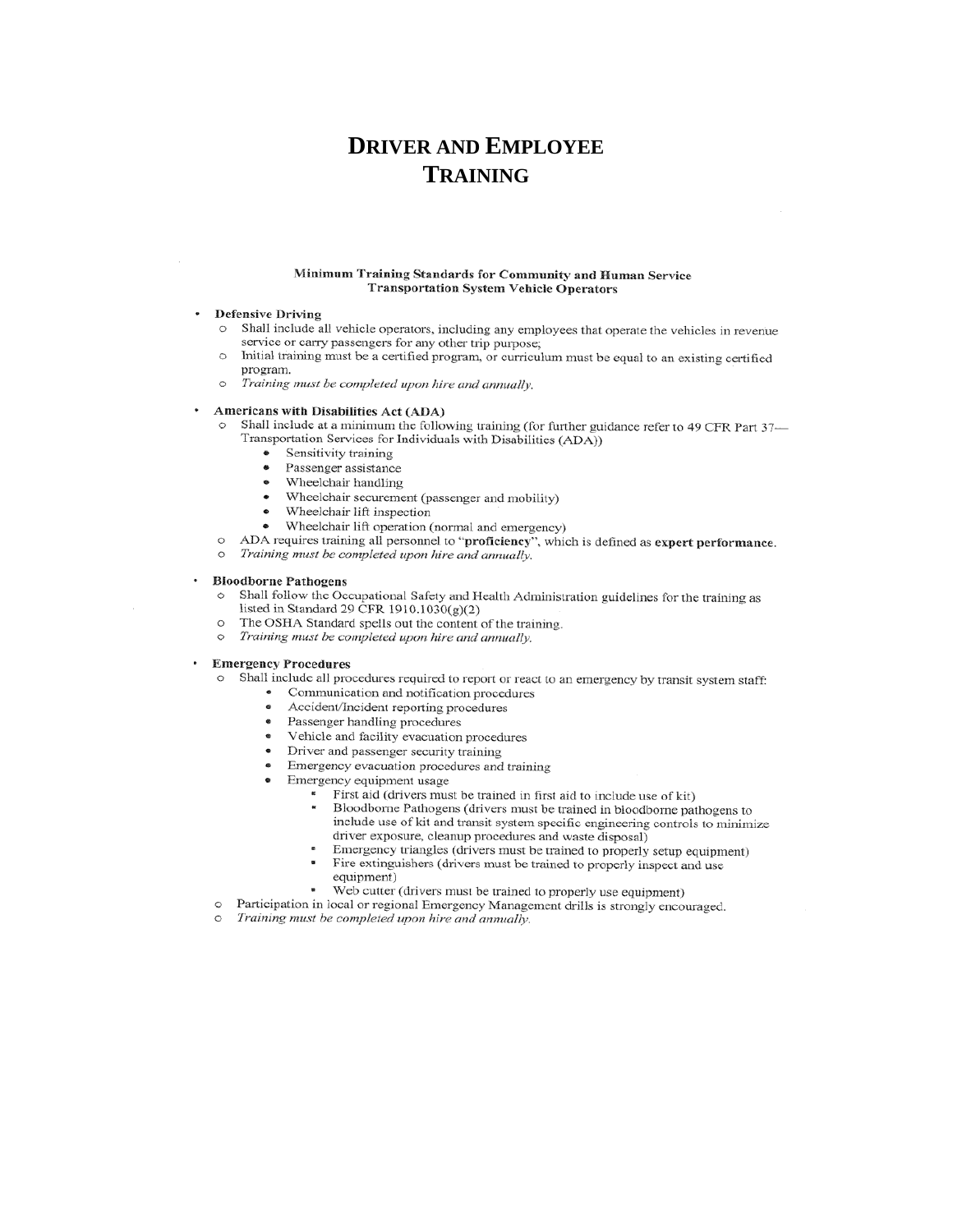# DRIVER AND EMPLOYEE TRAINING

**Minimum Training Standards for Community and Human Service Transportation System Vehicle Operators**

- **Defensive Driving**
  - Shall include all vehicle operators, including any employees that operate the vehicles in revenue service or carry passengers for any other trip purpose;
  - Initial training must be a certified program, or curriculum must be equal to an existing certified program.
  - *Training must be completed upon hire and annually.*

- **Americans with Disabilities Act (ADA)**
  - Shall include at a minimum the following training (for further guidance refer to 49 CFR Part 37—Transportation Services for Individuals with Disabilities (ADA))
    - Sensitivity training
    - Passenger assistance
    - Wheelchair handling
    - Wheelchair securement (passenger and mobility)
    - Wheelchair lift inspection
    - Wheelchair lift operation (normal and emergency)
  - ADA requires training all personnel to "**proficiency**", which is defined as **expert performance**.
  - *Training must be completed upon hire and annually.*

- **Bloodborne Pathogens**
  - Shall follow the Occupational Safety and Health Administration guidelines for the training as listed in Standard 29 CFR 1910.1030(g)(2)
  - The OSHA Standard spells out the content of the training.
  - *Training must be completed upon hire and annually.*

- **Emergency Procedures**
  - Shall include all procedures required to report or react to an emergency by transit system staff:
    - Communication and notification procedures
    - Accident/Incident reporting procedures
    - Passenger handling procedures
    - Vehicle and facility evacuation procedures
    - Driver and passenger security training
    - Emergency evacuation procedures and training
    - Emergency equipment usage
      - First aid (drivers must be trained in first aid to include use of kit)
      - Bloodborne Pathogens (drivers must be trained in bloodborne pathogens to include use of kit and transit system specific engineering controls to minimize driver exposure, cleanup procedures and waste disposal)
      - Emergency triangles (drivers must be trained to properly setup equipment)
      - Fire extinguishers (drivers must be trained to properly inspect and use equipment)
      - Web cutter (drivers must be trained to properly use equipment)
  - Participation in local or regional Emergency Management drills is strongly encouraged.
  - *Training must be completed upon hire and annually.*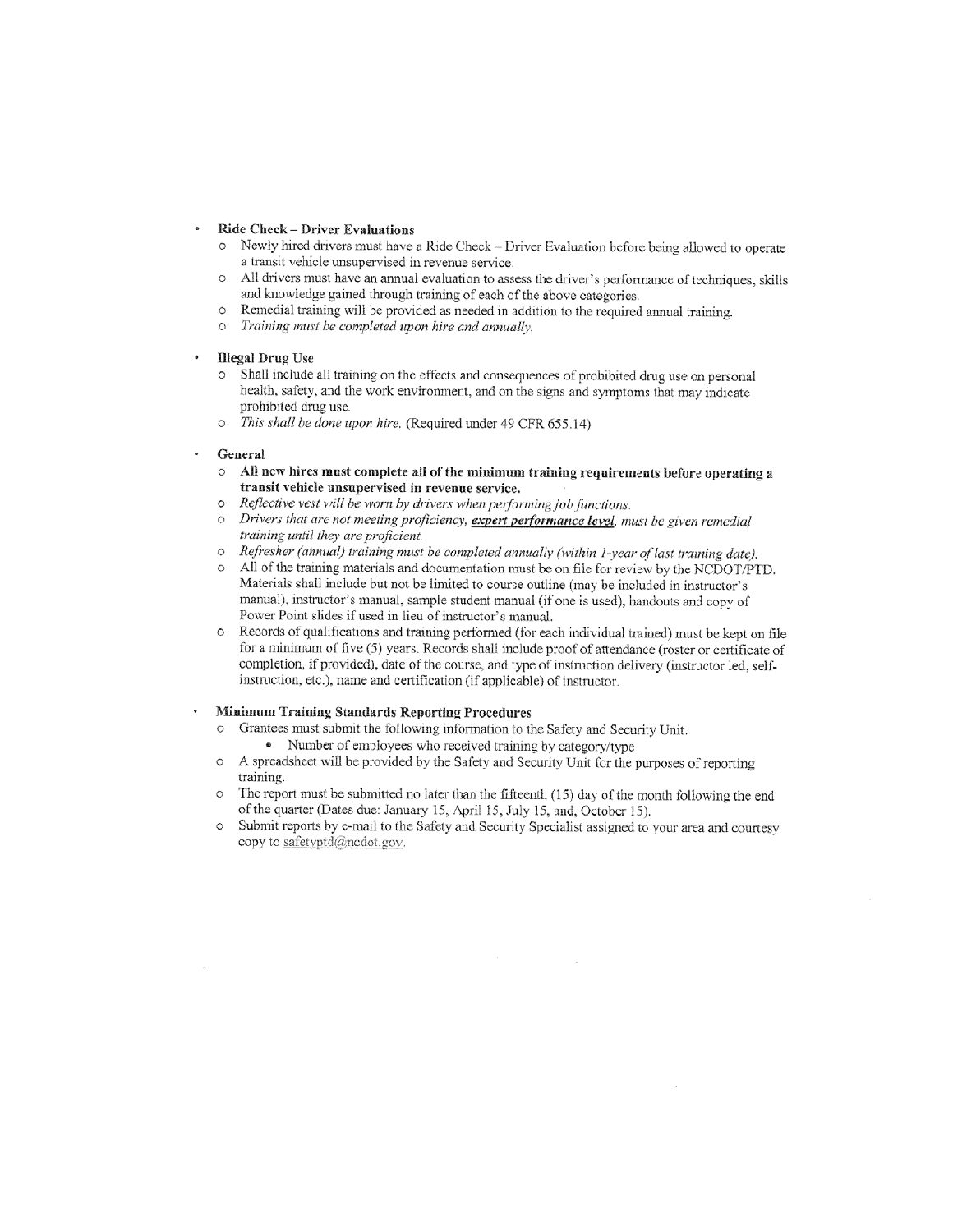- **Ride Check – Driver Evaluations**
  - Newly hired drivers must have a Ride Check – Driver Evaluation before being allowed to operate a transit vehicle unsupervised in revenue service.
  - All drivers must have an annual evaluation to assess the driver's performance of techniques, skills and knowledge gained through training of each of the above categories.
  - Remedial training will be provided as needed in addition to the required annual training.
  - *Training must be completed upon hire and annually.*

- **Illegal Drug Use**
  - Shall include all training on the effects and consequences of prohibited drug use on personal health, safety, and the work environment, and on the signs and symptoms that may indicate prohibited drug use.
  - *This shall be done upon hire.* (Required under 49 CFR 655.14)

- **General**
  - **All new hires must complete all of the minimum training requirements before operating a transit vehicle unsupervised in revenue service.**
  - *Reflective vest will be worn by drivers when performing job functions.*
  - *Drivers that are not meeting proficiency,* ***expert performance level****, must be given remedial training until they are proficient.*
  - *Refresher (annual) training must be completed annually (within 1-year of last training date).*
  - All of the training materials and documentation must be on file for review by the NCDOT/PTD. Materials shall include but not be limited to course outline (may be included in instructor's manual), instructor's manual, sample student manual (if one is used), handouts and copy of Power Point slides if used in lieu of instructor's manual.
  - Records of qualifications and training performed (for each individual trained) must be kept on file for a minimum of five (5) years. Records shall include proof of attendance (roster or certificate of completion, if provided), date of the course, and type of instruction delivery (instructor led, self-instruction, etc.), name and certification (if applicable) of instructor.

- **Minimum Training Standards Reporting Procedures**
  - Grantees must submit the following information to the Safety and Security Unit.
    - Number of employees who received training by category/type
  - A spreadsheet will be provided by the Safety and Security Unit for the purposes of reporting training.
  - The report must be submitted no later than the fifteenth (15) day of the month following the end of the quarter (Dates due: January 15, April 15, July 15, and, October 15).
  - Submit reports by e-mail to the Safety and Security Specialist assigned to your area and courtesy copy to safetyptd@ncdot.gov.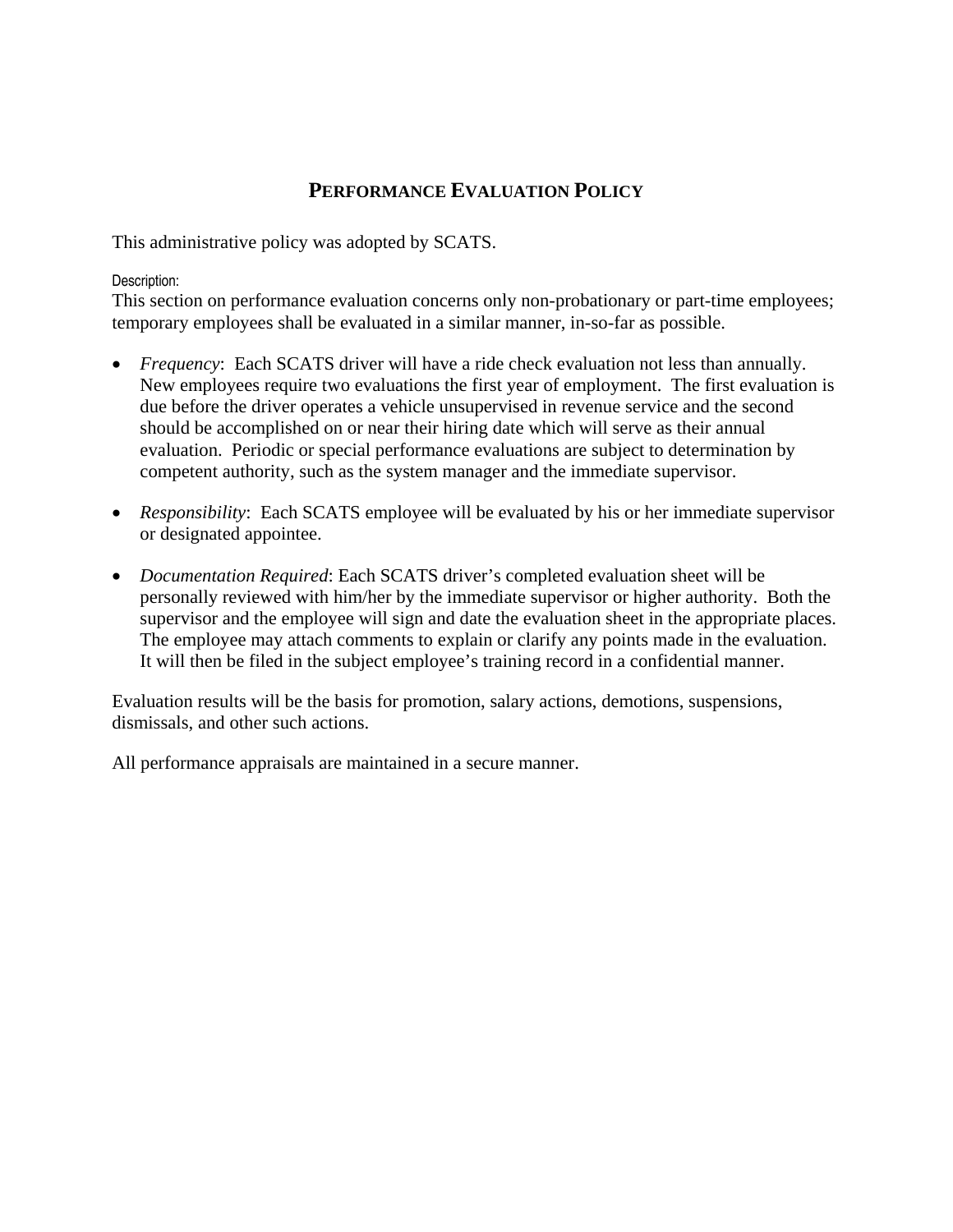## Performance Evaluation Policy

This administrative policy was adopted by SCATS.

Description:

This section on performance evaluation concerns only non-probationary or part-time employees; temporary employees shall be evaluated in a similar manner, in-so-far as possible.

- *Frequency*: Each SCATS driver will have a ride check evaluation not less than annually. New employees require two evaluations the first year of employment. The first evaluation is due before the driver operates a vehicle unsupervised in revenue service and the second should be accomplished on or near their hiring date which will serve as their annual evaluation. Periodic or special performance evaluations are subject to determination by competent authority, such as the system manager and the immediate supervisor.

- *Responsibility*: Each SCATS employee will be evaluated by his or her immediate supervisor or designated appointee.

- *Documentation Required*: Each SCATS driver's completed evaluation sheet will be personally reviewed with him/her by the immediate supervisor or higher authority. Both the supervisor and the employee will sign and date the evaluation sheet in the appropriate places. The employee may attach comments to explain or clarify any points made in the evaluation. It will then be filed in the subject employee's training record in a confidential manner.

Evaluation results will be the basis for promotion, salary actions, demotions, suspensions, dismissals, and other such actions.

All performance appraisals are maintained in a secure manner.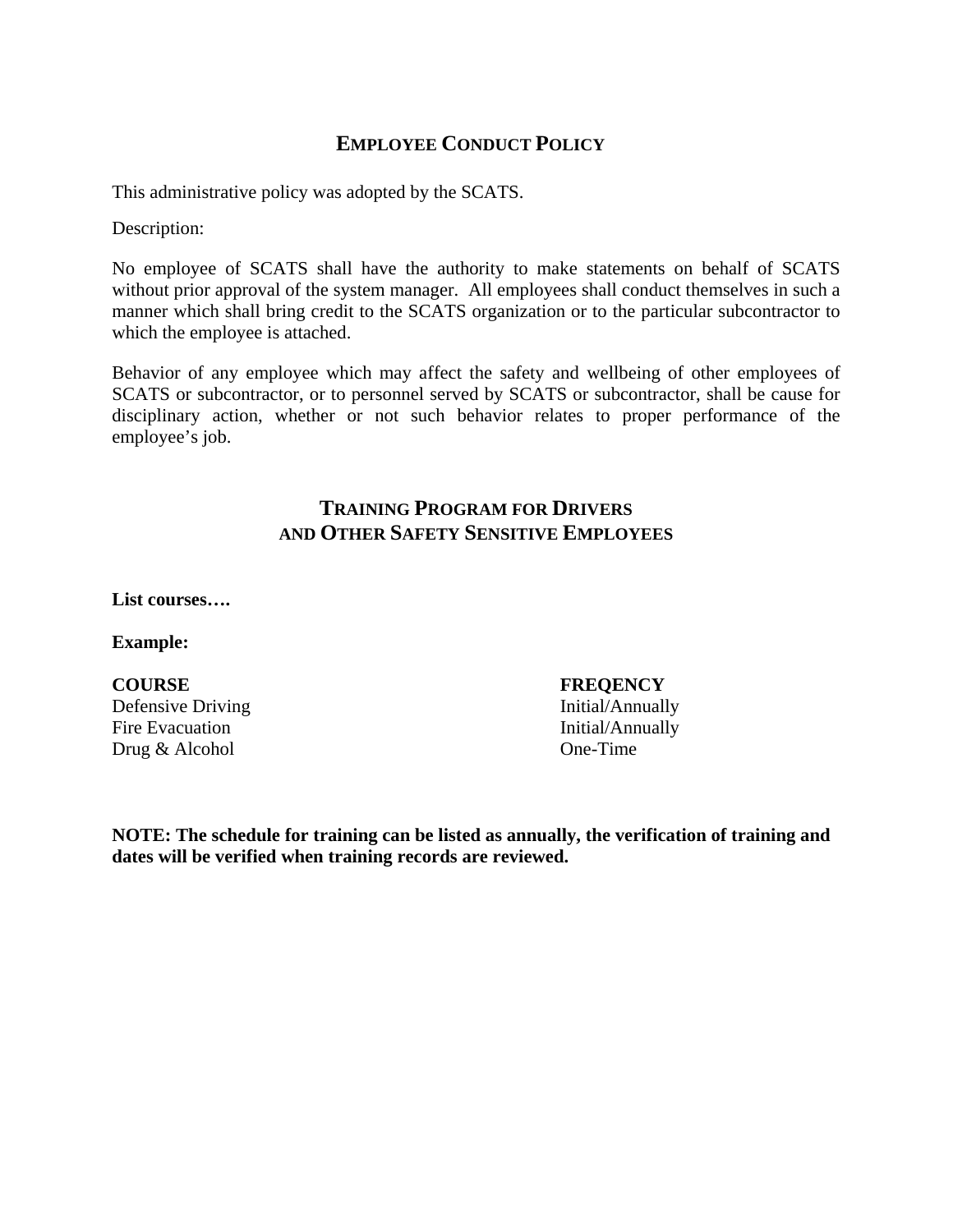## EMPLOYEE CONDUCT POLICY

This administrative policy was adopted by the SCATS.

Description:

No employee of SCATS shall have the authority to make statements on behalf of SCATS without prior approval of the system manager. All employees shall conduct themselves in such a manner which shall bring credit to the SCATS organization or to the particular subcontractor to which the employee is attached.

Behavior of any employee which may affect the safety and wellbeing of other employees of SCATS or subcontractor, or to personnel served by SCATS or subcontractor, shall be cause for disciplinary action, whether or not such behavior relates to proper performance of the employee's job.

## TRAINING PROGRAM FOR DRIVERS AND OTHER SAFETY SENSITIVE EMPLOYEES

**List courses….**

**Example:**

| **COURSE** | **FREQENCY** |
|---|---|
| Defensive Driving | Initial/Annually |
| Fire Evacuation | Initial/Annually |
| Drug & Alcohol | One-Time |

**NOTE: The schedule for training can be listed as annually, the verification of training and dates will be verified when training records are reviewed.**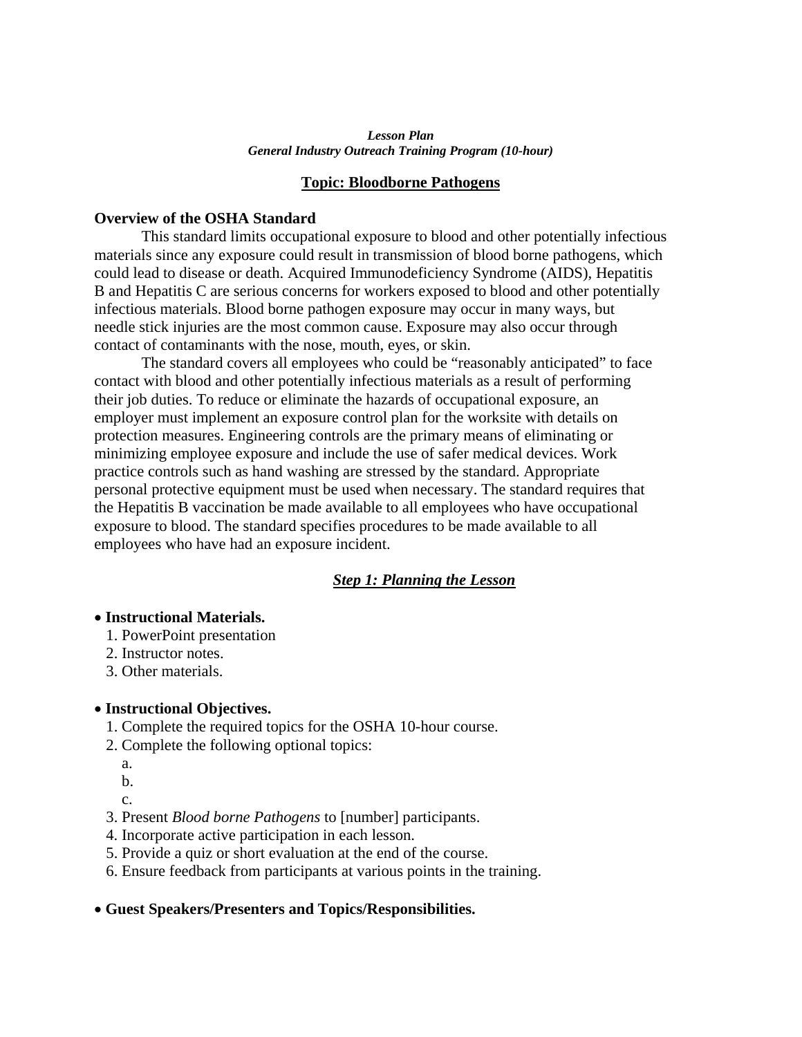***Lesson Plan***
***General Industry Outreach Training Program (10-hour)***

## Topic: Bloodborne Pathogens

**Overview of the OSHA Standard**

This standard limits occupational exposure to blood and other potentially infectious materials since any exposure could result in transmission of blood borne pathogens, which could lead to disease or death. Acquired Immunodeficiency Syndrome (AIDS), Hepatitis B and Hepatitis C are serious concerns for workers exposed to blood and other potentially infectious materials. Blood borne pathogen exposure may occur in many ways, but needle stick injuries are the most common cause. Exposure may also occur through contact of contaminants with the nose, mouth, eyes, or skin.

The standard covers all employees who could be "reasonably anticipated" to face contact with blood and other potentially infectious materials as a result of performing their job duties. To reduce or eliminate the hazards of occupational exposure, an employer must implement an exposure control plan for the worksite with details on protection measures. Engineering controls are the primary means of eliminating or minimizing employee exposure and include the use of safer medical devices. Work practice controls such as hand washing are stressed by the standard. Appropriate personal protective equipment must be used when necessary. The standard requires that the Hepatitis B vaccination be made available to all employees who have occupational exposure to blood. The standard specifies procedures to be made available to all employees who have had an exposure incident.

### ***Step 1: Planning the Lesson***

- **Instructional Materials.**
  1. PowerPoint presentation
  2. Instructor notes.
  3. Other materials.

- **Instructional Objectives.**
  1. Complete the required topics for the OSHA 10-hour course.
  2. Complete the following optional topics:
     a.
     b.
     c.
  3. Present *Blood borne Pathogens* to [number] participants.
  4. Incorporate active participation in each lesson.
  5. Provide a quiz or short evaluation at the end of the course.
  6. Ensure feedback from participants at various points in the training.

- **Guest Speakers/Presenters and Topics/Responsibilities.**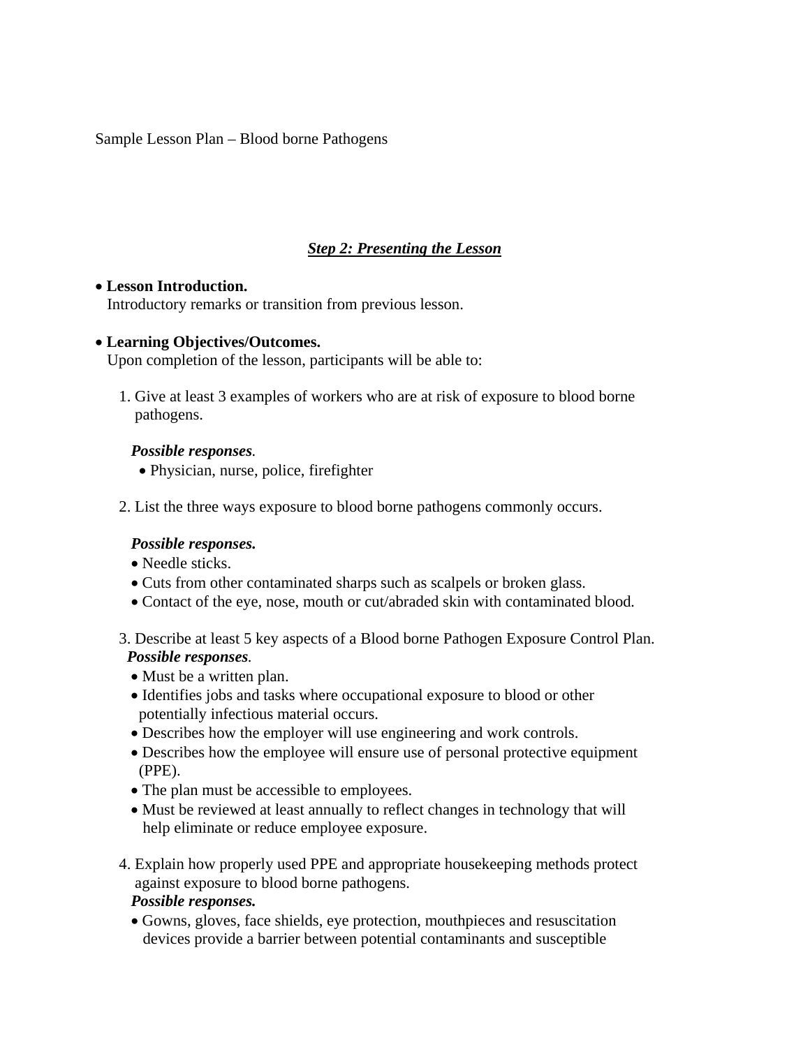Sample Lesson Plan – Blood borne Pathogens

## ***Step 2: Presenting the Lesson***

- **Lesson Introduction.**
  Introductory remarks or transition from previous lesson.

- **Learning Objectives/Outcomes.**
  Upon completion of the lesson, participants will be able to:

  1. Give at least 3 examples of workers who are at risk of exposure to blood borne pathogens.

     ***Possible responses.***
     - Physician, nurse, police, firefighter

  2. List the three ways exposure to blood borne pathogens commonly occurs.

     ***Possible responses.***
     - Needle sticks.
     - Cuts from other contaminated sharps such as scalpels or broken glass.
     - Contact of the eye, nose, mouth or cut/abraded skin with contaminated blood.

  3. Describe at least 5 key aspects of a Blood borne Pathogen Exposure Control Plan.
     ***Possible responses.***
     - Must be a written plan.
     - Identifies jobs and tasks where occupational exposure to blood or other potentially infectious material occurs.
     - Describes how the employer will use engineering and work controls.
     - Describes how the employee will ensure use of personal protective equipment (PPE).
     - The plan must be accessible to employees.
     - Must be reviewed at least annually to reflect changes in technology that will help eliminate or reduce employee exposure.

  4. Explain how properly used PPE and appropriate housekeeping methods protect against exposure to blood borne pathogens.
     ***Possible responses.***
     - Gowns, gloves, face shields, eye protection, mouthpieces and resuscitation devices provide a barrier between potential contaminants and susceptible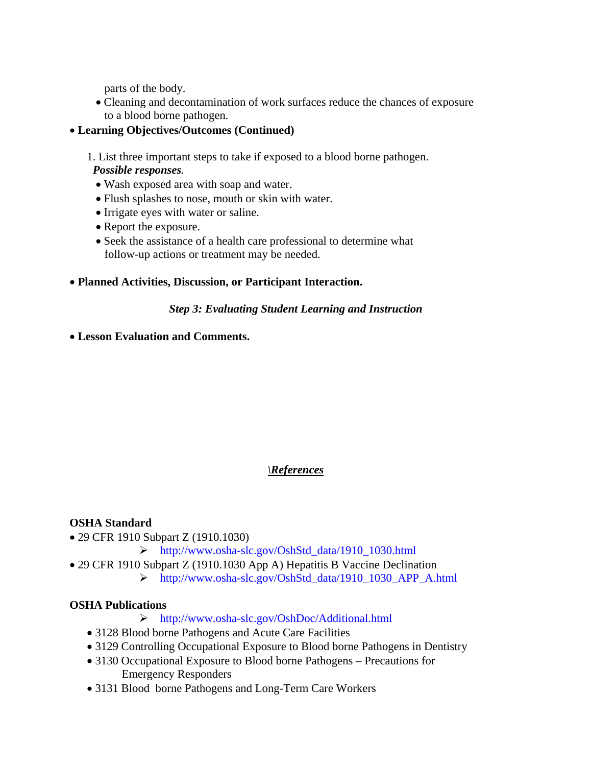parts of the body.
- Cleaning and decontamination of work surfaces reduce the chances of exposure to a blood borne pathogen.

- **Learning Objectives/Outcomes (Continued)**

1. List three important steps to take if exposed to a blood borne pathogen.

***Possible responses*.**
- Wash exposed area with soap and water.
- Flush splashes to nose, mouth or skin with water.
- Irrigate eyes with water or saline.
- Report the exposure.
- Seek the assistance of a health care professional to determine what follow-up actions or treatment may be needed.

- **Planned Activities, Discussion, or Participant Interaction.**

***Step 3: Evaluating Student Learning and Instruction***

- **Lesson Evaluation and Comments.**

***\References***

**OSHA Standard**

- 29 CFR 1910 Subpart Z (1910.1030)
  - http://www.osha-slc.gov/OshStd_data/1910_1030.html
- 29 CFR 1910 Subpart Z (1910.1030 App A) Hepatitis B Vaccine Declination
  - http://www.osha-slc.gov/OshStd_data/1910_1030_APP_A.html

**OSHA Publications**

- http://www.osha-slc.gov/OshDoc/Additional.html
- 3128 Blood borne Pathogens and Acute Care Facilities
- 3129 Controlling Occupational Exposure to Blood borne Pathogens in Dentistry
- 3130 Occupational Exposure to Blood borne Pathogens – Precautions for Emergency Responders
- 3131 Blood borne Pathogens and Long-Term Care Workers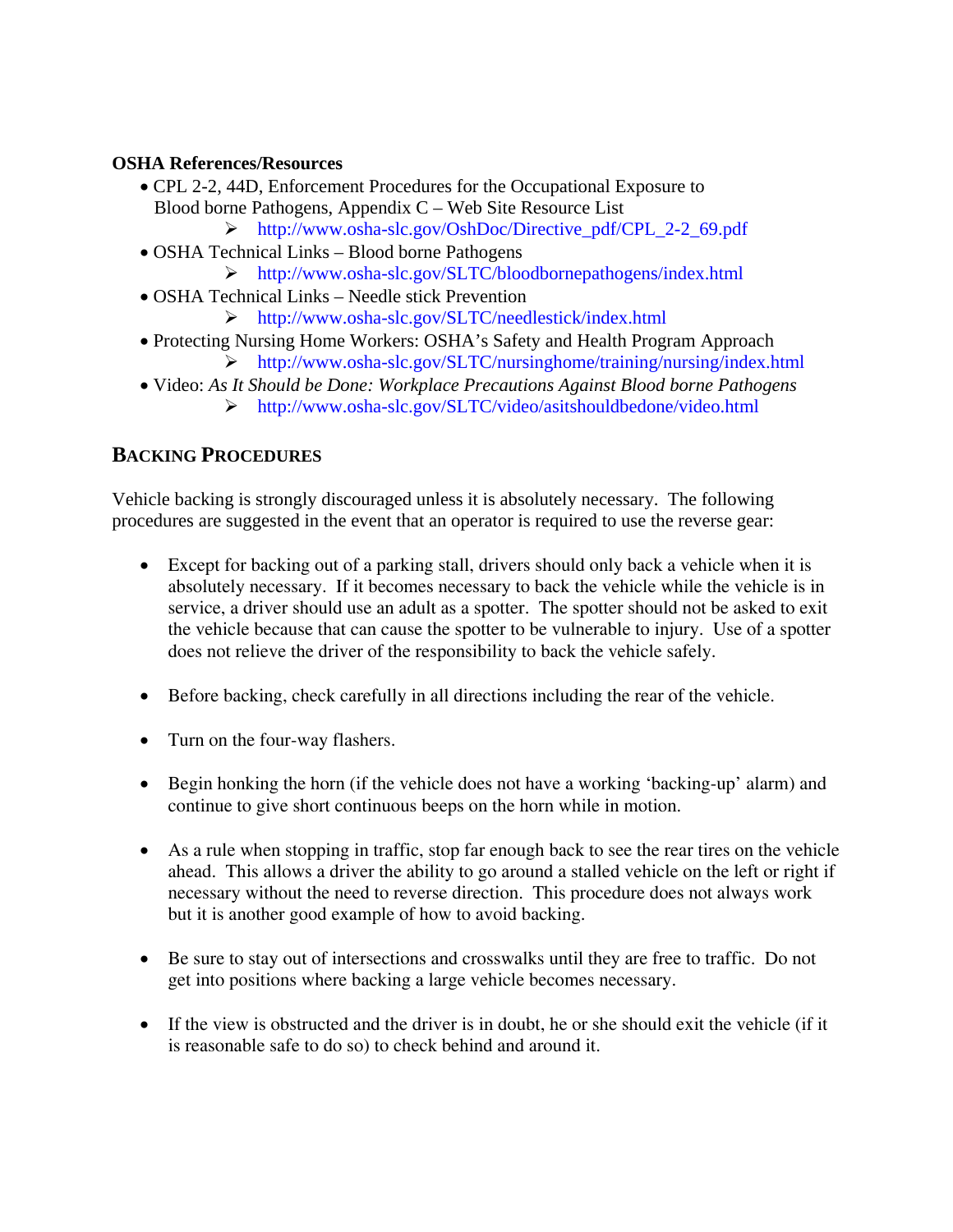**OSHA References/Resources**

- CPL 2-2, 44D, Enforcement Procedures for the Occupational Exposure to Blood borne Pathogens, Appendix C – Web Site Resource List
  - http://www.osha-slc.gov/OshDoc/Directive_pdf/CPL_2-2_69.pdf
- OSHA Technical Links – Blood borne Pathogens
  - http://www.osha-slc.gov/SLTC/bloodbornepathogens/index.html
- OSHA Technical Links – Needle stick Prevention
  - http://www.osha-slc.gov/SLTC/needlestick/index.html
- Protecting Nursing Home Workers: OSHA's Safety and Health Program Approach
  - http://www.osha-slc.gov/SLTC/nursinghome/training/nursing/index.html
- Video: *As It Should be Done: Workplace Precautions Against Blood borne Pathogens*
  - http://www.osha-slc.gov/SLTC/video/asitshouldbedone/video.html

## BACKING PROCEDURES

Vehicle backing is strongly discouraged unless it is absolutely necessary. The following procedures are suggested in the event that an operator is required to use the reverse gear:

- Except for backing out of a parking stall, drivers should only back a vehicle when it is absolutely necessary. If it becomes necessary to back the vehicle while the vehicle is in service, a driver should use an adult as a spotter. The spotter should not be asked to exit the vehicle because that can cause the spotter to be vulnerable to injury. Use of a spotter does not relieve the driver of the responsibility to back the vehicle safely.

- Before backing, check carefully in all directions including the rear of the vehicle.

- Turn on the four-way flashers.

- Begin honking the horn (if the vehicle does not have a working 'backing-up' alarm) and continue to give short continuous beeps on the horn while in motion.

- As a rule when stopping in traffic, stop far enough back to see the rear tires on the vehicle ahead. This allows a driver the ability to go around a stalled vehicle on the left or right if necessary without the need to reverse direction. This procedure does not always work but it is another good example of how to avoid backing.

- Be sure to stay out of intersections and crosswalks until they are free to traffic. Do not get into positions where backing a large vehicle becomes necessary.

- If the view is obstructed and the driver is in doubt, he or she should exit the vehicle (if it is reasonable safe to do so) to check behind and around it.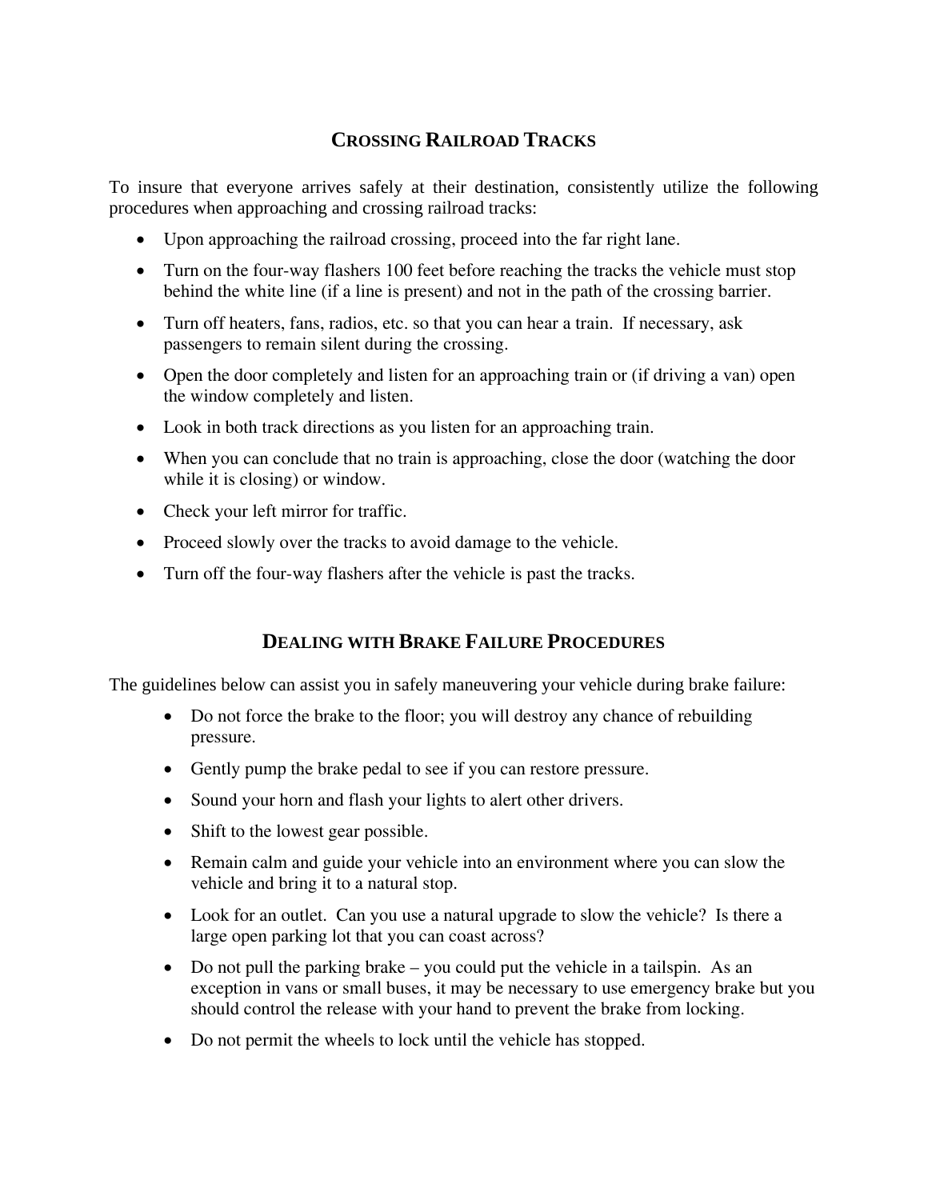## Crossing Railroad Tracks

To insure that everyone arrives safely at their destination, consistently utilize the following procedures when approaching and crossing railroad tracks:

- Upon approaching the railroad crossing, proceed into the far right lane.
- Turn on the four-way flashers 100 feet before reaching the tracks the vehicle must stop behind the white line (if a line is present) and not in the path of the crossing barrier.
- Turn off heaters, fans, radios, etc. so that you can hear a train. If necessary, ask passengers to remain silent during the crossing.
- Open the door completely and listen for an approaching train or (if driving a van) open the window completely and listen.
- Look in both track directions as you listen for an approaching train.
- When you can conclude that no train is approaching, close the door (watching the door while it is closing) or window.
- Check your left mirror for traffic.
- Proceed slowly over the tracks to avoid damage to the vehicle.
- Turn off the four-way flashers after the vehicle is past the tracks.

## Dealing with Brake Failure Procedures

The guidelines below can assist you in safely maneuvering your vehicle during brake failure:

- Do not force the brake to the floor; you will destroy any chance of rebuilding pressure.
- Gently pump the brake pedal to see if you can restore pressure.
- Sound your horn and flash your lights to alert other drivers.
- Shift to the lowest gear possible.
- Remain calm and guide your vehicle into an environment where you can slow the vehicle and bring it to a natural stop.
- Look for an outlet. Can you use a natural upgrade to slow the vehicle? Is there a large open parking lot that you can coast across?
- Do not pull the parking brake – you could put the vehicle in a tailspin. As an exception in vans or small buses, it may be necessary to use emergency brake but you should control the release with your hand to prevent the brake from locking.
- Do not permit the wheels to lock until the vehicle has stopped.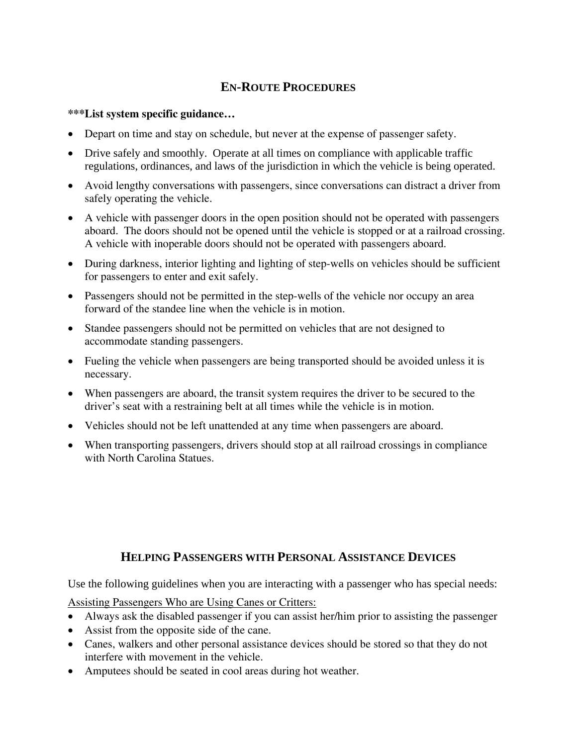## EN-ROUTE PROCEDURES

**\*\*\*List system specific guidance…**

- Depart on time and stay on schedule, but never at the expense of passenger safety.
- Drive safely and smoothly. Operate at all times on compliance with applicable traffic regulations, ordinances, and laws of the jurisdiction in which the vehicle is being operated.
- Avoid lengthy conversations with passengers, since conversations can distract a driver from safely operating the vehicle.
- A vehicle with passenger doors in the open position should not be operated with passengers aboard. The doors should not be opened until the vehicle is stopped or at a railroad crossing. A vehicle with inoperable doors should not be operated with passengers aboard.
- During darkness, interior lighting and lighting of step-wells on vehicles should be sufficient for passengers to enter and exit safely.
- Passengers should not be permitted in the step-wells of the vehicle nor occupy an area forward of the standee line when the vehicle is in motion.
- Standee passengers should not be permitted on vehicles that are not designed to accommodate standing passengers.
- Fueling the vehicle when passengers are being transported should be avoided unless it is necessary.
- When passengers are aboard, the transit system requires the driver to be secured to the driver's seat with a restraining belt at all times while the vehicle is in motion.
- Vehicles should not be left unattended at any time when passengers are aboard.
- When transporting passengers, drivers should stop at all railroad crossings in compliance with North Carolina Statues.

## HELPING PASSENGERS WITH PERSONAL ASSISTANCE DEVICES

Use the following guidelines when you are interacting with a passenger who has special needs:

<u>Assisting Passengers Who are Using Canes or Critters:</u>

- Always ask the disabled passenger if you can assist her/him prior to assisting the passenger
- Assist from the opposite side of the cane.
- Canes, walkers and other personal assistance devices should be stored so that they do not interfere with movement in the vehicle.
- Amputees should be seated in cool areas during hot weather.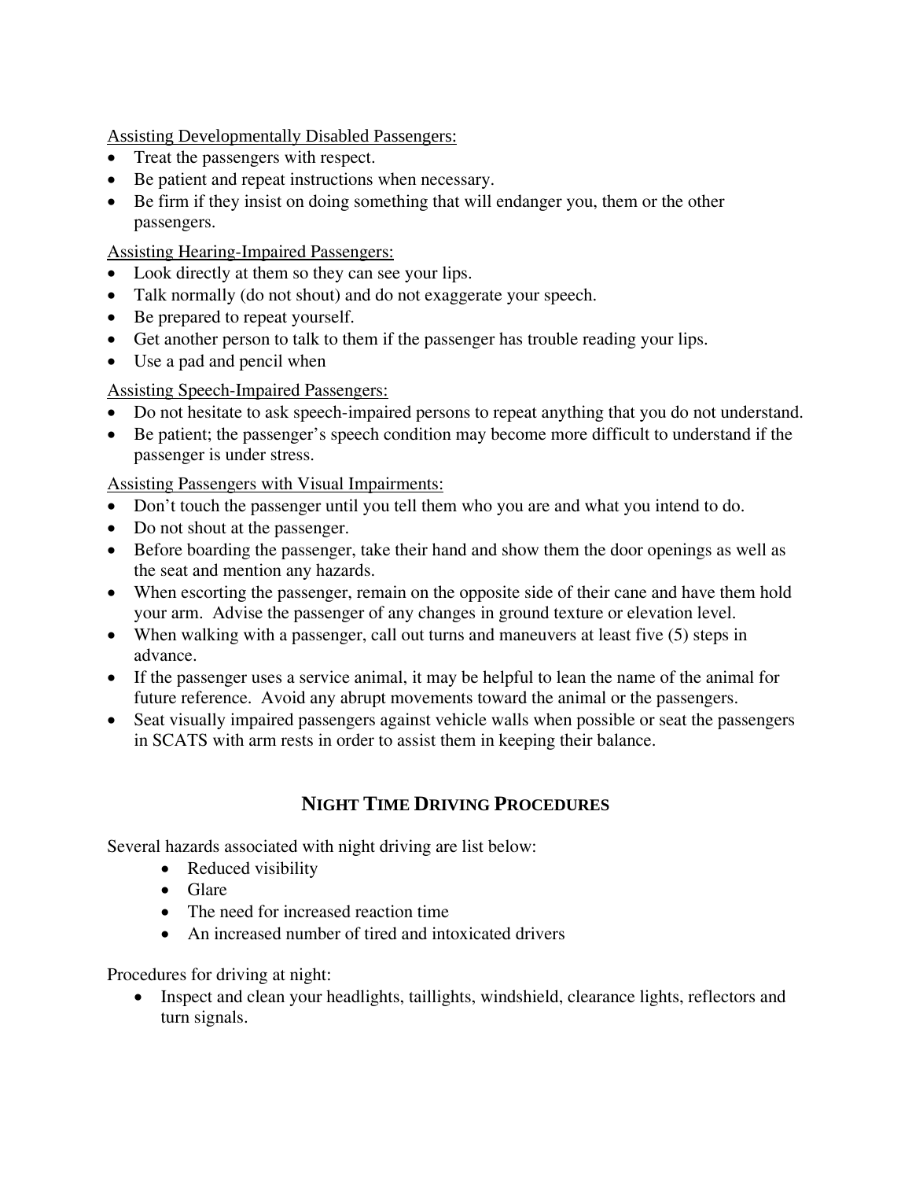<u>Assisting Developmentally Disabled Passengers:</u>

- Treat the passengers with respect.
- Be patient and repeat instructions when necessary.
- Be firm if they insist on doing something that will endanger you, them or the other passengers.

<u>Assisting Hearing-Impaired Passengers:</u>

- Look directly at them so they can see your lips.
- Talk normally (do not shout) and do not exaggerate your speech.
- Be prepared to repeat yourself.
- Get another person to talk to them if the passenger has trouble reading your lips.
- Use a pad and pencil when

<u>Assisting Speech-Impaired Passengers:</u>

- Do not hesitate to ask speech-impaired persons to repeat anything that you do not understand.
- Be patient; the passenger's speech condition may become more difficult to understand if the passenger is under stress.

<u>Assisting Passengers with Visual Impairments:</u>

- Don't touch the passenger until you tell them who you are and what you intend to do.
- Do not shout at the passenger.
- Before boarding the passenger, take their hand and show them the door openings as well as the seat and mention any hazards.
- When escorting the passenger, remain on the opposite side of their cane and have them hold your arm. Advise the passenger of any changes in ground texture or elevation level.
- When walking with a passenger, call out turns and maneuvers at least five (5) steps in advance.
- If the passenger uses a service animal, it may be helpful to lean the name of the animal for future reference. Avoid any abrupt movements toward the animal or the passengers.
- Seat visually impaired passengers against vehicle walls when possible or seat the passengers in SCATS with arm rests in order to assist them in keeping their balance.

## NIGHT TIME DRIVING PROCEDURES

Several hazards associated with night driving are list below:

- Reduced visibility
- Glare
- The need for increased reaction time
- An increased number of tired and intoxicated drivers

Procedures for driving at night:

- Inspect and clean your headlights, taillights, windshield, clearance lights, reflectors and turn signals.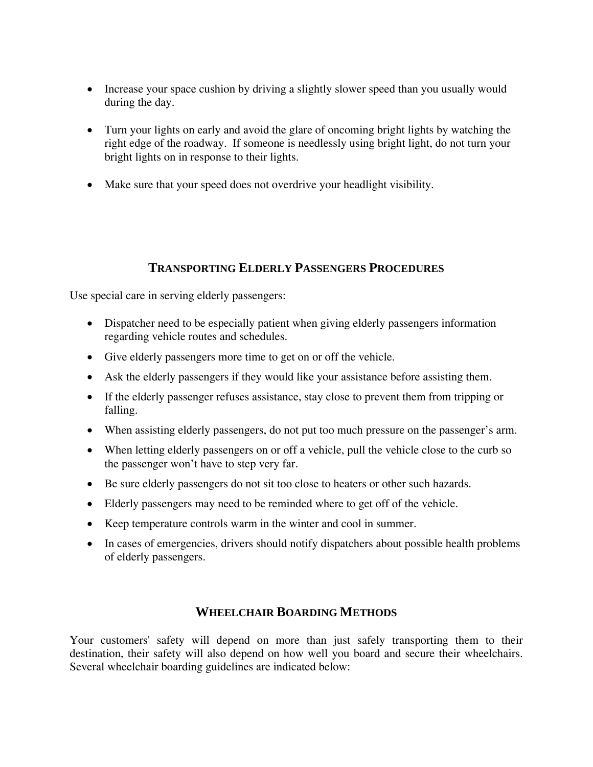- Increase your space cushion by driving a slightly slower speed than you usually would during the day.

- Turn your lights on early and avoid the glare of oncoming bright lights by watching the right edge of the roadway. If someone is needlessly using bright light, do not turn your bright lights on in response to their lights.

- Make sure that your speed does not overdrive your headlight visibility.

## TRANSPORTING ELDERLY PASSENGERS PROCEDURES

Use special care in serving elderly passengers:

- Dispatcher need to be especially patient when giving elderly passengers information regarding vehicle routes and schedules.
- Give elderly passengers more time to get on or off the vehicle.
- Ask the elderly passengers if they would like your assistance before assisting them.
- If the elderly passenger refuses assistance, stay close to prevent them from tripping or falling.
- When assisting elderly passengers, do not put too much pressure on the passenger's arm.
- When letting elderly passengers on or off a vehicle, pull the vehicle close to the curb so the passenger won't have to step very far.
- Be sure elderly passengers do not sit too close to heaters or other such hazards.
- Elderly passengers may need to be reminded where to get off of the vehicle.
- Keep temperature controls warm in the winter and cool in summer.
- In cases of emergencies, drivers should notify dispatchers about possible health problems of elderly passengers.

## WHEELCHAIR BOARDING METHODS

Your customers' safety will depend on more than just safely transporting them to their destination, their safety will also depend on how well you board and secure their wheelchairs. Several wheelchair boarding guidelines are indicated below: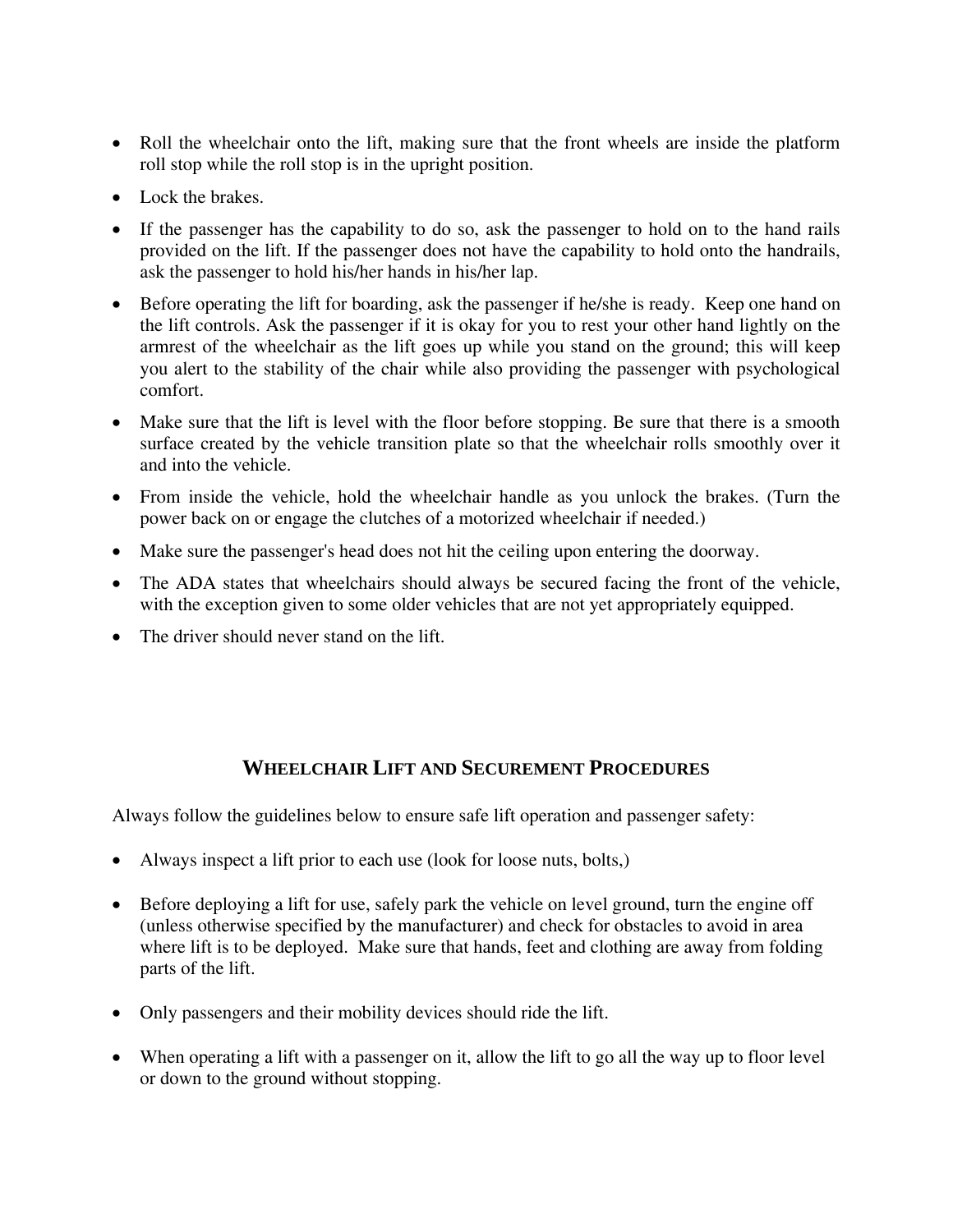- Roll the wheelchair onto the lift, making sure that the front wheels are inside the platform roll stop while the roll stop is in the upright position.
- Lock the brakes.
- If the passenger has the capability to do so, ask the passenger to hold on to the hand rails provided on the lift. If the passenger does not have the capability to hold onto the handrails, ask the passenger to hold his/her hands in his/her lap.
- Before operating the lift for boarding, ask the passenger if he/she is ready. Keep one hand on the lift controls. Ask the passenger if it is okay for you to rest your other hand lightly on the armrest of the wheelchair as the lift goes up while you stand on the ground; this will keep you alert to the stability of the chair while also providing the passenger with psychological comfort.
- Make sure that the lift is level with the floor before stopping. Be sure that there is a smooth surface created by the vehicle transition plate so that the wheelchair rolls smoothly over it and into the vehicle.
- From inside the vehicle, hold the wheelchair handle as you unlock the brakes. (Turn the power back on or engage the clutches of a motorized wheelchair if needed.)
- Make sure the passenger's head does not hit the ceiling upon entering the doorway.
- The ADA states that wheelchairs should always be secured facing the front of the vehicle, with the exception given to some older vehicles that are not yet appropriately equipped.
- The driver should never stand on the lift.

## WHEELCHAIR LIFT AND SECUREMENT PROCEDURES

Always follow the guidelines below to ensure safe lift operation and passenger safety:

- Always inspect a lift prior to each use (look for loose nuts, bolts,)
- Before deploying a lift for use, safely park the vehicle on level ground, turn the engine off (unless otherwise specified by the manufacturer) and check for obstacles to avoid in area where lift is to be deployed. Make sure that hands, feet and clothing are away from folding parts of the lift.
- Only passengers and their mobility devices should ride the lift.
- When operating a lift with a passenger on it, allow the lift to go all the way up to floor level or down to the ground without stopping.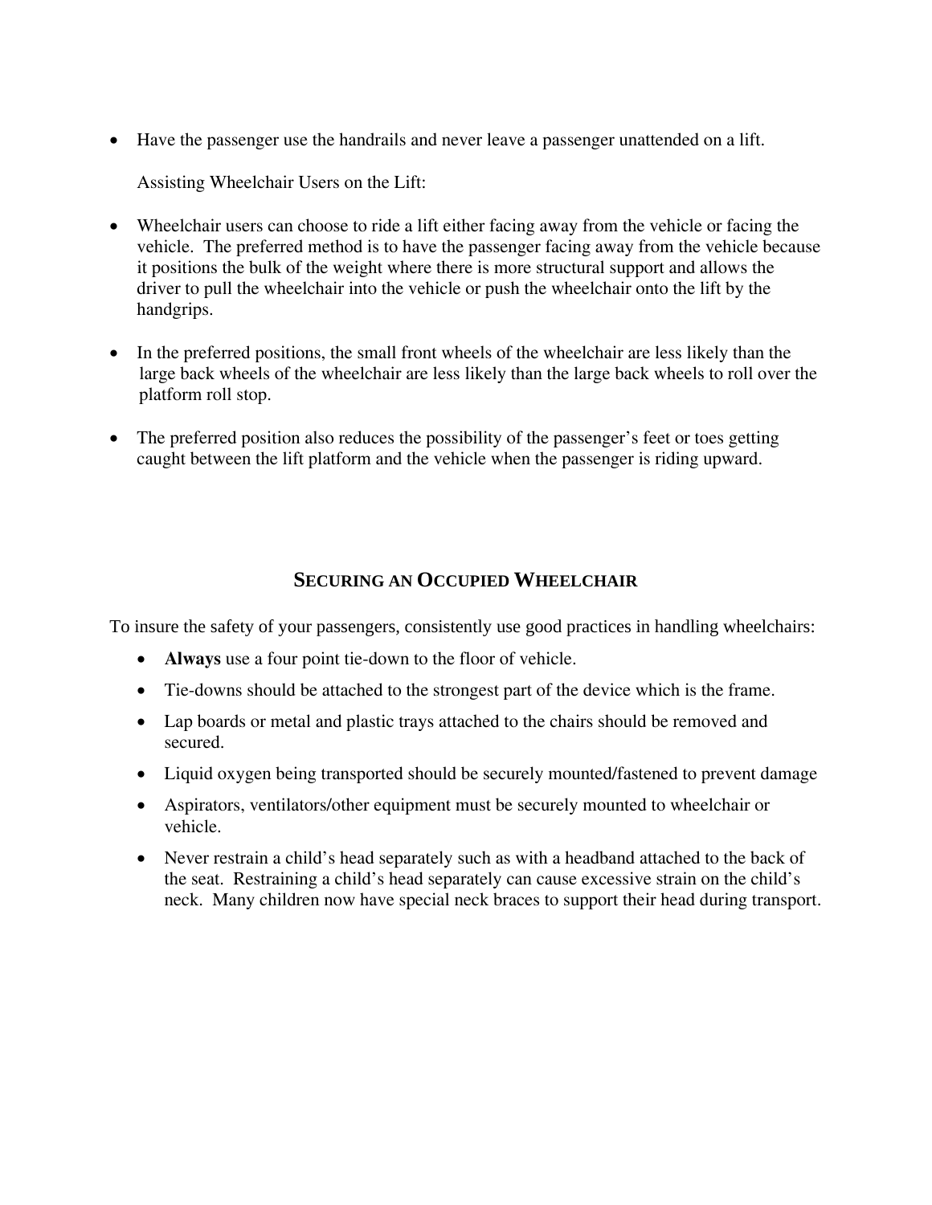- Have the passenger use the handrails and never leave a passenger unattended on a lift.

  Assisting Wheelchair Users on the Lift:

- Wheelchair users can choose to ride a lift either facing away from the vehicle or facing the vehicle. The preferred method is to have the passenger facing away from the vehicle because it positions the bulk of the weight where there is more structural support and allows the driver to pull the wheelchair into the vehicle or push the wheelchair onto the lift by the handgrips.

- In the preferred positions, the small front wheels of the wheelchair are less likely than the large back wheels of the wheelchair are less likely than the large back wheels to roll over the platform roll stop.

- The preferred position also reduces the possibility of the passenger's feet or toes getting caught between the lift platform and the vehicle when the passenger is riding upward.

## Securing an Occupied Wheelchair

To insure the safety of your passengers, consistently use good practices in handling wheelchairs:

- **Always** use a four point tie-down to the floor of vehicle.
- Tie-downs should be attached to the strongest part of the device which is the frame.
- Lap boards or metal and plastic trays attached to the chairs should be removed and secured.
- Liquid oxygen being transported should be securely mounted/fastened to prevent damage
- Aspirators, ventilators/other equipment must be securely mounted to wheelchair or vehicle.
- Never restrain a child's head separately such as with a headband attached to the back of the seat. Restraining a child's head separately can cause excessive strain on the child's neck. Many children now have special neck braces to support their head during transport.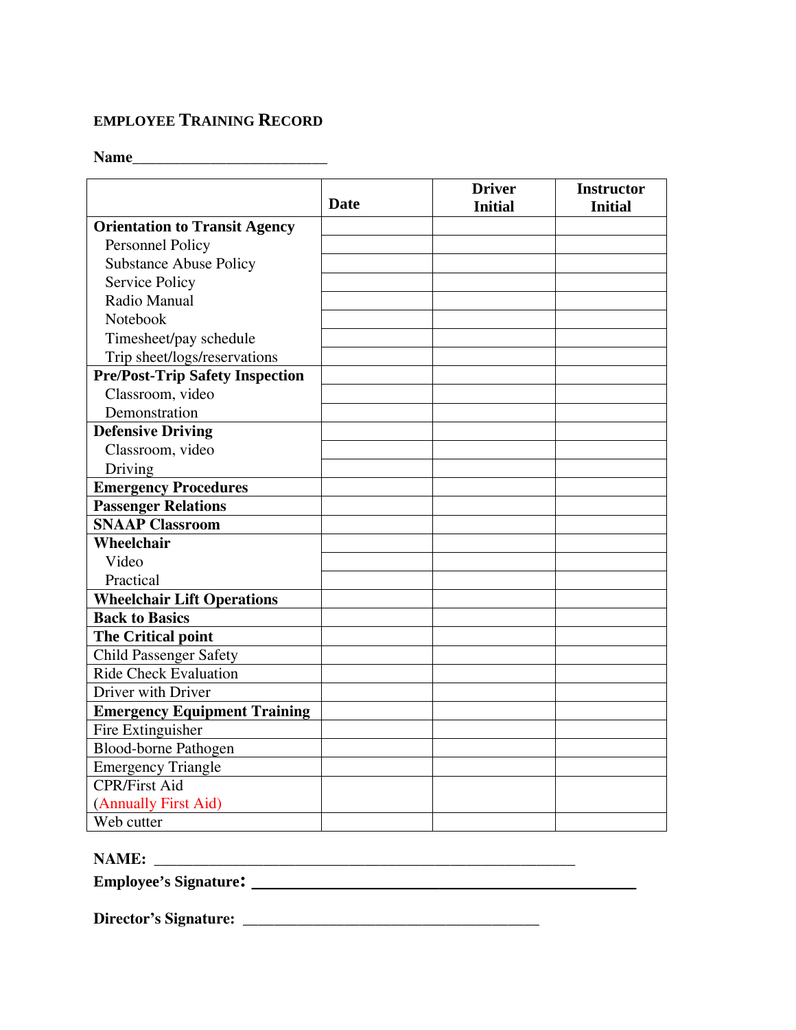## EMPLOYEE TRAINING RECORD

**Name**\_\_\_\_\_\_\_\_\_\_\_\_\_\_\_\_\_\_\_\_\_\_\_\_\_\_

| | Date | Driver Initial | Instructor Initial |
|---|---|---|---|
| **Orientation to Transit Agency** | | | |
| Personnel Policy | | | |
| Substance Abuse Policy | | | |
| Service Policy | | | |
| Radio Manual | | | |
| Notebook | | | |
| Timesheet/pay schedule | | | |
| Trip sheet/logs/reservations | | | |
| **Pre/Post-Trip Safety Inspection** | | | |
| Classroom, video | | | |
| Demonstration | | | |
| **Defensive Driving** | | | |
| Classroom, video | | | |
| Driving | | | |
| **Emergency Procedures** | | | |
| **Passenger Relations** | | | |
| **SNAAP Classroom** | | | |
| **Wheelchair** | | | |
| Video | | | |
| Practical | | | |
| **Wheelchair Lift Operations** | | | |
| **Back to Basics** | | | |
| **The Critical point** | | | |
| Child Passenger Safety | | | |
| Ride Check Evaluation | | | |
| Driver with Driver | | | |
| **Emergency Equipment Training** | | | |
| Fire Extinguisher | | | |
| Blood-borne Pathogen | | | |
| Emergency Triangle | | | |
| CPR/First Aid (Annually First Aid) | | | |
| Web cutter | | | |

**NAME:** \_\_\_\_\_\_\_\_\_\_\_\_\_\_\_\_\_\_\_\_\_\_\_\_\_\_\_\_\_\_\_\_\_\_\_\_\_\_\_\_\_\_\_\_\_\_\_\_\_\_\_\_\_\_\_

**Employee's Signature:** \_\_\_\_\_\_\_\_\_\_\_\_\_\_\_\_\_\_\_\_\_\_\_\_\_\_\_\_\_\_\_\_\_\_\_\_\_\_\_\_\_\_\_\_\_\_\_\_

**Director's Signature:** \_\_\_\_\_\_\_\_\_\_\_\_\_\_\_\_\_\_\_\_\_\_\_\_\_\_\_\_\_\_\_\_\_\_\_\_\_\_\_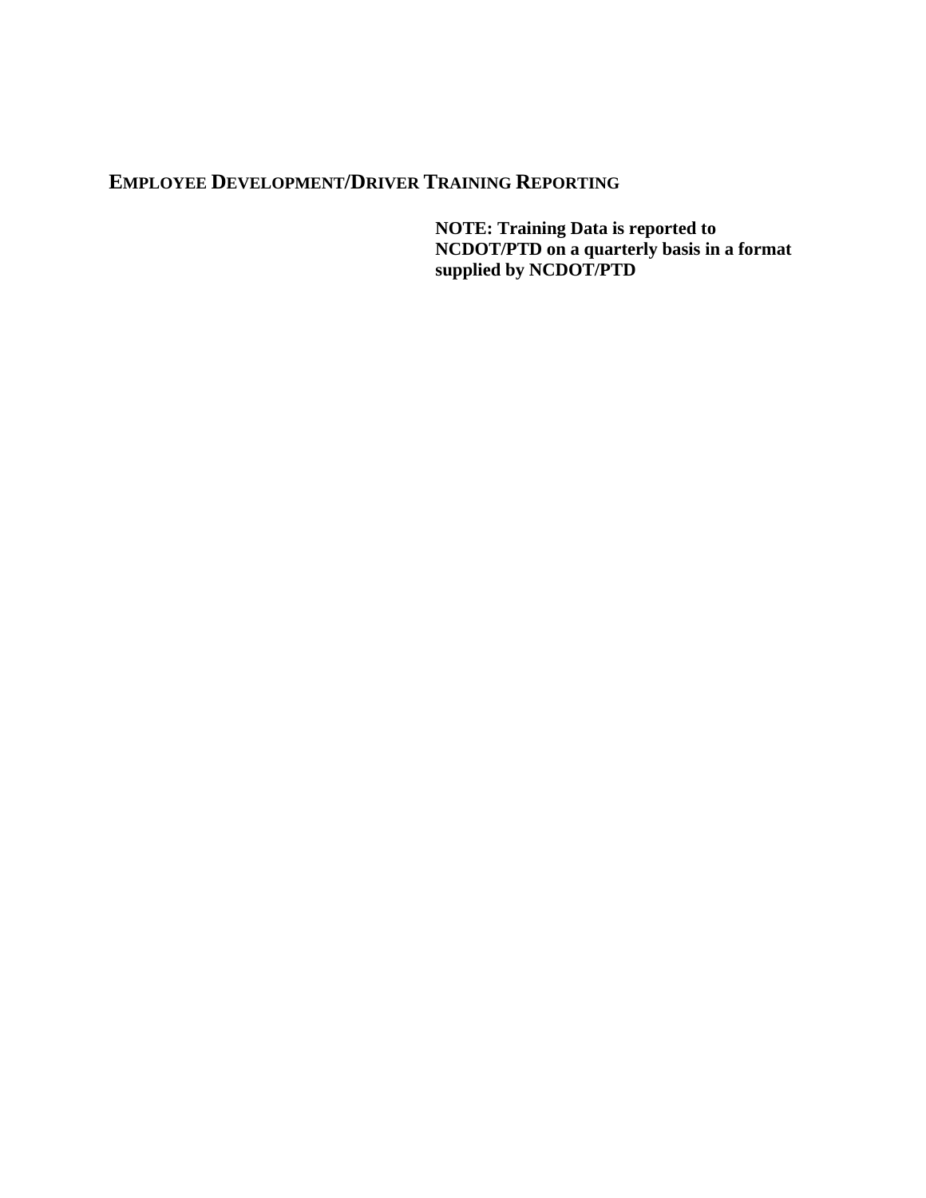## EMPLOYEE DEVELOPMENT/DRIVER TRAINING REPORTING

**NOTE: Training Data is reported to NCDOT/PTD on a quarterly basis in a format supplied by NCDOT/PTD**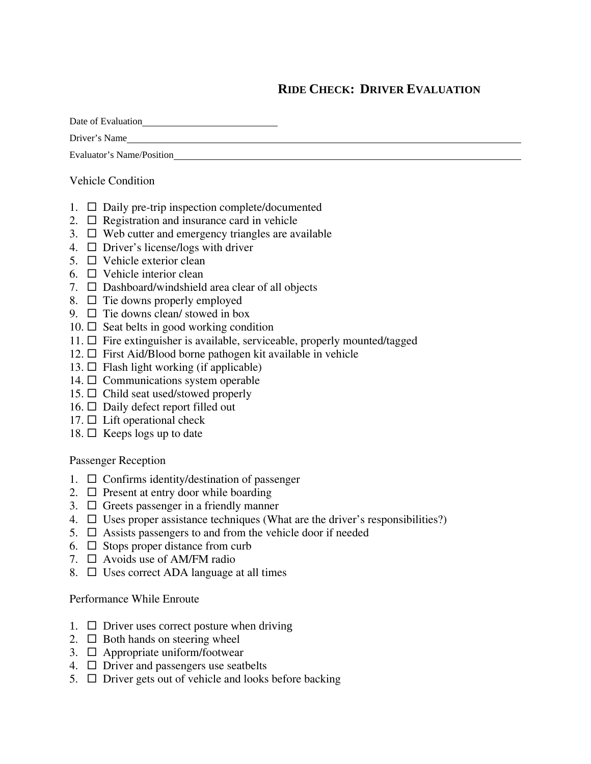# Ride Check: Driver Evaluation

Date of Evaluation\_\_\_\_\_\_\_\_\_\_\_\_\_\_\_\_\_\_\_\_\_\_\_\_\_\_

Driver's Name\_\_\_\_\_\_\_\_\_\_\_\_\_\_\_\_\_\_\_\_\_\_\_\_\_\_\_\_\_\_\_\_\_\_\_\_\_\_\_\_\_\_\_\_\_\_\_\_\_\_\_\_\_\_\_\_\_\_\_\_

Evaluator's Name/Position\_\_\_\_\_\_\_\_\_\_\_\_\_\_\_\_\_\_\_\_\_\_\_\_\_\_\_\_\_\_\_\_\_\_\_\_\_\_\_\_\_\_\_\_\_\_\_\_\_\_\_\_

Vehicle Condition

1. ☐ Daily pre-trip inspection complete/documented
2. ☐ Registration and insurance card in vehicle
3. ☐ Web cutter and emergency triangles are available
4. ☐ Driver's license/logs with driver
5. ☐ Vehicle exterior clean
6. ☐ Vehicle interior clean
7. ☐ Dashboard/windshield area clear of all objects
8. ☐ Tie downs properly employed
9. ☐ Tie downs clean/ stowed in box
10. ☐ Seat belts in good working condition
11. ☐ Fire extinguisher is available, serviceable, properly mounted/tagged
12. ☐ First Aid/Blood borne pathogen kit available in vehicle
13. ☐ Flash light working (if applicable)
14. ☐ Communications system operable
15. ☐ Child seat used/stowed properly
16. ☐ Daily defect report filled out
17. ☐ Lift operational check
18. ☐ Keeps logs up to date

Passenger Reception

1. ☐ Confirms identity/destination of passenger
2. ☐ Present at entry door while boarding
3. ☐ Greets passenger in a friendly manner
4. ☐ Uses proper assistance techniques (What are the driver's responsibilities?)
5. ☐ Assists passengers to and from the vehicle door if needed
6. ☐ Stops proper distance from curb
7. ☐ Avoids use of AM/FM radio
8. ☐ Uses correct ADA language at all times

Performance While Enroute

1. ☐ Driver uses correct posture when driving
2. ☐ Both hands on steering wheel
3. ☐ Appropriate uniform/footwear
4. ☐ Driver and passengers use seatbelts
5. ☐ Driver gets out of vehicle and looks before backing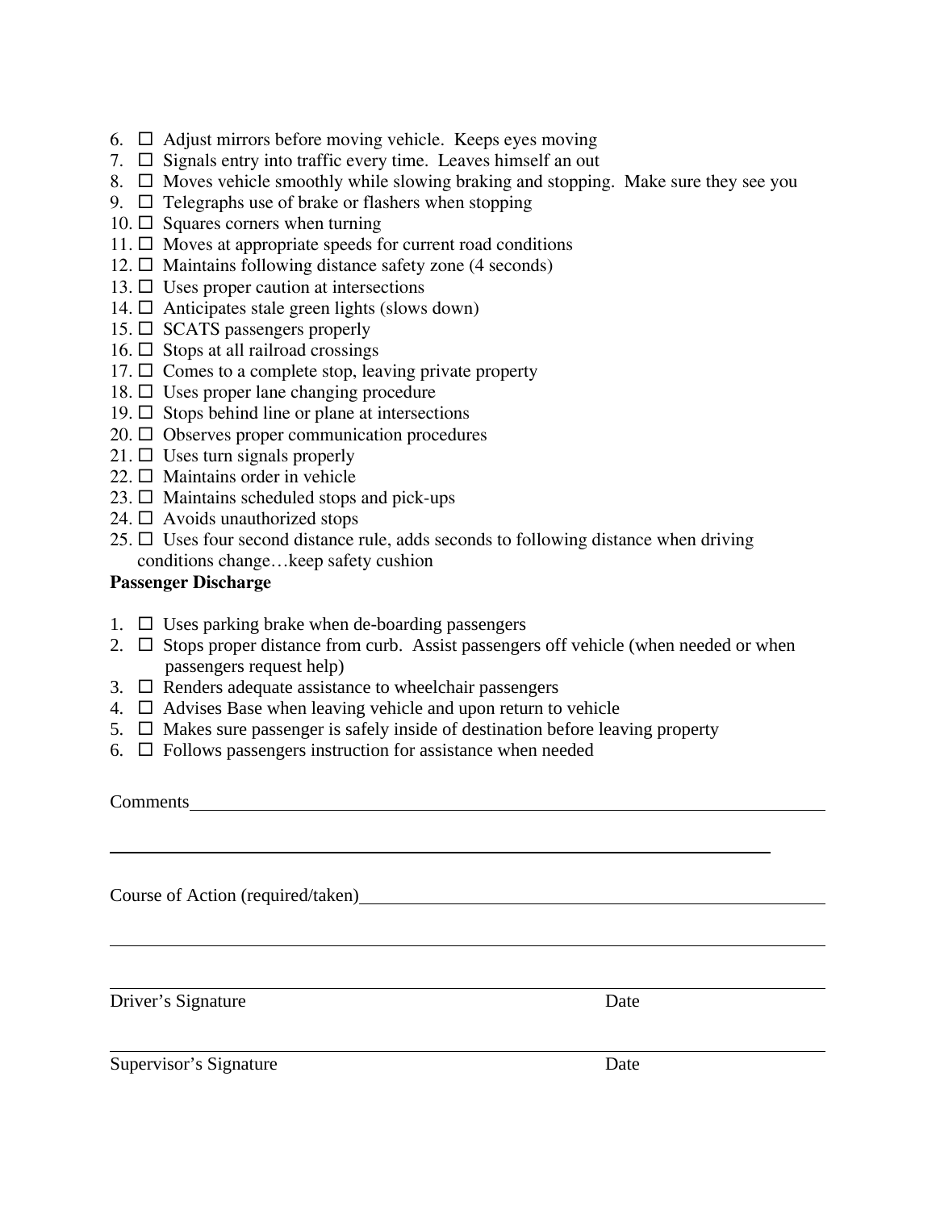6. ☐ Adjust mirrors before moving vehicle. Keeps eyes moving
7. ☐ Signals entry into traffic every time. Leaves himself an out
8. ☐ Moves vehicle smoothly while slowing braking and stopping. Make sure they see you
9. ☐ Telegraphs use of brake or flashers when stopping
10. ☐ Squares corners when turning
11. ☐ Moves at appropriate speeds for current road conditions
12. ☐ Maintains following distance safety zone (4 seconds)
13. ☐ Uses proper caution at intersections
14. ☐ Anticipates stale green lights (slows down)
15. ☐ SCATS passengers properly
16. ☐ Stops at all railroad crossings
17. ☐ Comes to a complete stop, leaving private property
18. ☐ Uses proper lane changing procedure
19. ☐ Stops behind line or plane at intersections
20. ☐ Observes proper communication procedures
21. ☐ Uses turn signals properly
22. ☐ Maintains order in vehicle
23. ☐ Maintains scheduled stops and pick-ups
24. ☐ Avoids unauthorized stops
25. ☐ Uses four second distance rule, adds seconds to following distance when driving conditions change…keep safety cushion

**Passenger Discharge**

1. ☐ Uses parking brake when de-boarding passengers
2. ☐ Stops proper distance from curb. Assist passengers off vehicle (when needed or when passengers request help)
3. ☐ Renders adequate assistance to wheelchair passengers
4. ☐ Advises Base when leaving vehicle and upon return to vehicle
5. ☐ Makes sure passenger is safely inside of destination before leaving property
6. ☐ Follows passengers instruction for assistance when needed

Comments\_\_\_\_\_\_\_\_\_\_\_\_\_\_\_\_\_\_\_\_\_\_\_\_\_\_\_\_\_\_\_\_\_\_\_\_\_\_\_\_\_\_\_\_\_\_\_\_\_\_\_\_\_\_\_\_\_\_\_\_

\_\_\_\_\_\_\_\_\_\_\_\_\_\_\_\_\_\_\_\_\_\_\_\_\_\_\_\_\_\_\_\_\_\_\_\_\_\_\_\_\_\_\_\_\_\_\_\_\_\_\_\_\_\_\_\_\_\_\_\_\_\_\_\_\_\_\_\_

Course of Action (required/taken)\_\_\_\_\_\_\_\_\_\_\_\_\_\_\_\_\_\_\_\_\_\_\_\_\_\_\_\_\_\_\_\_\_\_\_\_\_\_\_\_\_\_\_\_

\_\_\_\_\_\_\_\_\_\_\_\_\_\_\_\_\_\_\_\_\_\_\_\_\_\_\_\_\_\_\_\_\_\_\_\_\_\_\_\_\_\_\_\_\_\_\_\_\_\_\_\_\_\_\_\_\_\_\_\_\_\_\_\_\_\_\_\_\_\_\_\_

\_\_\_\_\_\_\_\_\_\_\_\_\_\_\_\_\_\_\_\_\_\_\_\_\_\_\_\_\_\_\_\_\_\_\_\_\_\_\_\_\_\_\_\_\_\_\_\_\_\_\_\_\_\_\_\_\_\_\_\_\_\_\_\_\_\_\_\_\_\_\_\_

Driver's Signature Date

\_\_\_\_\_\_\_\_\_\_\_\_\_\_\_\_\_\_\_\_\_\_\_\_\_\_\_\_\_\_\_\_\_\_\_\_\_\_\_\_\_\_\_\_\_\_\_\_\_\_\_\_\_\_\_\_\_\_\_\_\_\_\_\_\_\_\_\_\_\_\_\_

Supervisor's Signature Date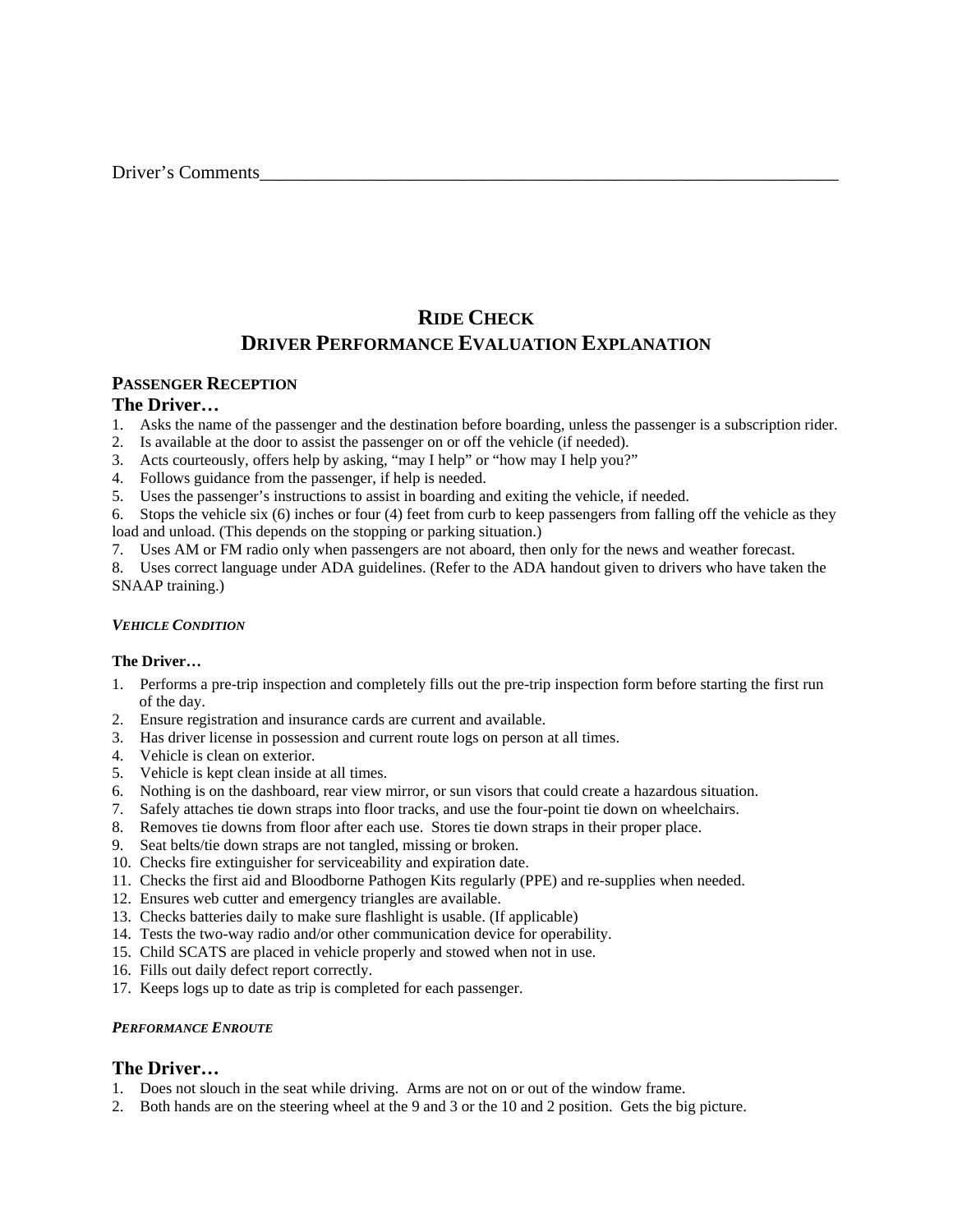Driver's Comments_________________________________________________________________

# RIDE CHECK
# DRIVER PERFORMANCE EVALUATION EXPLANATION

## PASSENGER RECEPTION

### The Driver…

1. Asks the name of the passenger and the destination before boarding, unless the passenger is a subscription rider.
2. Is available at the door to assist the passenger on or off the vehicle (if needed).
3. Acts courteously, offers help by asking, "may I help" or "how may I help you?"
4. Follows guidance from the passenger, if help is needed.
5. Uses the passenger's instructions to assist in boarding and exiting the vehicle, if needed.
6. Stops the vehicle six (6) inches or four (4) feet from curb to keep passengers from falling off the vehicle as they load and unload. (This depends on the stopping or parking situation.)
7. Uses AM or FM radio only when passengers are not aboard, then only for the news and weather forecast.
8. Uses correct language under ADA guidelines. (Refer to the ADA handout given to drivers who have taken the SNAAP training.)

### *VEHICLE CONDITION*

**The Driver…**

1. Performs a pre-trip inspection and completely fills out the pre-trip inspection form before starting the first run of the day.
2. Ensure registration and insurance cards are current and available.
3. Has driver license in possession and current route logs on person at all times.
4. Vehicle is clean on exterior.
5. Vehicle is kept clean inside at all times.
6. Nothing is on the dashboard, rear view mirror, or sun visors that could create a hazardous situation.
7. Safely attaches tie down straps into floor tracks, and use the four-point tie down on wheelchairs.
8. Removes tie downs from floor after each use. Stores tie down straps in their proper place.
9. Seat belts/tie down straps are not tangled, missing or broken.
10. Checks fire extinguisher for serviceability and expiration date.
11. Checks the first aid and Bloodborne Pathogen Kits regularly (PPE) and re-supplies when needed.
12. Ensures web cutter and emergency triangles are available.
13. Checks batteries daily to make sure flashlight is usable. (If applicable)
14. Tests the two-way radio and/or other communication device for operability.
15. Child SCATS are placed in vehicle properly and stowed when not in use.
16. Fills out daily defect report correctly.
17. Keeps logs up to date as trip is completed for each passenger.

### *PERFORMANCE ENROUTE*

### The Driver…

1. Does not slouch in the seat while driving. Arms are not on or out of the window frame.
2. Both hands are on the steering wheel at the 9 and 3 or the 10 and 2 position. Gets the big picture.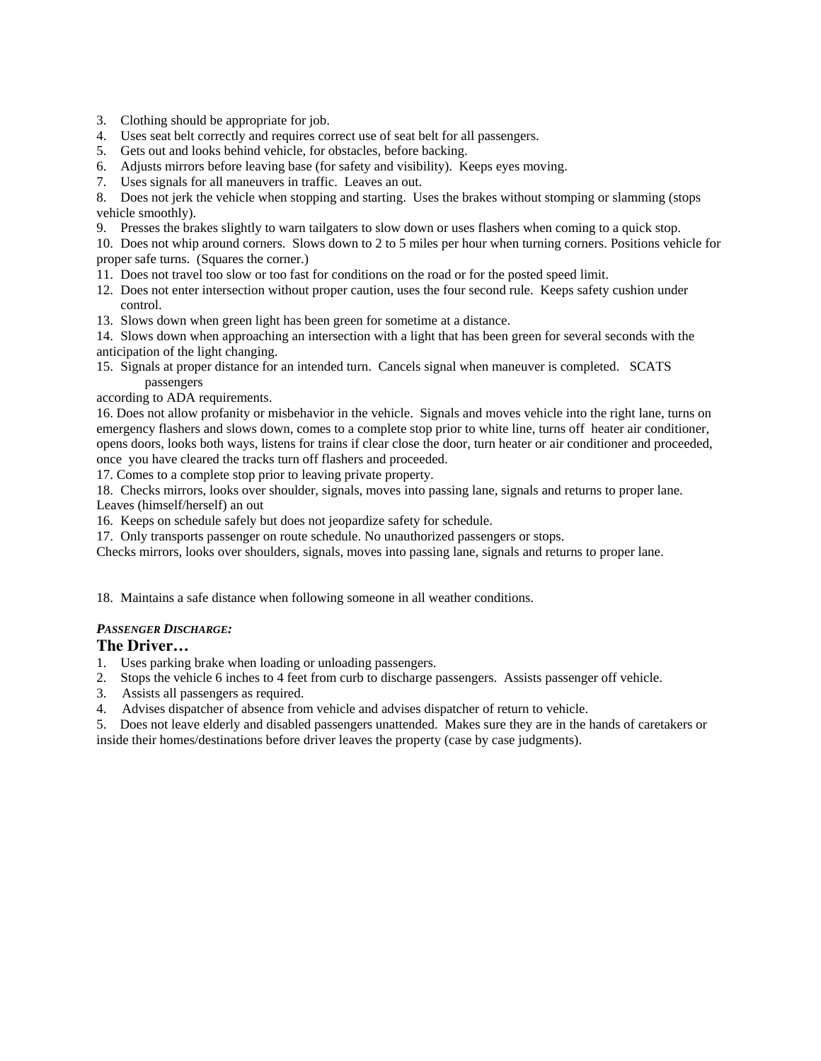3. Clothing should be appropriate for job.
4. Uses seat belt correctly and requires correct use of seat belt for all passengers.
5. Gets out and looks behind vehicle, for obstacles, before backing.
6. Adjusts mirrors before leaving base (for safety and visibility). Keeps eyes moving.
7. Uses signals for all maneuvers in traffic. Leaves an out.
8. Does not jerk the vehicle when stopping and starting. Uses the brakes without stomping or slamming (stops vehicle smoothly).
9. Presses the brakes slightly to warn tailgaters to slow down or uses flashers when coming to a quick stop.
10. Does not whip around corners. Slows down to 2 to 5 miles per hour when turning corners. Positions vehicle for proper safe turns. (Squares the corner.)
11. Does not travel too slow or too fast for conditions on the road or for the posted speed limit.
12. Does not enter intersection without proper caution, uses the four second rule. Keeps safety cushion under control.
13. Slows down when green light has been green for sometime at a distance.
14. Slows down when approaching an intersection with a light that has been green for several seconds with the anticipation of the light changing.
15. Signals at proper distance for an intended turn. Cancels signal when maneuver is completed. SCATS passengers according to ADA requirements.
16. Does not allow profanity or misbehavior in the vehicle. Signals and moves vehicle into the right lane, turns on emergency flashers and slows down, comes to a complete stop prior to white line, turns off heater air conditioner, opens doors, looks both ways, listens for trains if clear close the door, turn heater or air conditioner and proceeded, once you have cleared the tracks turn off flashers and proceeded.
17. Comes to a complete stop prior to leaving private property.
18. Checks mirrors, looks over shoulder, signals, moves into passing lane, signals and returns to proper lane. Leaves (himself/herself) an out
16. Keeps on schedule safely but does not jeopardize safety for schedule.
17. Only transports passenger on route schedule. No unauthorized passengers or stops.
Checks mirrors, looks over shoulders, signals, moves into passing lane, signals and returns to proper lane.

18. Maintains a safe distance when following someone in all weather conditions.

***PASSENGER DISCHARGE:***

## The Driver…

1. Uses parking brake when loading or unloading passengers.
2. Stops the vehicle 6 inches to 4 feet from curb to discharge passengers. Assists passenger off vehicle.
3. Assists all passengers as required.
4. Advises dispatcher of absence from vehicle and advises dispatcher of return to vehicle.
5. Does not leave elderly and disabled passengers unattended. Makes sure they are in the hands of caretakers or inside their homes/destinations before driver leaves the property (case by case judgments).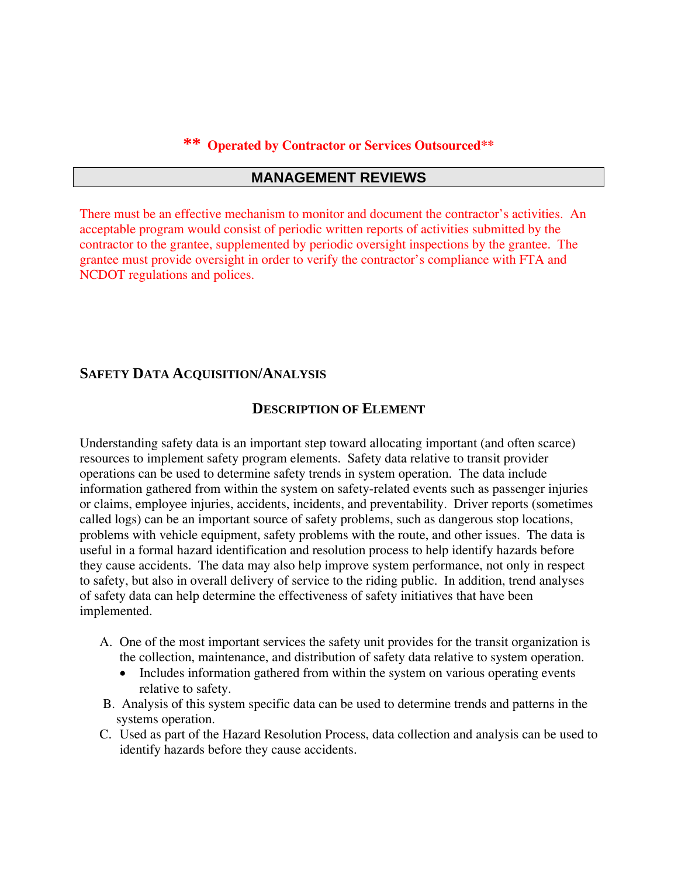**\*\* Operated by Contractor or Services Outsourced\*\***

## MANAGEMENT REVIEWS

There must be an effective mechanism to monitor and document the contractor's activities. An acceptable program would consist of periodic written reports of activities submitted by the contractor to the grantee, supplemented by periodic oversight inspections by the grantee. The grantee must provide oversight in order to verify the contractor's compliance with FTA and NCDOT regulations and polices.

## SAFETY DATA ACQUISITION/ANALYSIS

### DESCRIPTION OF ELEMENT

Understanding safety data is an important step toward allocating important (and often scarce) resources to implement safety program elements. Safety data relative to transit provider operations can be used to determine safety trends in system operation. The data include information gathered from within the system on safety-related events such as passenger injuries or claims, employee injuries, accidents, incidents, and preventability. Driver reports (sometimes called logs) can be an important source of safety problems, such as dangerous stop locations, problems with vehicle equipment, safety problems with the route, and other issues. The data is useful in a formal hazard identification and resolution process to help identify hazards before they cause accidents. The data may also help improve system performance, not only in respect to safety, but also in overall delivery of service to the riding public. In addition, trend analyses of safety data can help determine the effectiveness of safety initiatives that have been implemented.

A. One of the most important services the safety unit provides for the transit organization is the collection, maintenance, and distribution of safety data relative to system operation.
   - Includes information gathered from within the system on various operating events relative to safety.

B. Analysis of this system specific data can be used to determine trends and patterns in the systems operation.

C. Used as part of the Hazard Resolution Process, data collection and analysis can be used to identify hazards before they cause accidents.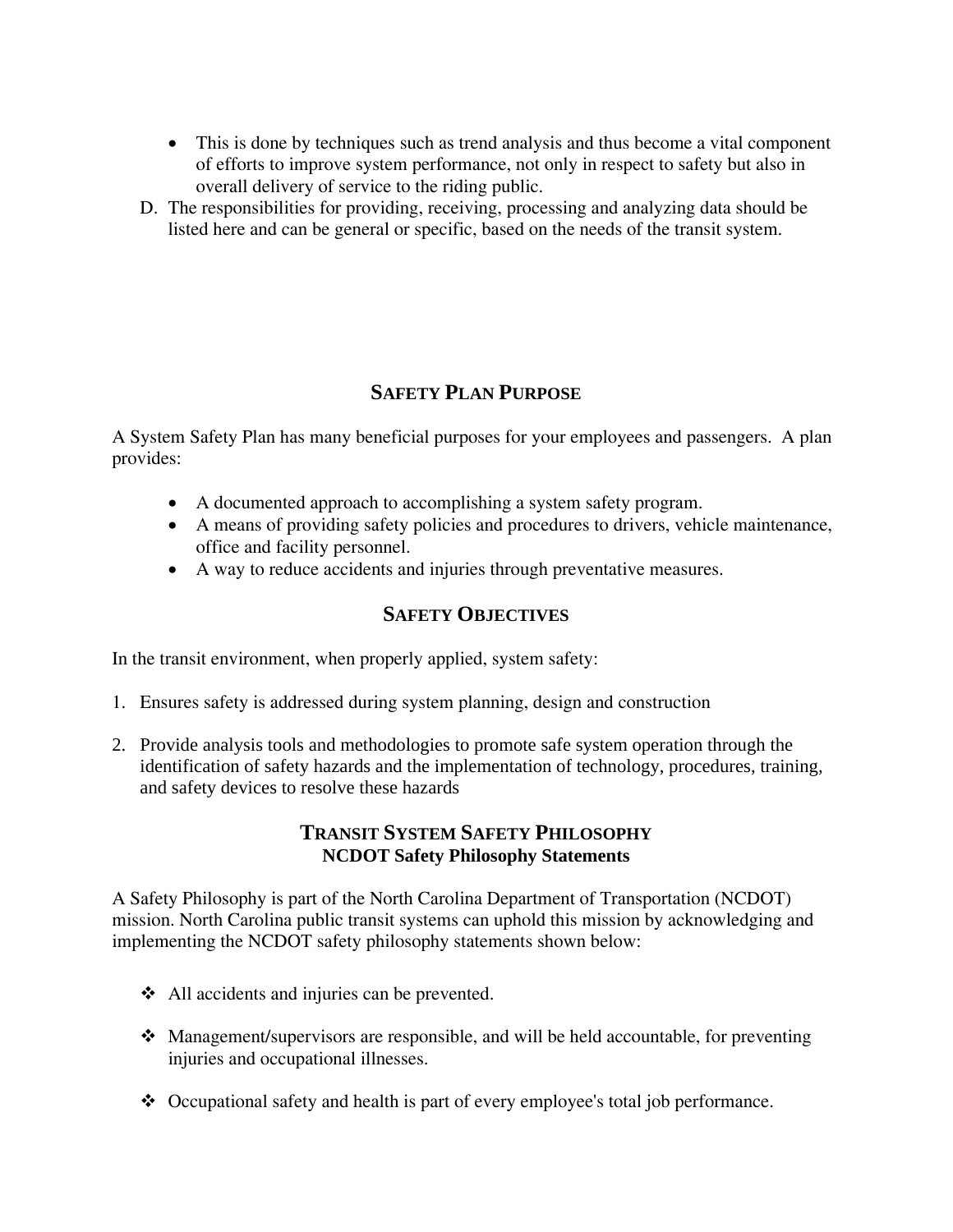- This is done by techniques such as trend analysis and thus become a vital component of efforts to improve system performance, not only in respect to safety but also in overall delivery of service to the riding public.

D. The responsibilities for providing, receiving, processing and analyzing data should be listed here and can be general or specific, based on the needs of the transit system.

## SAFETY PLAN PURPOSE

A System Safety Plan has many beneficial purposes for your employees and passengers. A plan provides:

- A documented approach to accomplishing a system safety program.
- A means of providing safety policies and procedures to drivers, vehicle maintenance, office and facility personnel.
- A way to reduce accidents and injuries through preventative measures.

## SAFETY OBJECTIVES

In the transit environment, when properly applied, system safety:

1. Ensures safety is addressed during system planning, design and construction

2. Provide analysis tools and methodologies to promote safe system operation through the identification of safety hazards and the implementation of technology, procedures, training, and safety devices to resolve these hazards

## TRANSIT SYSTEM SAFETY PHILOSOPHY

### NCDOT Safety Philosophy Statements

A Safety Philosophy is part of the North Carolina Department of Transportation (NCDOT) mission. North Carolina public transit systems can uphold this mission by acknowledging and implementing the NCDOT safety philosophy statements shown below:

- All accidents and injuries can be prevented.

- Management/supervisors are responsible, and will be held accountable, for preventing injuries and occupational illnesses.

- Occupational safety and health is part of every employee's total job performance.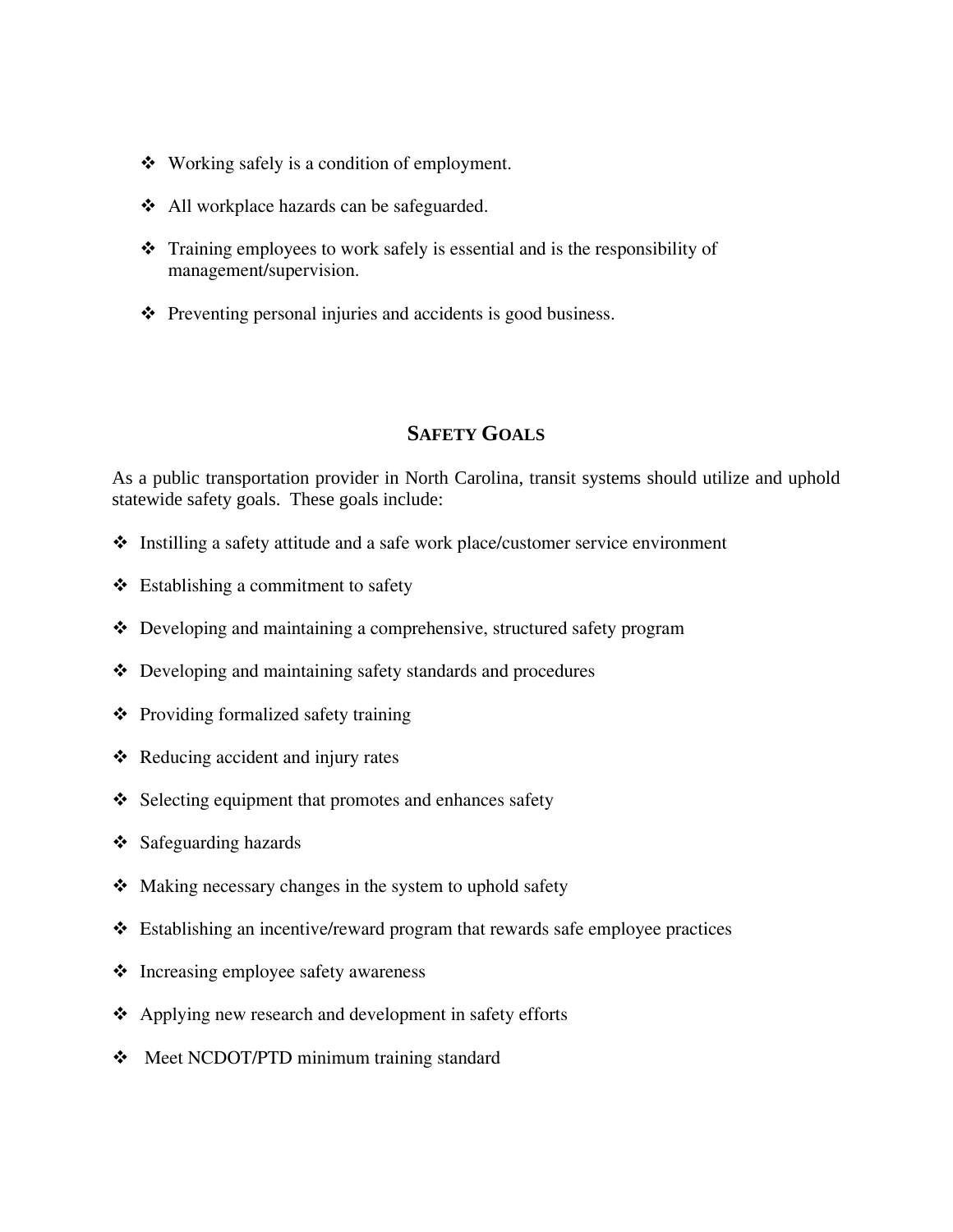- Working safely is a condition of employment.
- All workplace hazards can be safeguarded.
- Training employees to work safely is essential and is the responsibility of management/supervision.
- Preventing personal injuries and accidents is good business.

## SAFETY GOALS

As a public transportation provider in North Carolina, transit systems should utilize and uphold statewide safety goals. These goals include:

- Instilling a safety attitude and a safe work place/customer service environment
- Establishing a commitment to safety
- Developing and maintaining a comprehensive, structured safety program
- Developing and maintaining safety standards and procedures
- Providing formalized safety training
- Reducing accident and injury rates
- Selecting equipment that promotes and enhances safety
- Safeguarding hazards
- Making necessary changes in the system to uphold safety
- Establishing an incentive/reward program that rewards safe employee practices
- Increasing employee safety awareness
- Applying new research and development in safety efforts
- Meet NCDOT/PTD minimum training standard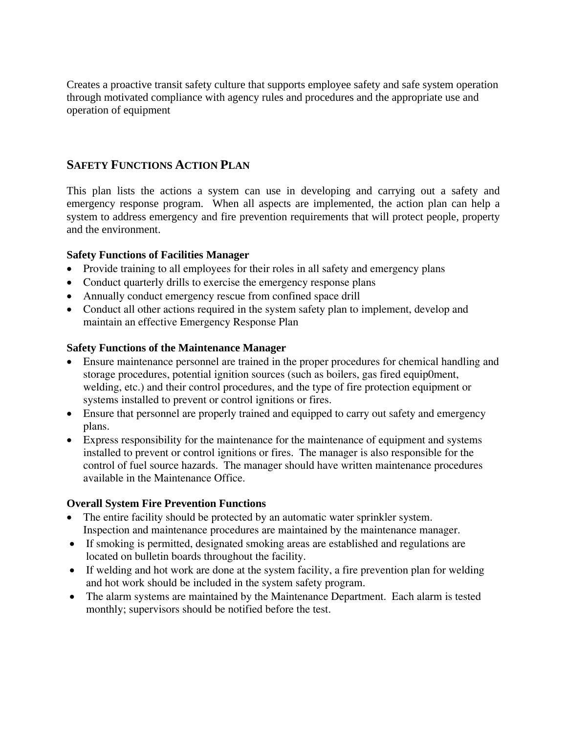Creates a proactive transit safety culture that supports employee safety and safe system operation through motivated compliance with agency rules and procedures and the appropriate use and operation of equipment

## SAFETY FUNCTIONS ACTION PLAN

This plan lists the actions a system can use in developing and carrying out a safety and emergency response program. When all aspects are implemented, the action plan can help a system to address emergency and fire prevention requirements that will protect people, property and the environment.

**Safety Functions of Facilities Manager**

- Provide training to all employees for their roles in all safety and emergency plans
- Conduct quarterly drills to exercise the emergency response plans
- Annually conduct emergency rescue from confined space drill
- Conduct all other actions required in the system safety plan to implement, develop and maintain an effective Emergency Response Plan

**Safety Functions of the Maintenance Manager**

- Ensure maintenance personnel are trained in the proper procedures for chemical handling and storage procedures, potential ignition sources (such as boilers, gas fired equip0ment, welding, etc.) and their control procedures, and the type of fire protection equipment or systems installed to prevent or control ignitions or fires.
- Ensure that personnel are properly trained and equipped to carry out safety and emergency plans.
- Express responsibility for the maintenance for the maintenance of equipment and systems installed to prevent or control ignitions or fires. The manager is also responsible for the control of fuel source hazards. The manager should have written maintenance procedures available in the Maintenance Office.

**Overall System Fire Prevention Functions**

- The entire facility should be protected by an automatic water sprinkler system. Inspection and maintenance procedures are maintained by the maintenance manager.
- If smoking is permitted, designated smoking areas are established and regulations are located on bulletin boards throughout the facility.
- If welding and hot work are done at the system facility, a fire prevention plan for welding and hot work should be included in the system safety program.
- The alarm systems are maintained by the Maintenance Department. Each alarm is tested monthly; supervisors should be notified before the test.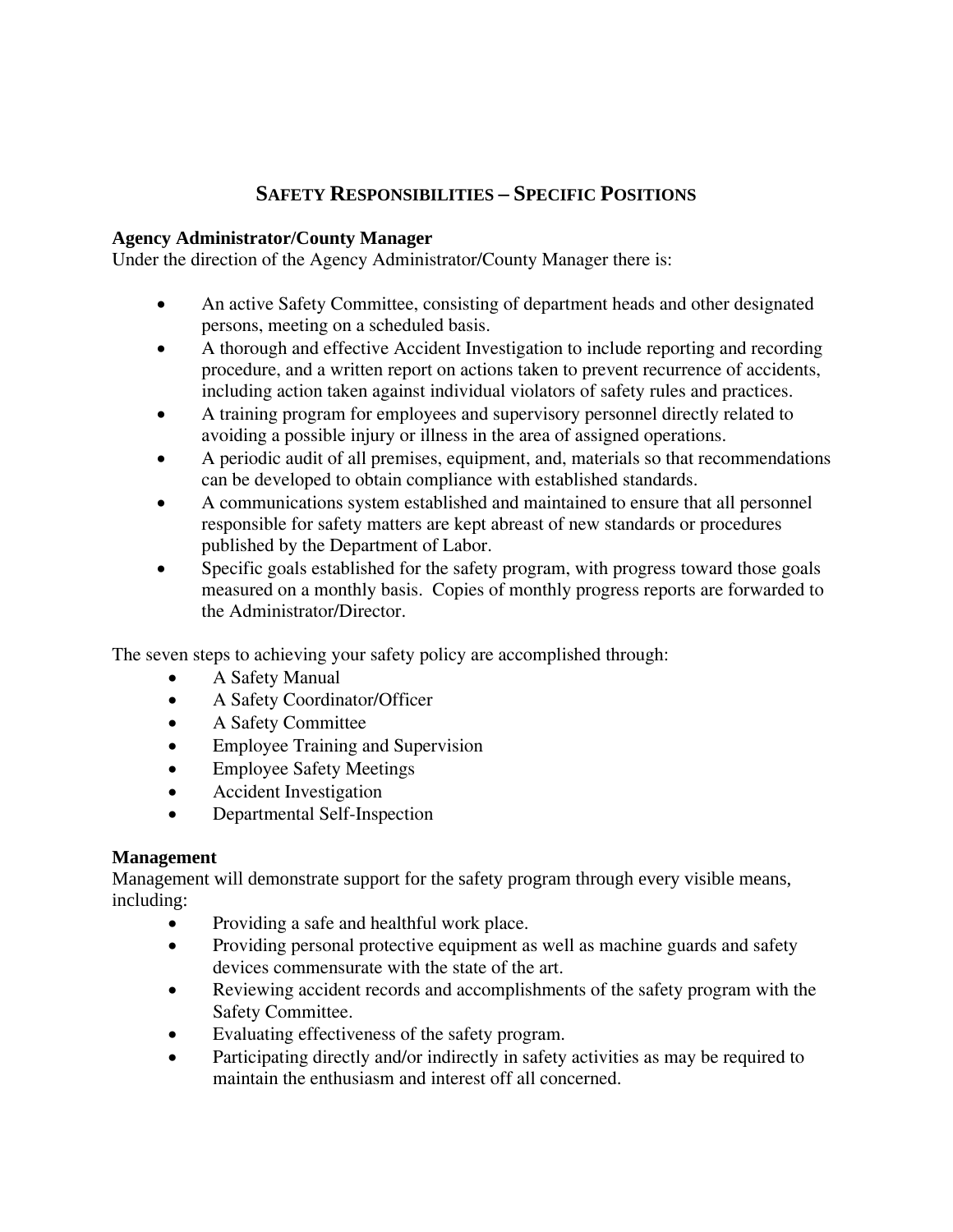## SAFETY RESPONSIBILITIES – SPECIFIC POSITIONS

**Agency Administrator/County Manager**
Under the direction of the Agency Administrator/County Manager there is:

- An active Safety Committee, consisting of department heads and other designated persons, meeting on a scheduled basis.
- A thorough and effective Accident Investigation to include reporting and recording procedure, and a written report on actions taken to prevent recurrence of accidents, including action taken against individual violators of safety rules and practices.
- A training program for employees and supervisory personnel directly related to avoiding a possible injury or illness in the area of assigned operations.
- A periodic audit of all premises, equipment, and, materials so that recommendations can be developed to obtain compliance with established standards.
- A communications system established and maintained to ensure that all personnel responsible for safety matters are kept abreast of new standards or procedures published by the Department of Labor.
- Specific goals established for the safety program, with progress toward those goals measured on a monthly basis. Copies of monthly progress reports are forwarded to the Administrator/Director.

The seven steps to achieving your safety policy are accomplished through:

- A Safety Manual
- A Safety Coordinator/Officer
- A Safety Committee
- Employee Training and Supervision
- Employee Safety Meetings
- Accident Investigation
- Departmental Self-Inspection

**Management**
Management will demonstrate support for the safety program through every visible means, including:

- Providing a safe and healthful work place.
- Providing personal protective equipment as well as machine guards and safety devices commensurate with the state of the art.
- Reviewing accident records and accomplishments of the safety program with the Safety Committee.
- Evaluating effectiveness of the safety program.
- Participating directly and/or indirectly in safety activities as may be required to maintain the enthusiasm and interest off all concerned.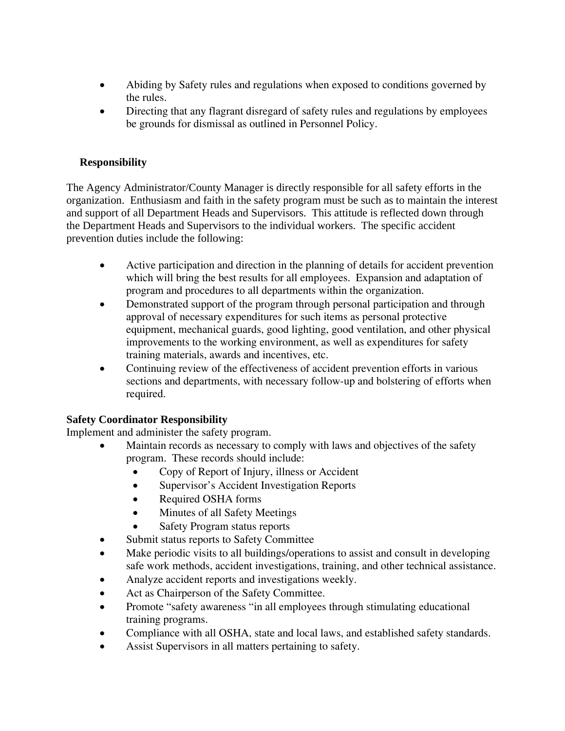- Abiding by Safety rules and regulations when exposed to conditions governed by the rules.
- Directing that any flagrant disregard of safety rules and regulations by employees be grounds for dismissal as outlined in Personnel Policy.

**Responsibility**

The Agency Administrator/County Manager is directly responsible for all safety efforts in the organization. Enthusiasm and faith in the safety program must be such as to maintain the interest and support of all Department Heads and Supervisors. This attitude is reflected down through the Department Heads and Supervisors to the individual workers. The specific accident prevention duties include the following:

- Active participation and direction in the planning of details for accident prevention which will bring the best results for all employees. Expansion and adaptation of program and procedures to all departments within the organization.
- Demonstrated support of the program through personal participation and through approval of necessary expenditures for such items as personal protective equipment, mechanical guards, good lighting, good ventilation, and other physical improvements to the working environment, as well as expenditures for safety training materials, awards and incentives, etc.
- Continuing review of the effectiveness of accident prevention efforts in various sections and departments, with necessary follow-up and bolstering of efforts when required.

**Safety Coordinator Responsibility**

Implement and administer the safety program.

- Maintain records as necessary to comply with laws and objectives of the safety program. These records should include:
  - Copy of Report of Injury, illness or Accident
  - Supervisor's Accident Investigation Reports
  - Required OSHA forms
  - Minutes of all Safety Meetings
  - Safety Program status reports
- Submit status reports to Safety Committee
- Make periodic visits to all buildings/operations to assist and consult in developing safe work methods, accident investigations, training, and other technical assistance.
- Analyze accident reports and investigations weekly.
- Act as Chairperson of the Safety Committee.
- Promote "safety awareness "in all employees through stimulating educational training programs.
- Compliance with all OSHA, state and local laws, and established safety standards.
- Assist Supervisors in all matters pertaining to safety.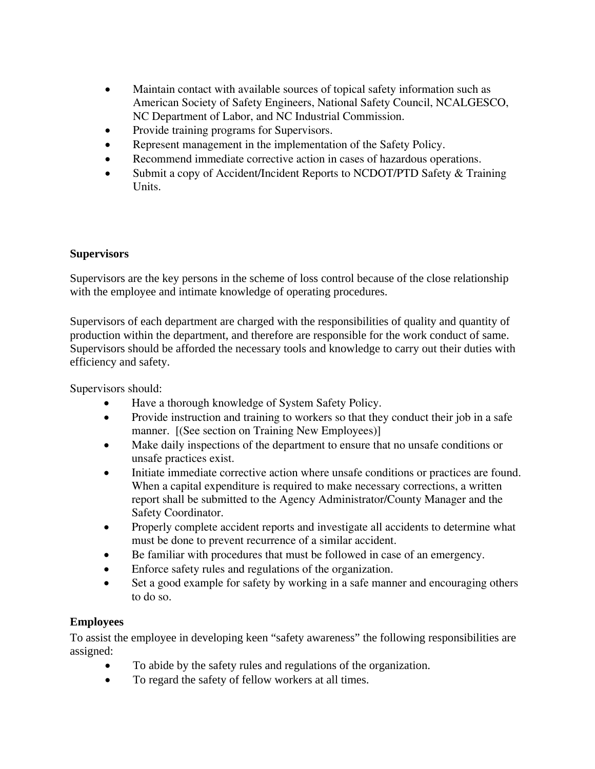- Maintain contact with available sources of topical safety information such as American Society of Safety Engineers, National Safety Council, NCALGESCO, NC Department of Labor, and NC Industrial Commission.
- Provide training programs for Supervisors.
- Represent management in the implementation of the Safety Policy.
- Recommend immediate corrective action in cases of hazardous operations.
- Submit a copy of Accident/Incident Reports to NCDOT/PTD Safety & Training Units.

**Supervisors**

Supervisors are the key persons in the scheme of loss control because of the close relationship with the employee and intimate knowledge of operating procedures.

Supervisors of each department are charged with the responsibilities of quality and quantity of production within the department, and therefore are responsible for the work conduct of same. Supervisors should be afforded the necessary tools and knowledge to carry out their duties with efficiency and safety.

Supervisors should:

- Have a thorough knowledge of System Safety Policy.
- Provide instruction and training to workers so that they conduct their job in a safe manner. [(See section on Training New Employees)]
- Make daily inspections of the department to ensure that no unsafe conditions or unsafe practices exist.
- Initiate immediate corrective action where unsafe conditions or practices are found. When a capital expenditure is required to make necessary corrections, a written report shall be submitted to the Agency Administrator/County Manager and the Safety Coordinator.
- Properly complete accident reports and investigate all accidents to determine what must be done to prevent recurrence of a similar accident.
- Be familiar with procedures that must be followed in case of an emergency.
- Enforce safety rules and regulations of the organization.
- Set a good example for safety by working in a safe manner and encouraging others to do so.

**Employees**

To assist the employee in developing keen "safety awareness" the following responsibilities are assigned:

- To abide by the safety rules and regulations of the organization.
- To regard the safety of fellow workers at all times.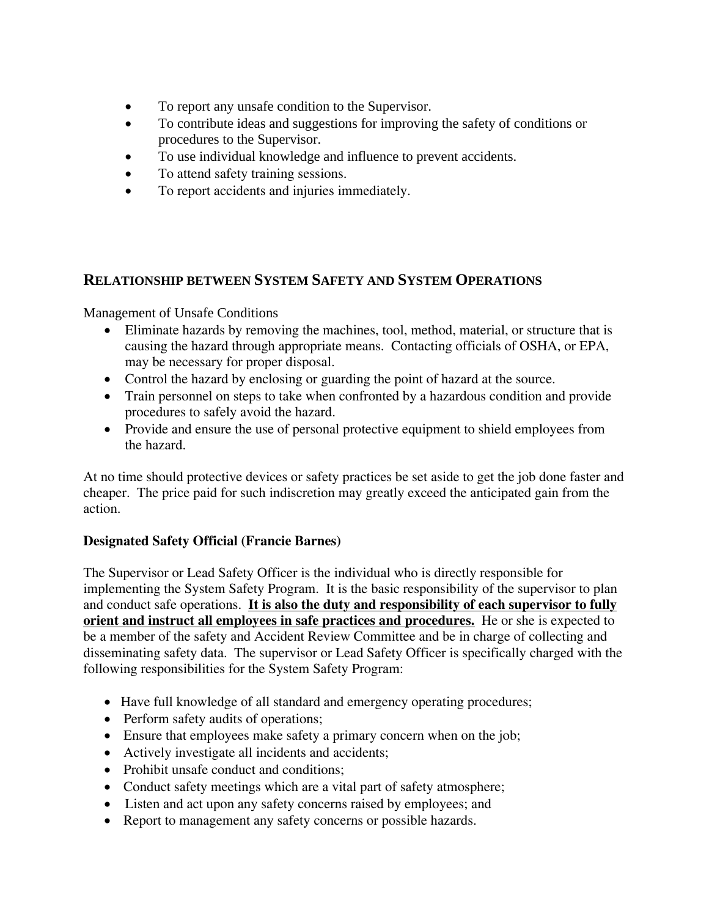- To report any unsafe condition to the Supervisor.
- To contribute ideas and suggestions for improving the safety of conditions or procedures to the Supervisor.
- To use individual knowledge and influence to prevent accidents.
- To attend safety training sessions.
- To report accidents and injuries immediately.

## RELATIONSHIP BETWEEN SYSTEM SAFETY AND SYSTEM OPERATIONS

Management of Unsafe Conditions

- Eliminate hazards by removing the machines, tool, method, material, or structure that is causing the hazard through appropriate means. Contacting officials of OSHA, or EPA, may be necessary for proper disposal.
- Control the hazard by enclosing or guarding the point of hazard at the source.
- Train personnel on steps to take when confronted by a hazardous condition and provide procedures to safely avoid the hazard.
- Provide and ensure the use of personal protective equipment to shield employees from the hazard.

At no time should protective devices or safety practices be set aside to get the job done faster and cheaper. The price paid for such indiscretion may greatly exceed the anticipated gain from the action.

**Designated Safety Official (Francie Barnes)**

The Supervisor or Lead Safety Officer is the individual who is directly responsible for implementing the System Safety Program. It is the basic responsibility of the supervisor to plan and conduct safe operations. **It is also the duty and responsibility of each supervisor to fully orient and instruct all employees in safe practices and procedures.** He or she is expected to be a member of the safety and Accident Review Committee and be in charge of collecting and disseminating safety data. The supervisor or Lead Safety Officer is specifically charged with the following responsibilities for the System Safety Program:

- Have full knowledge of all standard and emergency operating procedures;
- Perform safety audits of operations;
- Ensure that employees make safety a primary concern when on the job;
- Actively investigate all incidents and accidents;
- Prohibit unsafe conduct and conditions;
- Conduct safety meetings which are a vital part of safety atmosphere;
- Listen and act upon any safety concerns raised by employees; and
- Report to management any safety concerns or possible hazards.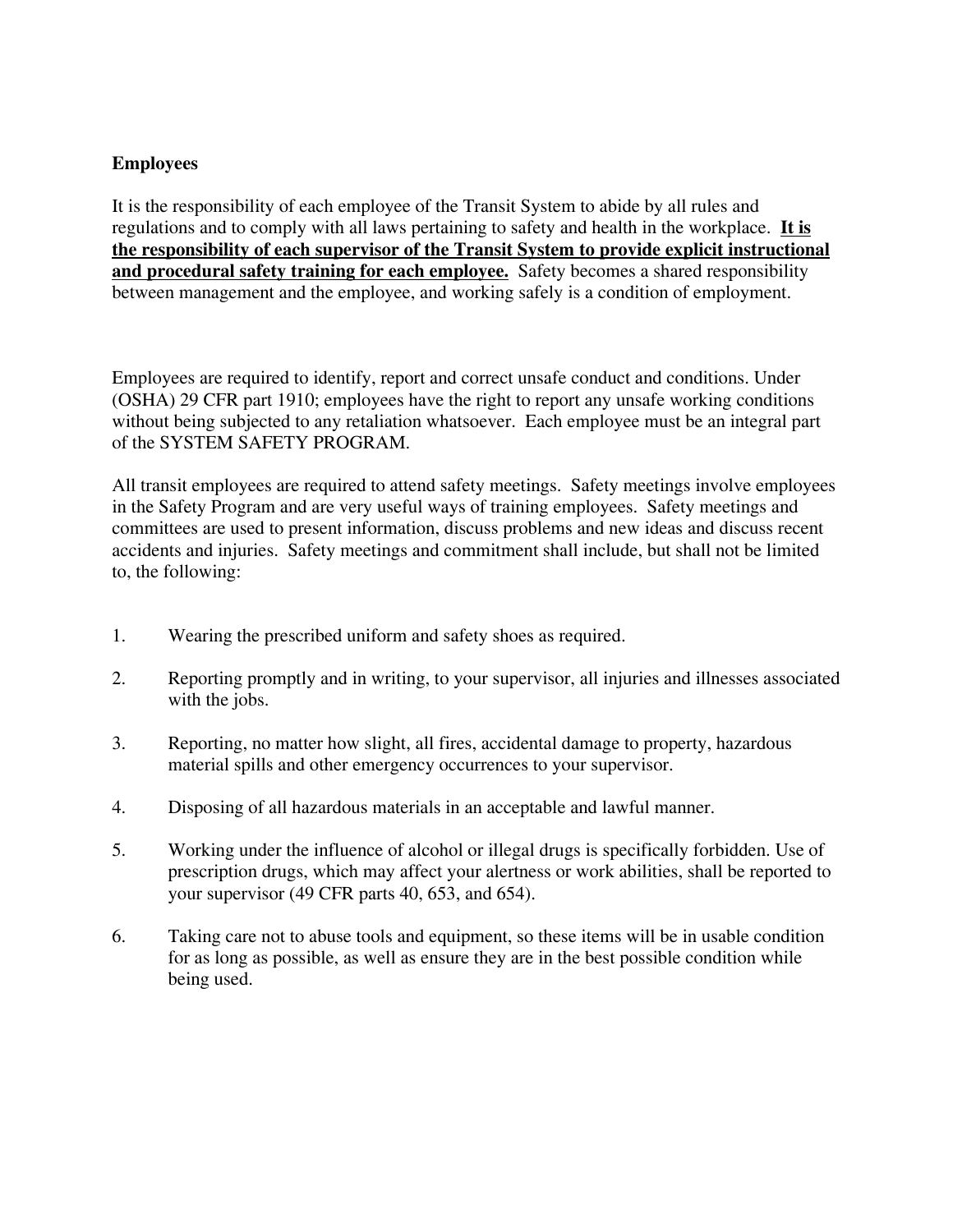**Employees**

It is the responsibility of each employee of the Transit System to abide by all rules and regulations and to comply with all laws pertaining to safety and health in the workplace. **<u>It is the responsibility of each supervisor of the Transit System to provide explicit instructional and procedural safety training for each employee.</u>** Safety becomes a shared responsibility between management and the employee, and working safely is a condition of employment.

Employees are required to identify, report and correct unsafe conduct and conditions. Under (OSHA) 29 CFR part 1910; employees have the right to report any unsafe working conditions without being subjected to any retaliation whatsoever. Each employee must be an integral part of the SYSTEM SAFETY PROGRAM.

All transit employees are required to attend safety meetings. Safety meetings involve employees in the Safety Program and are very useful ways of training employees. Safety meetings and committees are used to present information, discuss problems and new ideas and discuss recent accidents and injuries. Safety meetings and commitment shall include, but shall not be limited to, the following:

1. Wearing the prescribed uniform and safety shoes as required.

2. Reporting promptly and in writing, to your supervisor, all injuries and illnesses associated with the jobs.

3. Reporting, no matter how slight, all fires, accidental damage to property, hazardous material spills and other emergency occurrences to your supervisor.

4. Disposing of all hazardous materials in an acceptable and lawful manner.

5. Working under the influence of alcohol or illegal drugs is specifically forbidden. Use of prescription drugs, which may affect your alertness or work abilities, shall be reported to your supervisor (49 CFR parts 40, 653, and 654).

6. Taking care not to abuse tools and equipment, so these items will be in usable condition for as long as possible, as well as ensure they are in the best possible condition while being used.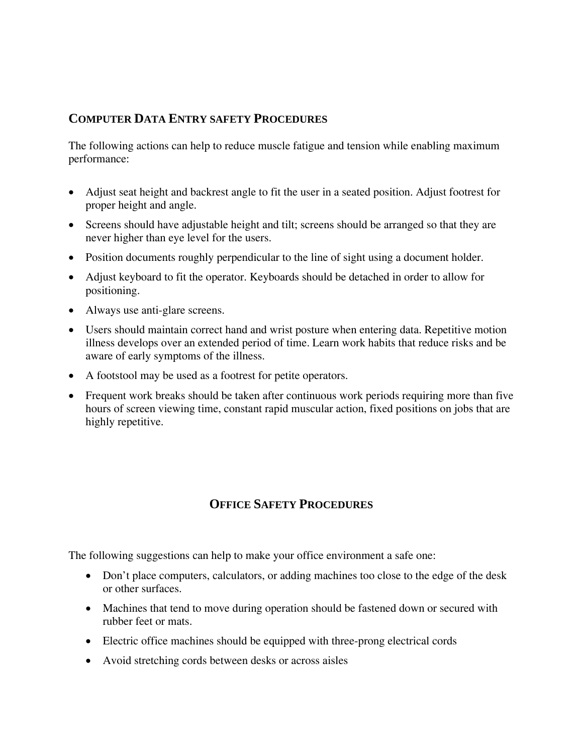## COMPUTER DATA ENTRY SAFETY PROCEDURES

The following actions can help to reduce muscle fatigue and tension while enabling maximum performance:

- Adjust seat height and backrest angle to fit the user in a seated position. Adjust footrest for proper height and angle.
- Screens should have adjustable height and tilt; screens should be arranged so that they are never higher than eye level for the users.
- Position documents roughly perpendicular to the line of sight using a document holder.
- Adjust keyboard to fit the operator. Keyboards should be detached in order to allow for positioning.
- Always use anti-glare screens.
- Users should maintain correct hand and wrist posture when entering data. Repetitive motion illness develops over an extended period of time. Learn work habits that reduce risks and be aware of early symptoms of the illness.
- A footstool may be used as a footrest for petite operators.
- Frequent work breaks should be taken after continuous work periods requiring more than five hours of screen viewing time, constant rapid muscular action, fixed positions on jobs that are highly repetitive.

## OFFICE SAFETY PROCEDURES

The following suggestions can help to make your office environment a safe one:

- Don't place computers, calculators, or adding machines too close to the edge of the desk or other surfaces.
- Machines that tend to move during operation should be fastened down or secured with rubber feet or mats.
- Electric office machines should be equipped with three-prong electrical cords
- Avoid stretching cords between desks or across aisles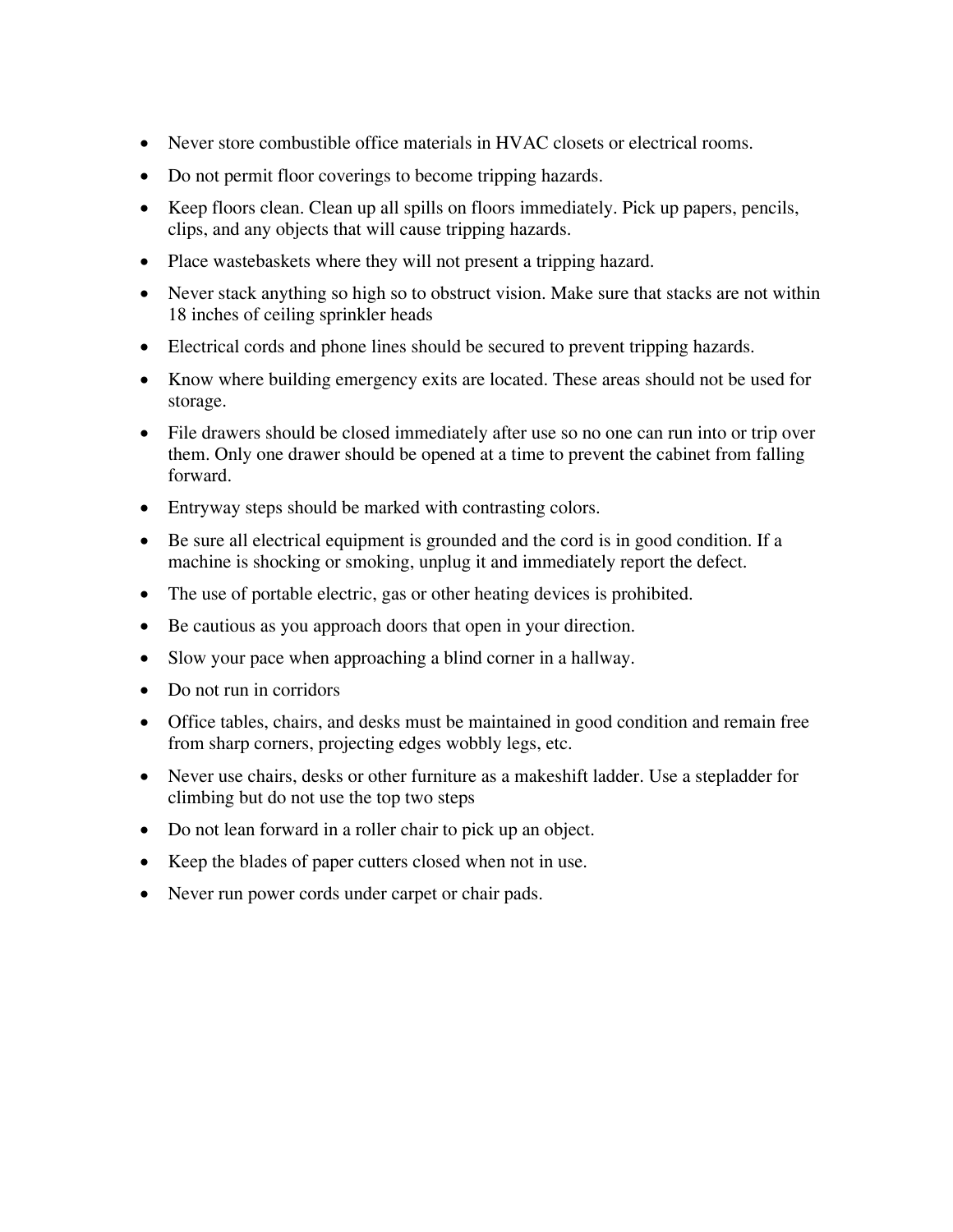- Never store combustible office materials in HVAC closets or electrical rooms.
- Do not permit floor coverings to become tripping hazards.
- Keep floors clean. Clean up all spills on floors immediately. Pick up papers, pencils, clips, and any objects that will cause tripping hazards.
- Place wastebaskets where they will not present a tripping hazard.
- Never stack anything so high so to obstruct vision. Make sure that stacks are not within 18 inches of ceiling sprinkler heads
- Electrical cords and phone lines should be secured to prevent tripping hazards.
- Know where building emergency exits are located. These areas should not be used for storage.
- File drawers should be closed immediately after use so no one can run into or trip over them. Only one drawer should be opened at a time to prevent the cabinet from falling forward.
- Entryway steps should be marked with contrasting colors.
- Be sure all electrical equipment is grounded and the cord is in good condition. If a machine is shocking or smoking, unplug it and immediately report the defect.
- The use of portable electric, gas or other heating devices is prohibited.
- Be cautious as you approach doors that open in your direction.
- Slow your pace when approaching a blind corner in a hallway.
- Do not run in corridors
- Office tables, chairs, and desks must be maintained in good condition and remain free from sharp corners, projecting edges wobbly legs, etc.
- Never use chairs, desks or other furniture as a makeshift ladder. Use a stepladder for climbing but do not use the top two steps
- Do not lean forward in a roller chair to pick up an object.
- Keep the blades of paper cutters closed when not in use.
- Never run power cords under carpet or chair pads.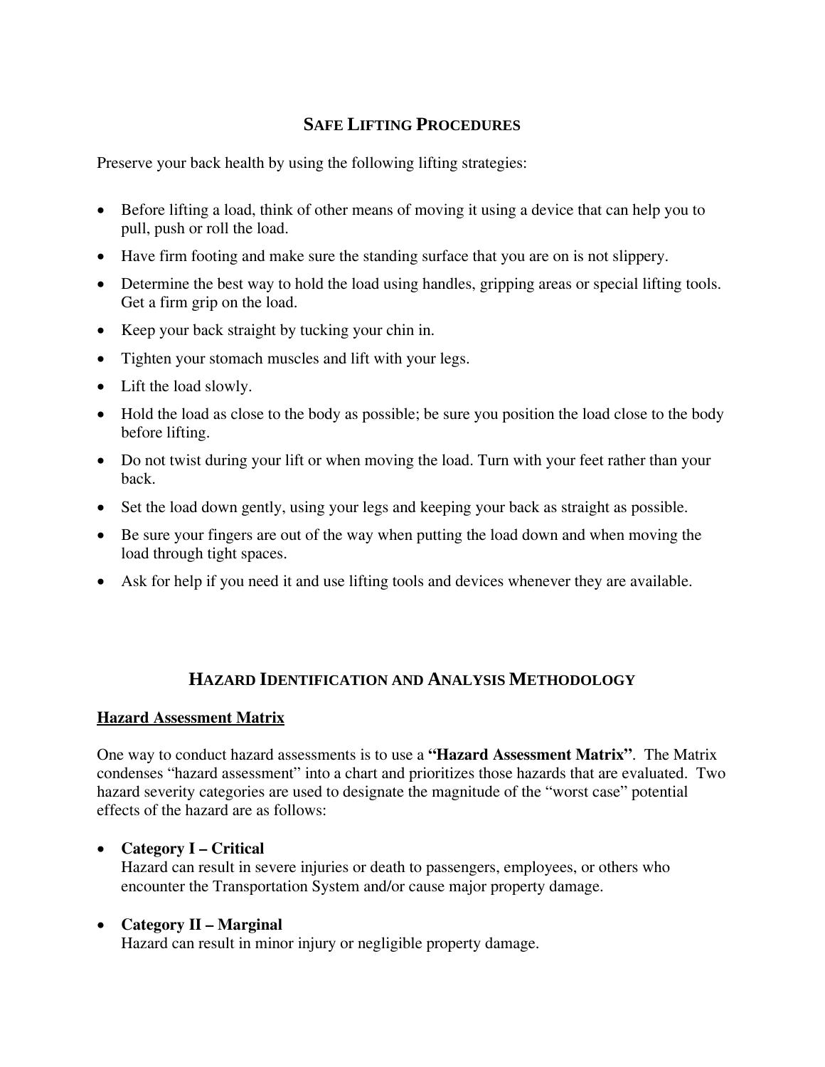## SAFE LIFTING PROCEDURES

Preserve your back health by using the following lifting strategies:

- Before lifting a load, think of other means of moving it using a device that can help you to pull, push or roll the load.
- Have firm footing and make sure the standing surface that you are on is not slippery.
- Determine the best way to hold the load using handles, gripping areas or special lifting tools. Get a firm grip on the load.
- Keep your back straight by tucking your chin in.
- Tighten your stomach muscles and lift with your legs.
- Lift the load slowly.
- Hold the load as close to the body as possible; be sure you position the load close to the body before lifting.
- Do not twist during your lift or when moving the load. Turn with your feet rather than your back.
- Set the load down gently, using your legs and keeping your back as straight as possible.
- Be sure your fingers are out of the way when putting the load down and when moving the load through tight spaces.
- Ask for help if you need it and use lifting tools and devices whenever they are available.

## HAZARD IDENTIFICATION AND ANALYSIS METHODOLOGY

### Hazard Assessment Matrix

One way to conduct hazard assessments is to use a **"Hazard Assessment Matrix"**. The Matrix condenses "hazard assessment" into a chart and prioritizes those hazards that are evaluated. Two hazard severity categories are used to designate the magnitude of the "worst case" potential effects of the hazard are as follows:

- **Category I – Critical**
  Hazard can result in severe injuries or death to passengers, employees, or others who encounter the Transportation System and/or cause major property damage.

- **Category II – Marginal**
  Hazard can result in minor injury or negligible property damage.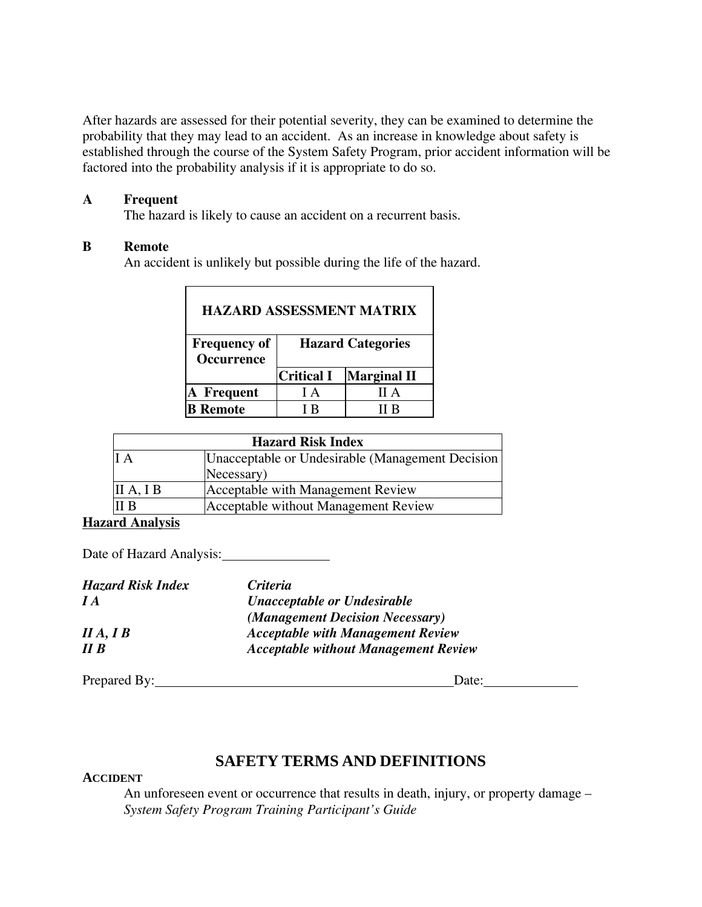After hazards are assessed for their potential severity, they can be examined to determine the probability that they may lead to an accident. As an increase in knowledge about safety is established through the course of the System Safety Program, prior accident information will be factored into the probability analysis if it is appropriate to do so.

**A Frequent**

The hazard is likely to cause an accident on a recurrent basis.

**B Remote**

An accident is unlikely but possible during the life of the hazard.

| **HAZARD ASSESSMENT MATRIX** | | |
|---|---|---|
| **Frequency of Occurrence** | **Hazard Categories** | |
| | **Critical I** | **Marginal II** |
| **A Frequent** | I A | II A |
| **B Remote** | I B | II B |

| **Hazard Risk Index** | |
|---|---|
| I A | Unacceptable or Undesirable (Management Decision Necessary) |
| II A, I B | Acceptable with Management Review |
| II B | Acceptable without Management Review |

**<u>Hazard Analysis</u>**

Date of Hazard Analysis:________________

| ***Hazard Risk Index*** | ***Criteria*** |
|---|---|
| ***I A*** | ***Unacceptable or Undesirable (Management Decision Necessary)*** |
| ***II A, I B*** | ***Acceptable with Management Review*** |
| ***II B*** | ***Acceptable without Management Review*** |

Prepared By:_____________________________________________Date:_____________

## SAFETY TERMS AND DEFINITIONS

**ACCIDENT**

An unforeseen event or occurrence that results in death, injury, or property damage – *System Safety Program Training Participant's Guide*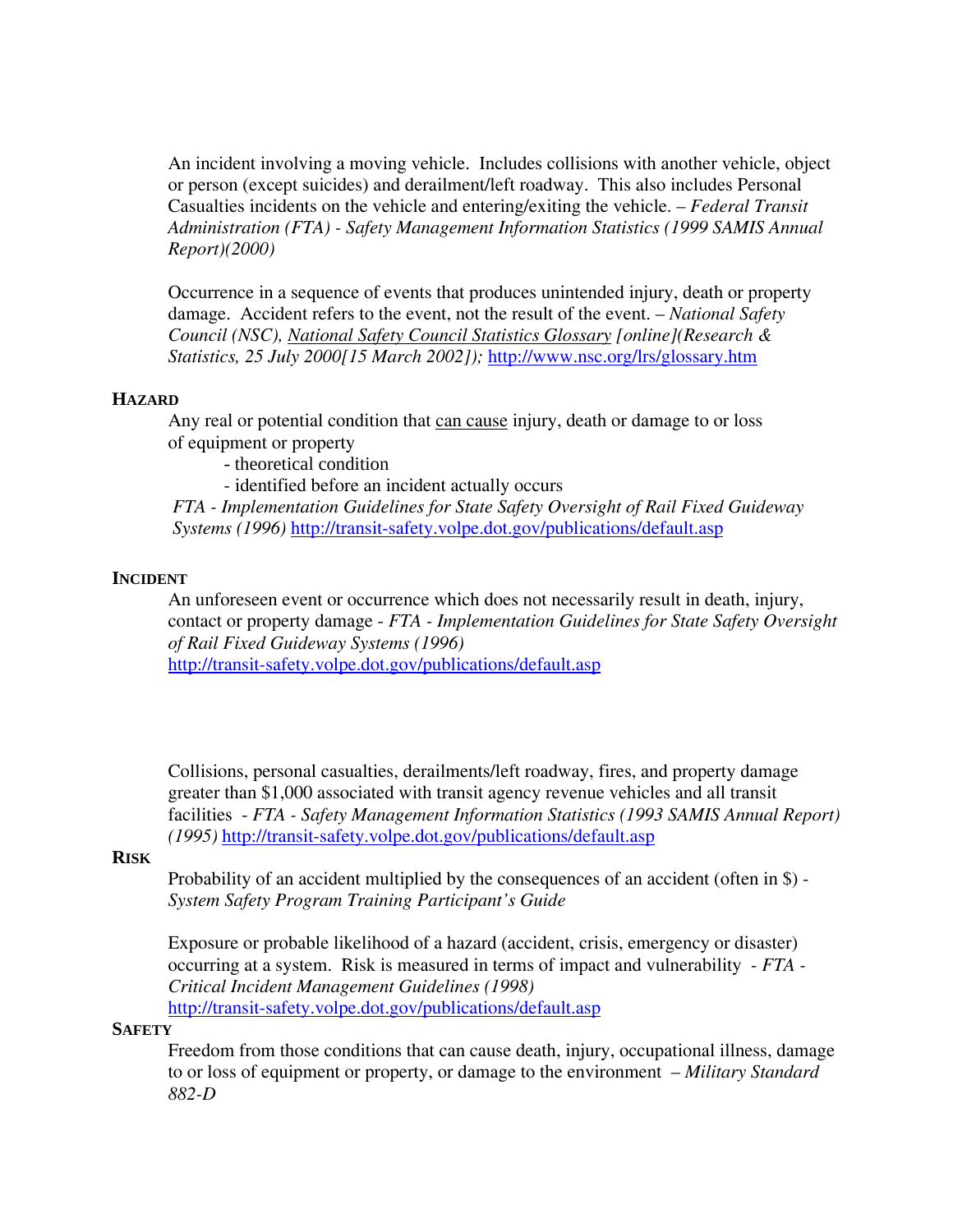An incident involving a moving vehicle. Includes collisions with another vehicle, object or person (except suicides) and derailment/left roadway. This also includes Personal Casualties incidents on the vehicle and entering/exiting the vehicle. – *Federal Transit Administration (FTA) - Safety Management Information Statistics (1999 SAMIS Annual Report)(2000)*

Occurrence in a sequence of events that produces unintended injury, death or property damage. Accident refers to the event, not the result of the event. – *National Safety Council (NSC), National Safety Council Statistics Glossary [online](Research & Statistics, 25 July 2000[15 March 2002]);* http://www.nsc.org/lrs/glossary.htm

### HAZARD

Any real or potential condition that can cause injury, death or damage to or loss of equipment or property

- theoretical condition
- identified before an incident actually occurs

*FTA - Implementation Guidelines for State Safety Oversight of Rail Fixed Guideway Systems (1996)* http://transit-safety.volpe.dot.gov/publications/default.asp

### INCIDENT

An unforeseen event or occurrence which does not necessarily result in death, injury, contact or property damage - *FTA - Implementation Guidelines for State Safety Oversight of Rail Fixed Guideway Systems (1996)*
http://transit-safety.volpe.dot.gov/publications/default.asp

Collisions, personal casualties, derailments/left roadway, fires, and property damage greater than $1,000 associated with transit agency revenue vehicles and all transit facilities - *FTA - Safety Management Information Statistics (1993 SAMIS Annual Report) (1995)* http://transit-safety.volpe.dot.gov/publications/default.asp

### RISK

Probability of an accident multiplied by the consequences of an accident (often in $) - *System Safety Program Training Participant's Guide*

Exposure or probable likelihood of a hazard (accident, crisis, emergency or disaster) occurring at a system. Risk is measured in terms of impact and vulnerability - *FTA - Critical Incident Management Guidelines (1998)*
http://transit-safety.volpe.dot.gov/publications/default.asp

### SAFETY

Freedom from those conditions that can cause death, injury, occupational illness, damage to or loss of equipment or property, or damage to the environment – *Military Standard 882-D*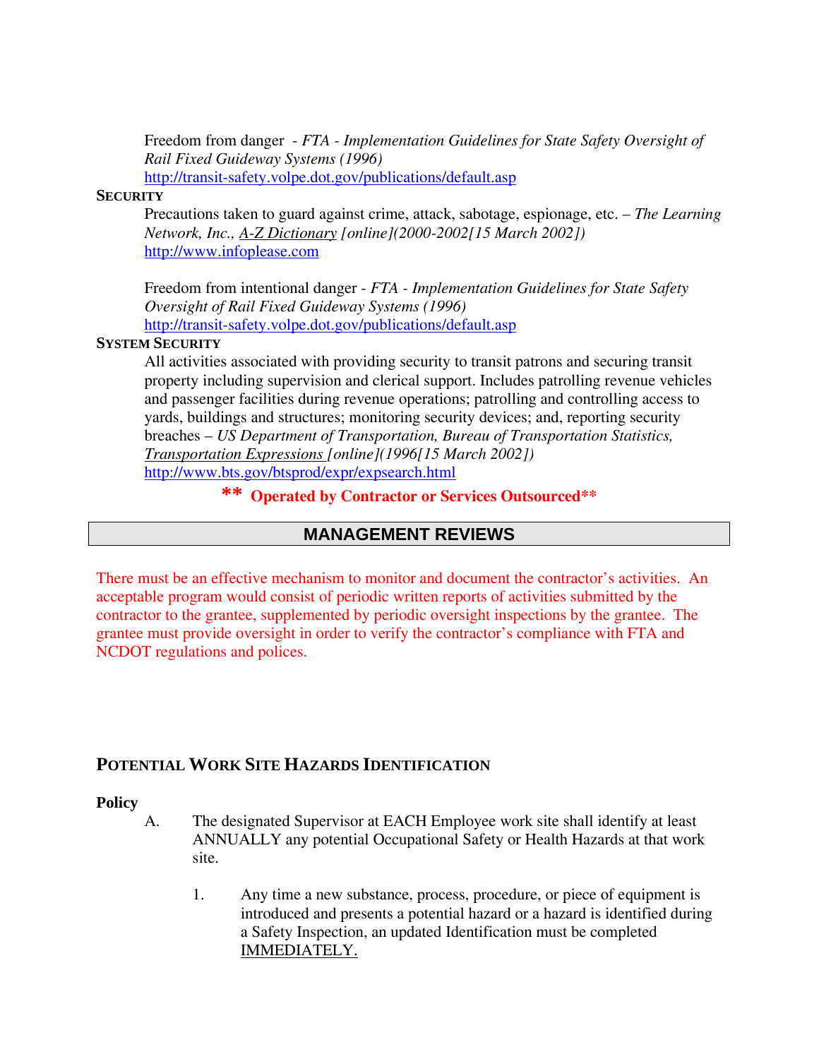Freedom from danger - *FTA - Implementation Guidelines for State Safety Oversight of Rail Fixed Guideway Systems (1996)*
http://transit-safety.volpe.dot.gov/publications/default.asp

**SECURITY**

Precautions taken to guard against crime, attack, sabotage, espionage, etc. – *The Learning Network, Inc., A-Z Dictionary [online](2000-2002[15 March 2002])*
http://www.infoplease.com

Freedom from intentional danger - *FTA - Implementation Guidelines for State Safety Oversight of Rail Fixed Guideway Systems (1996)*
http://transit-safety.volpe.dot.gov/publications/default.asp

**SYSTEM SECURITY**

All activities associated with providing security to transit patrons and securing transit property including supervision and clerical support. Includes patrolling revenue vehicles and passenger facilities during revenue operations; patrolling and controlling access to yards, buildings and structures; monitoring security devices; and, reporting security breaches – *US Department of Transportation, Bureau of Transportation Statistics, Transportation Expressions [online](1996[15 March 2002])*
http://www.bts.gov/btsprod/expr/expsearch.html

**\*\* Operated by Contractor or Services Outsourced\*\***

## MANAGEMENT REVIEWS

There must be an effective mechanism to monitor and document the contractor's activities. An acceptable program would consist of periodic written reports of activities submitted by the contractor to the grantee, supplemented by periodic oversight inspections by the grantee. The grantee must provide oversight in order to verify the contractor's compliance with FTA and NCDOT regulations and polices.

## POTENTIAL WORK SITE HAZARDS IDENTIFICATION

**Policy**

A. The designated Supervisor at EACH Employee work site shall identify at least ANNUALLY any potential Occupational Safety or Health Hazards at that work site.

1. Any time a new substance, process, procedure, or piece of equipment is introduced and presents a potential hazard or a hazard is identified during a Safety Inspection, an updated Identification must be completed IMMEDIATELY.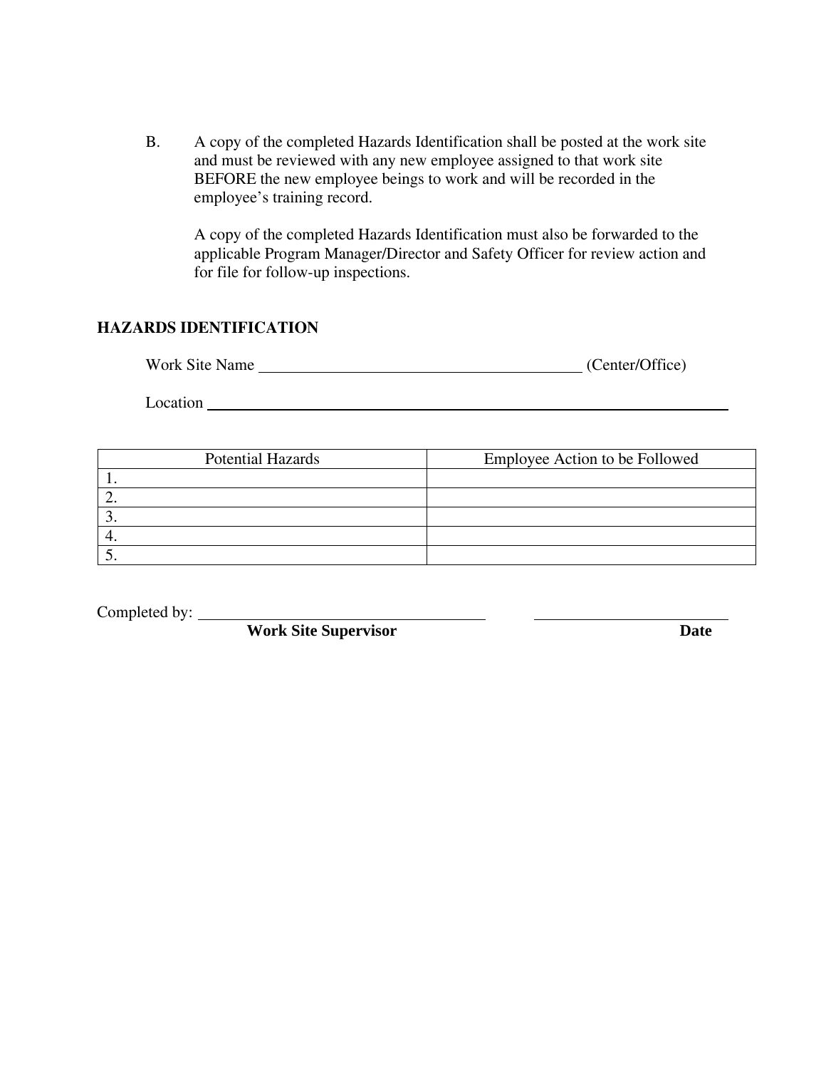B. A copy of the completed Hazards Identification shall be posted at the work site and must be reviewed with any new employee assigned to that work site BEFORE the new employee beings to work and will be recorded in the employee's training record.

A copy of the completed Hazards Identification must also be forwarded to the applicable Program Manager/Director and Safety Officer for review action and for file for follow-up inspections.

**HAZARDS IDENTIFICATION**

Work Site Name ________________________________________ (Center/Office)

Location ________________________________________________________________

| Potential Hazards | Employee Action to be Followed |
|---|---|
| 1. | |
| 2. | |
| 3. | |
| 4. | |
| 5. | |

Completed by: ____________________________________ ________________________

**Work Site Supervisor** **Date**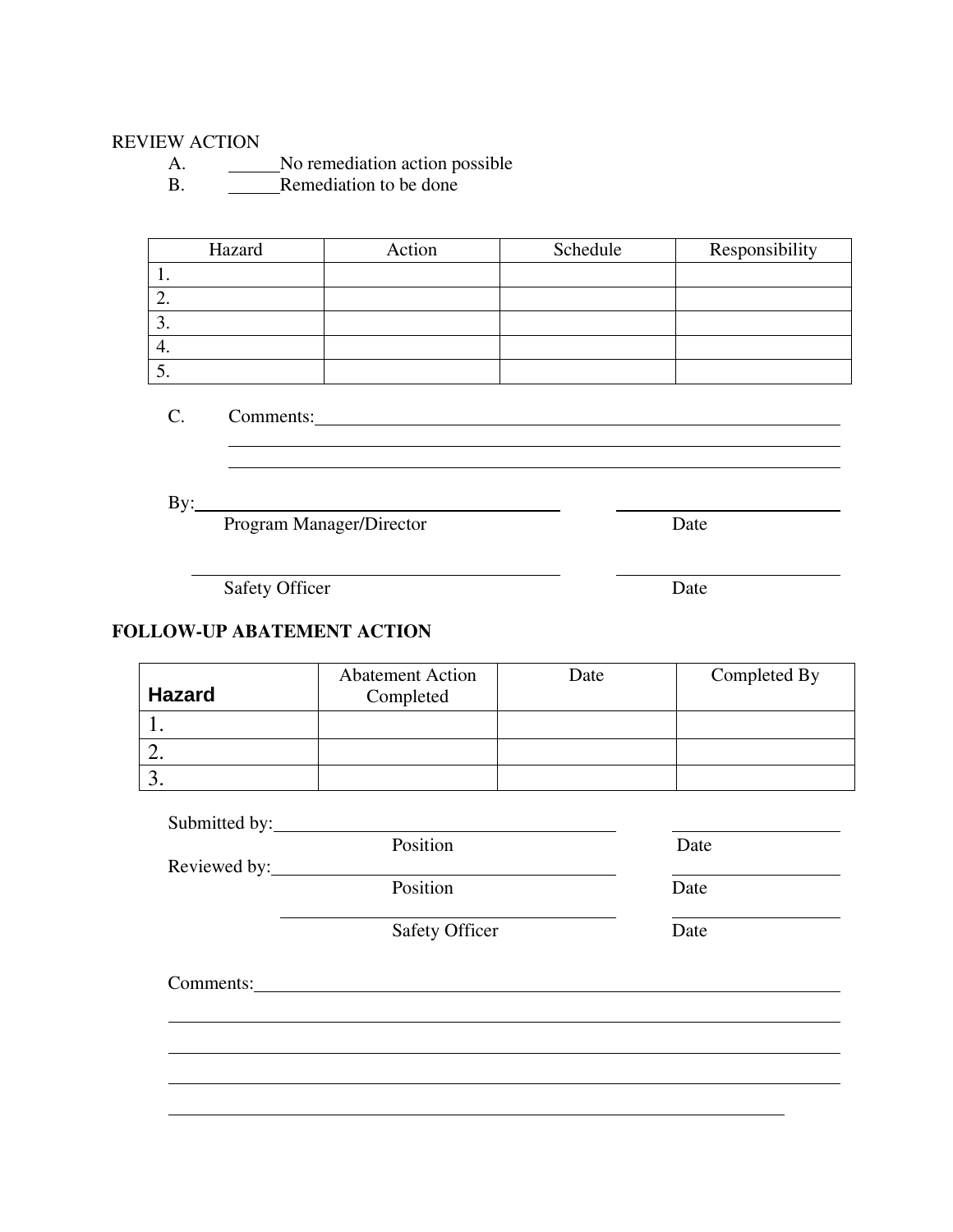REVIEW ACTION

A. ______No remediation action possible

B. ______Remediation to be done

| Hazard | Action | Schedule | Responsibility |
| --- | --- | --- | --- |
| 1. | | | |
| 2. | | | |
| 3. | | | |
| 4. | | | |
| 5. | | | |

C. Comments:________________________________________________________________

________________________________________________________________

________________________________________________________________

By:________________________________________ ____________________

Program Manager/Director Date

________________________________________ ____________________

Safety Officer Date

## FOLLOW-UP ABATEMENT ACTION

| Hazard | Abatement Action Completed | Date | Completed By |
| --- | --- | --- | --- |
| 1. | | | |
| 2. | | | |
| 3. | | | |

Submitted by:________________________________________ ____________________

Position Date

Reviewed by:________________________________________ ____________________

Position Date

________________________________________ ____________________

Safety Officer Date

Comments:________________________________________________________________

________________________________________________________________

________________________________________________________________

________________________________________________________________

________________________________________________________________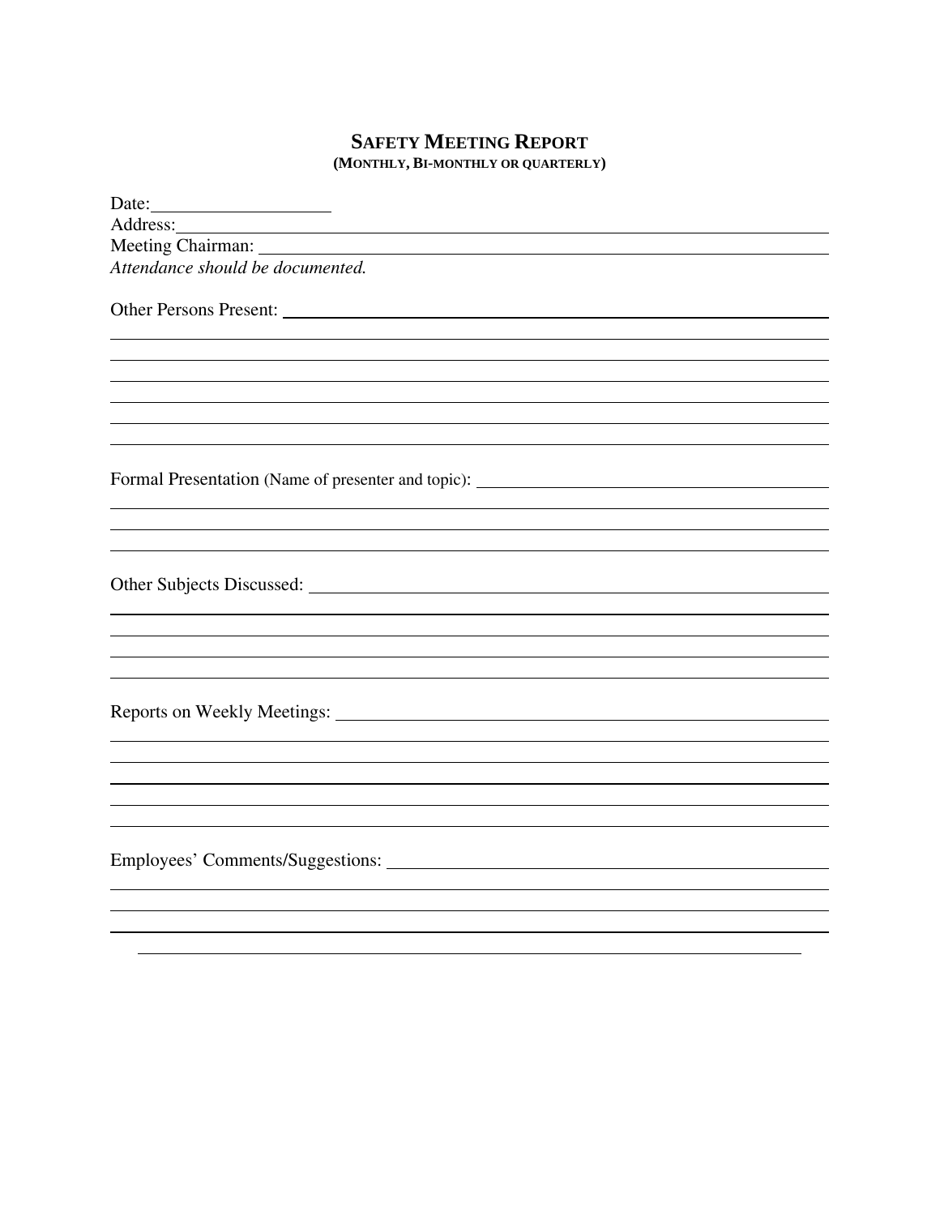# SAFETY MEETING REPORT

**(MONTHLY, BI-MONTHLY OR QUARTERLY)**

Date: ____________________

Address: ______________________________________________________________

Meeting Chairman: ______________________________________________________

*Attendance should be documented.*

Other Persons Present: __________________________________________________

________________________________________________________________________

________________________________________________________________________

________________________________________________________________________

________________________________________________________________________

________________________________________________________________________

________________________________________________________________________

Formal Presentation (Name of presenter and topic): _____________________________

________________________________________________________________________

________________________________________________________________________

________________________________________________________________________

Other Subjects Discussed: ________________________________________________

________________________________________________________________________

________________________________________________________________________

________________________________________________________________________

________________________________________________________________________

Reports on Weekly Meetings: _____________________________________________

________________________________________________________________________

________________________________________________________________________

________________________________________________________________________

________________________________________________________________________

________________________________________________________________________

Employees' Comments/Suggestions: _______________________________________

________________________________________________________________________

________________________________________________________________________

________________________________________________________________________

________________________________________________________________________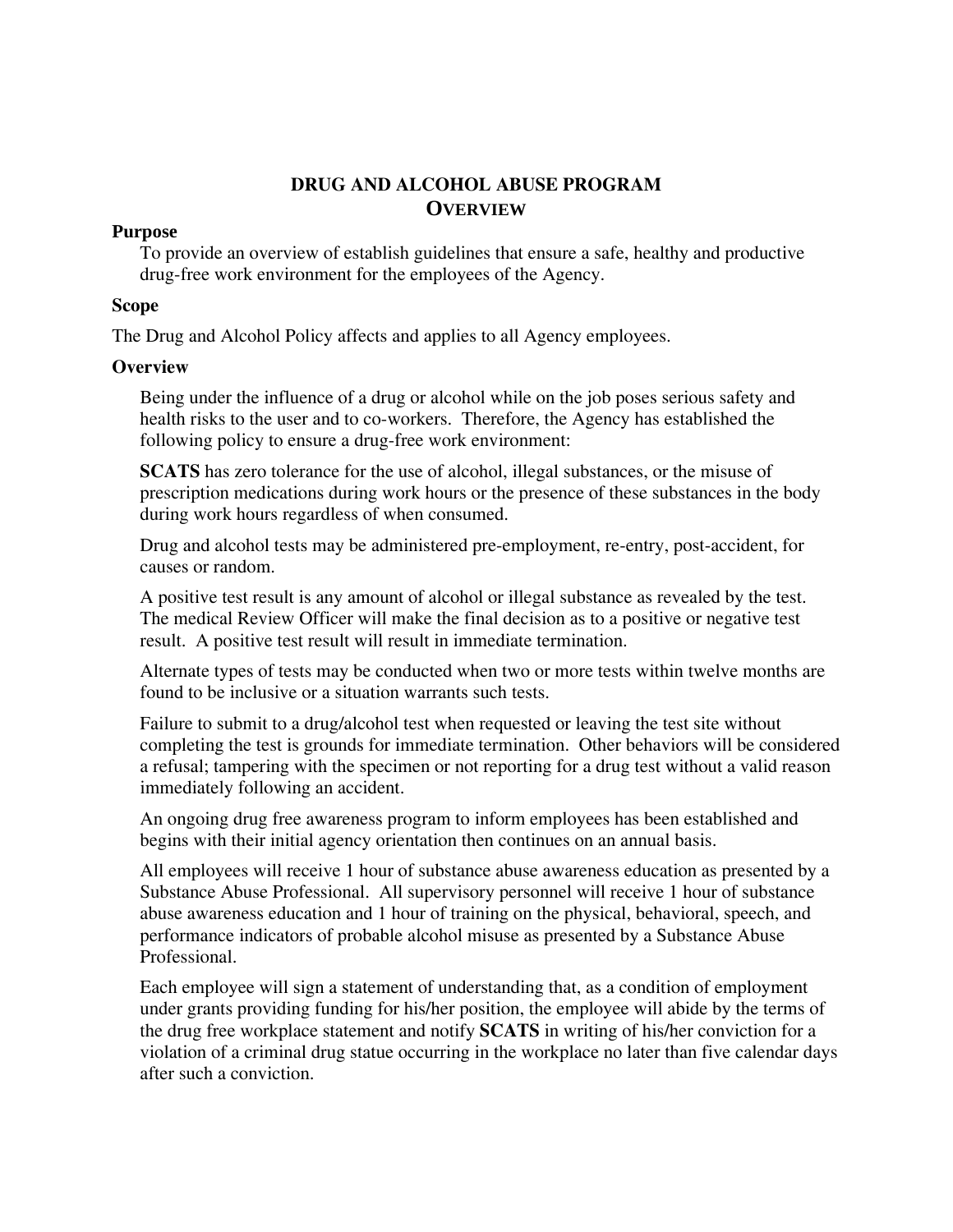# DRUG AND ALCOHOL ABUSE PROGRAM

## OVERVIEW

### Purpose

To provide an overview of establish guidelines that ensure a safe, healthy and productive drug-free work environment for the employees of the Agency.

### Scope

The Drug and Alcohol Policy affects and applies to all Agency employees.

### Overview

Being under the influence of a drug or alcohol while on the job poses serious safety and health risks to the user and to co-workers. Therefore, the Agency has established the following policy to ensure a drug-free work environment:

**SCATS** has zero tolerance for the use of alcohol, illegal substances, or the misuse of prescription medications during work hours or the presence of these substances in the body during work hours regardless of when consumed.

Drug and alcohol tests may be administered pre-employment, re-entry, post-accident, for causes or random.

A positive test result is any amount of alcohol or illegal substance as revealed by the test. The medical Review Officer will make the final decision as to a positive or negative test result. A positive test result will result in immediate termination.

Alternate types of tests may be conducted when two or more tests within twelve months are found to be inclusive or a situation warrants such tests.

Failure to submit to a drug/alcohol test when requested or leaving the test site without completing the test is grounds for immediate termination. Other behaviors will be considered a refusal; tampering with the specimen or not reporting for a drug test without a valid reason immediately following an accident.

An ongoing drug free awareness program to inform employees has been established and begins with their initial agency orientation then continues on an annual basis.

All employees will receive 1 hour of substance abuse awareness education as presented by a Substance Abuse Professional. All supervisory personnel will receive 1 hour of substance abuse awareness education and 1 hour of training on the physical, behavioral, speech, and performance indicators of probable alcohol misuse as presented by a Substance Abuse Professional.

Each employee will sign a statement of understanding that, as a condition of employment under grants providing funding for his/her position, the employee will abide by the terms of the drug free workplace statement and notify **SCATS** in writing of his/her conviction for a violation of a criminal drug statue occurring in the workplace no later than five calendar days after such a conviction.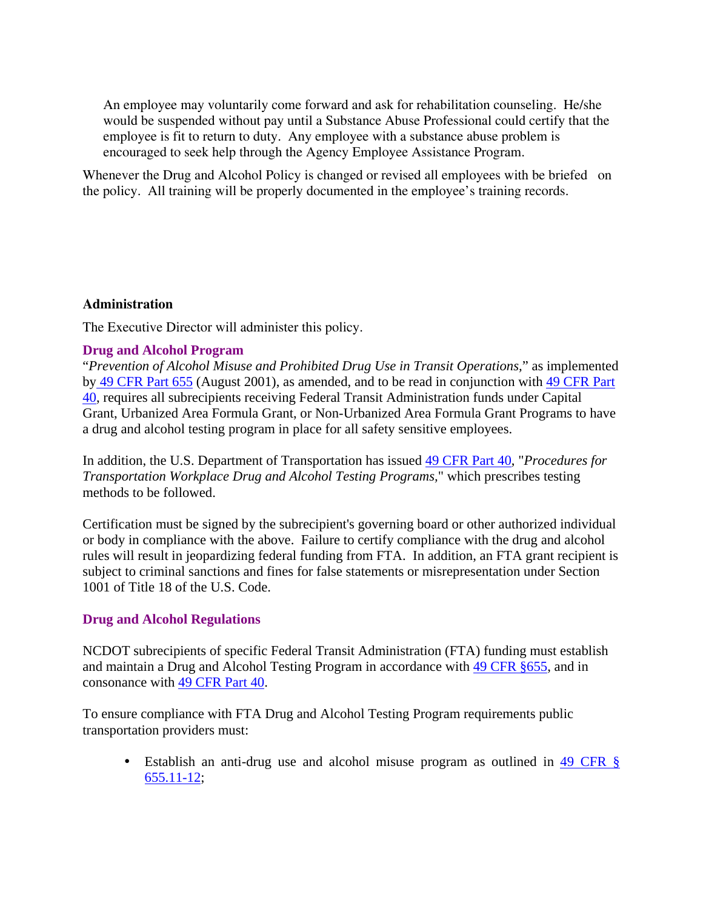An employee may voluntarily come forward and ask for rehabilitation counseling. He/she would be suspended without pay until a Substance Abuse Professional could certify that the employee is fit to return to duty. Any employee with a substance abuse problem is encouraged to seek help through the Agency Employee Assistance Program.

Whenever the Drug and Alcohol Policy is changed or revised all employees with be briefed on the policy. All training will be properly documented in the employee's training records.

**Administration**

The Executive Director will administer this policy.

### Drug and Alcohol Program

"*Prevention of Alcohol Misuse and Prohibited Drug Use in Transit Operations,*" as implemented by 49 CFR Part 655 (August 2001), as amended, and to be read in conjunction with 49 CFR Part 40, requires all subrecipients receiving Federal Transit Administration funds under Capital Grant, Urbanized Area Formula Grant, or Non-Urbanized Area Formula Grant Programs to have a drug and alcohol testing program in place for all safety sensitive employees.

In addition, the U.S. Department of Transportation has issued 49 CFR Part 40, "*Procedures for Transportation Workplace Drug and Alcohol Testing Programs*," which prescribes testing methods to be followed.

Certification must be signed by the subrecipient's governing board or other authorized individual or body in compliance with the above. Failure to certify compliance with the drug and alcohol rules will result in jeopardizing federal funding from FTA. In addition, an FTA grant recipient is subject to criminal sanctions and fines for false statements or misrepresentation under Section 1001 of Title 18 of the U.S. Code.

### Drug and Alcohol Regulations

NCDOT subrecipients of specific Federal Transit Administration (FTA) funding must establish and maintain a Drug and Alcohol Testing Program in accordance with 49 CFR §655, and in consonance with 49 CFR Part 40.

To ensure compliance with FTA Drug and Alcohol Testing Program requirements public transportation providers must:

- Establish an anti-drug use and alcohol misuse program as outlined in 49 CFR § 655.11-12;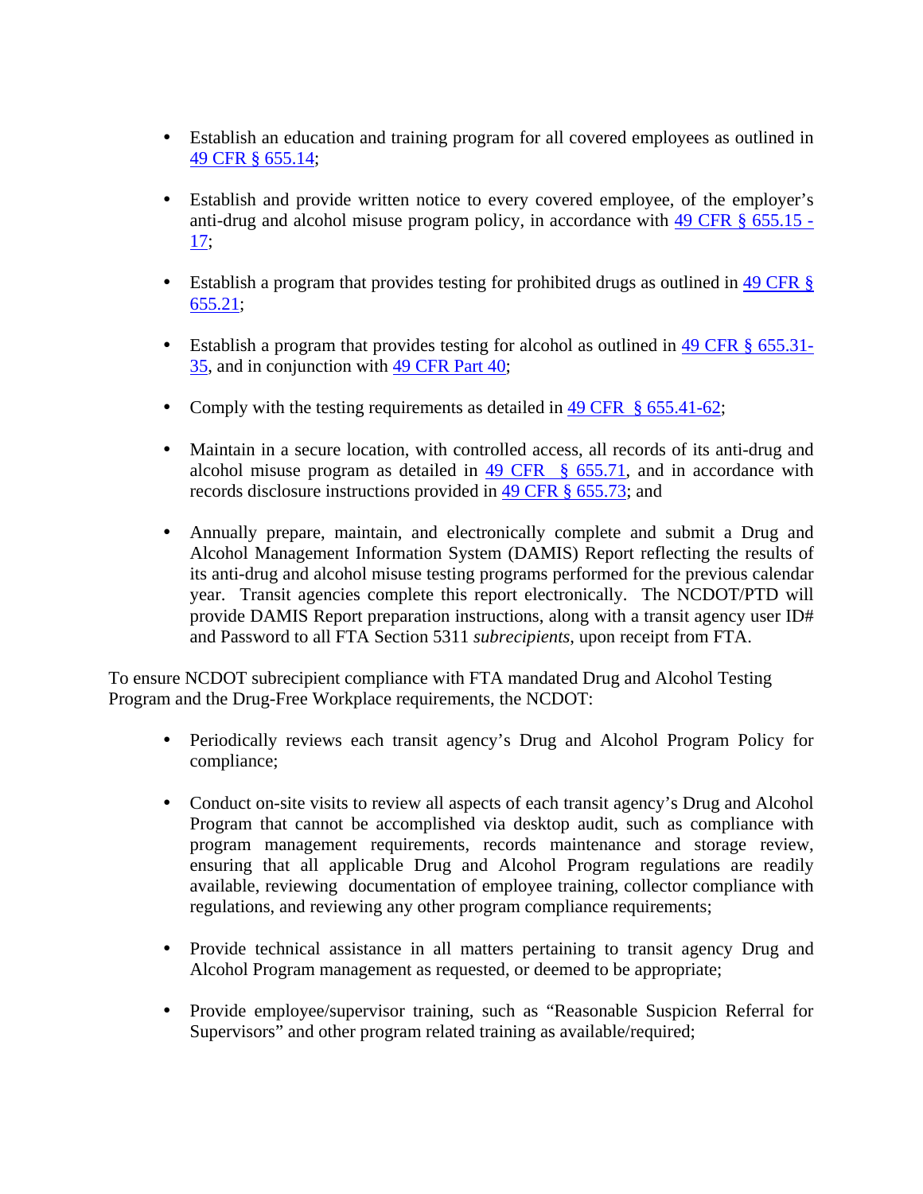- Establish an education and training program for all covered employees as outlined in 49 CFR § 655.14;

- Establish and provide written notice to every covered employee, of the employer's anti-drug and alcohol misuse program policy, in accordance with 49 CFR § 655.15 - 17;

- Establish a program that provides testing for prohibited drugs as outlined in 49 CFR § 655.21;

- Establish a program that provides testing for alcohol as outlined in 49 CFR § 655.31-35, and in conjunction with 49 CFR Part 40;

- Comply with the testing requirements as detailed in 49 CFR § 655.41-62;

- Maintain in a secure location, with controlled access, all records of its anti-drug and alcohol misuse program as detailed in 49 CFR § 655.71, and in accordance with records disclosure instructions provided in 49 CFR § 655.73; and

- Annually prepare, maintain, and electronically complete and submit a Drug and Alcohol Management Information System (DAMIS) Report reflecting the results of its anti-drug and alcohol misuse testing programs performed for the previous calendar year. Transit agencies complete this report electronically. The NCDOT/PTD will provide DAMIS Report preparation instructions, along with a transit agency user ID# and Password to all FTA Section 5311 *subrecipients*, upon receipt from FTA.

To ensure NCDOT subrecipient compliance with FTA mandated Drug and Alcohol Testing Program and the Drug-Free Workplace requirements, the NCDOT:

- Periodically reviews each transit agency's Drug and Alcohol Program Policy for compliance;

- Conduct on-site visits to review all aspects of each transit agency's Drug and Alcohol Program that cannot be accomplished via desktop audit, such as compliance with program management requirements, records maintenance and storage review, ensuring that all applicable Drug and Alcohol Program regulations are readily available, reviewing documentation of employee training, collector compliance with regulations, and reviewing any other program compliance requirements;

- Provide technical assistance in all matters pertaining to transit agency Drug and Alcohol Program management as requested, or deemed to be appropriate;

- Provide employee/supervisor training, such as "Reasonable Suspicion Referral for Supervisors" and other program related training as available/required;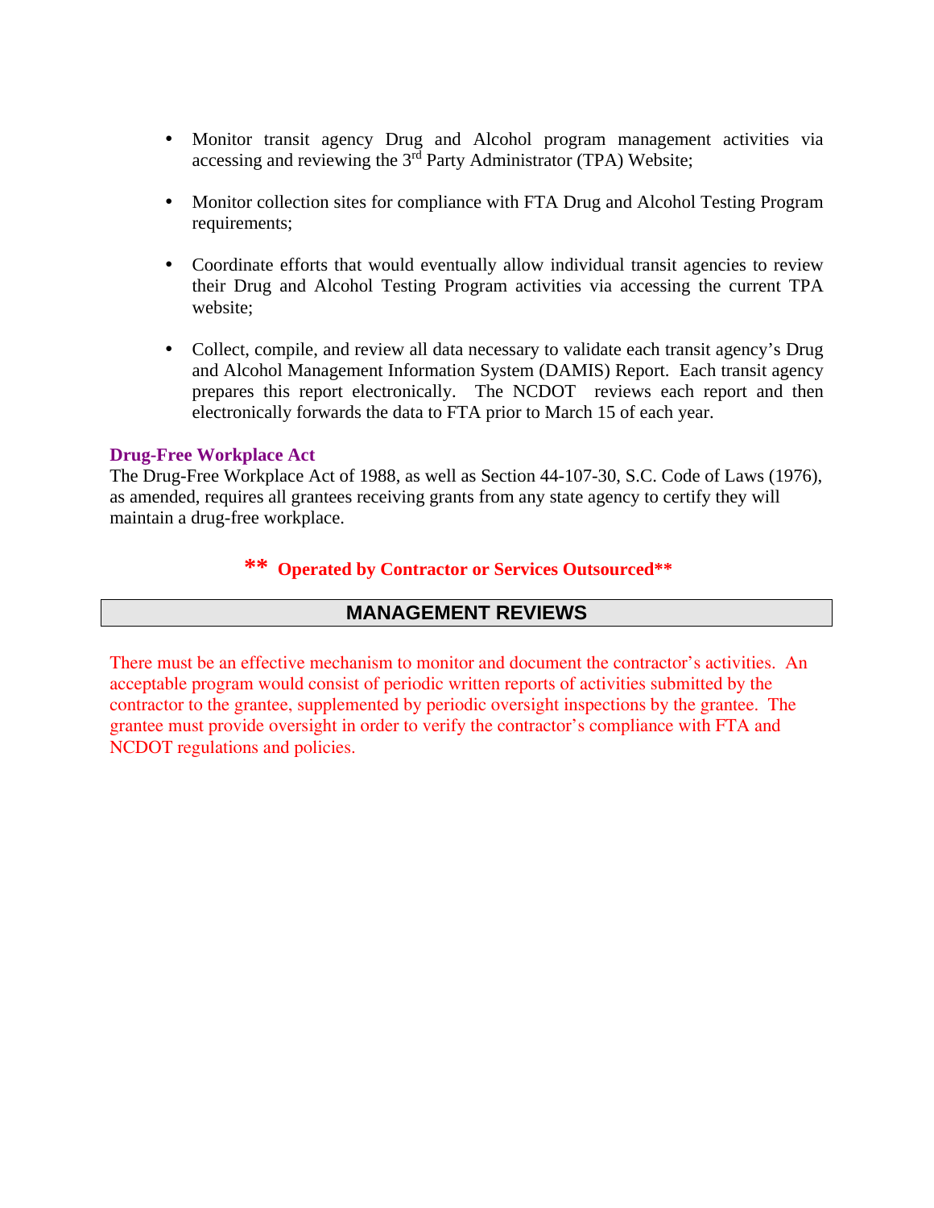- Monitor transit agency Drug and Alcohol program management activities via accessing and reviewing the 3rd Party Administrator (TPA) Website;

- Monitor collection sites for compliance with FTA Drug and Alcohol Testing Program requirements;

- Coordinate efforts that would eventually allow individual transit agencies to review their Drug and Alcohol Testing Program activities via accessing the current TPA website;

- Collect, compile, and review all data necessary to validate each transit agency's Drug and Alcohol Management Information System (DAMIS) Report. Each transit agency prepares this report electronically. The NCDOT reviews each report and then electronically forwards the data to FTA prior to March 15 of each year.

### Drug-Free Workplace Act

The Drug-Free Workplace Act of 1988, as well as Section 44-107-30, S.C. Code of Laws (1976), as amended, requires all grantees receiving grants from any state agency to certify they will maintain a drug-free workplace.

**\*\* Operated by Contractor or Services Outsourced\*\***

## MANAGEMENT REVIEWS

There must be an effective mechanism to monitor and document the contractor's activities. An acceptable program would consist of periodic written reports of activities submitted by the contractor to the grantee, supplemented by periodic oversight inspections by the grantee. The grantee must provide oversight in order to verify the contractor's compliance with FTA and NCDOT regulations and policies.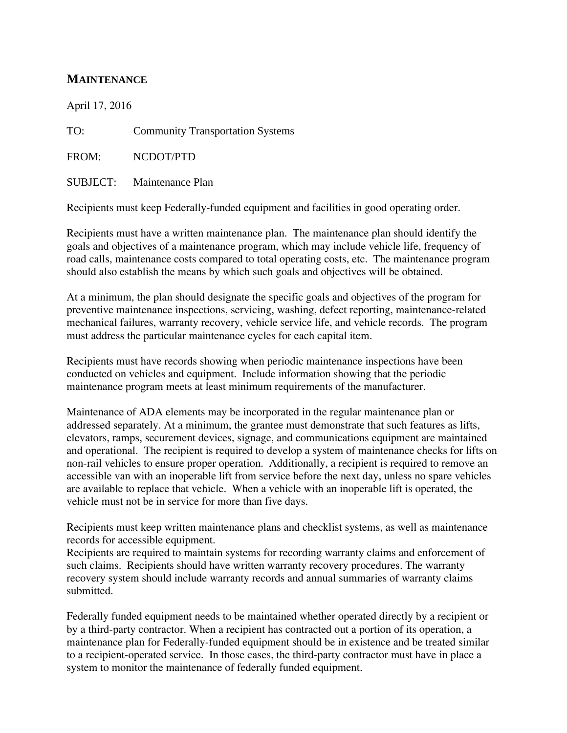## MAINTENANCE

April 17, 2016

TO: Community Transportation Systems

FROM: NCDOT/PTD

SUBJECT: Maintenance Plan

Recipients must keep Federally-funded equipment and facilities in good operating order.

Recipients must have a written maintenance plan. The maintenance plan should identify the goals and objectives of a maintenance program, which may include vehicle life, frequency of road calls, maintenance costs compared to total operating costs, etc. The maintenance program should also establish the means by which such goals and objectives will be obtained.

At a minimum, the plan should designate the specific goals and objectives of the program for preventive maintenance inspections, servicing, washing, defect reporting, maintenance-related mechanical failures, warranty recovery, vehicle service life, and vehicle records. The program must address the particular maintenance cycles for each capital item.

Recipients must have records showing when periodic maintenance inspections have been conducted on vehicles and equipment. Include information showing that the periodic maintenance program meets at least minimum requirements of the manufacturer.

Maintenance of ADA elements may be incorporated in the regular maintenance plan or addressed separately. At a minimum, the grantee must demonstrate that such features as lifts, elevators, ramps, securement devices, signage, and communications equipment are maintained and operational. The recipient is required to develop a system of maintenance checks for lifts on non-rail vehicles to ensure proper operation. Additionally, a recipient is required to remove an accessible van with an inoperable lift from service before the next day, unless no spare vehicles are available to replace that vehicle. When a vehicle with an inoperable lift is operated, the vehicle must not be in service for more than five days.

Recipients must keep written maintenance plans and checklist systems, as well as maintenance records for accessible equipment.
Recipients are required to maintain systems for recording warranty claims and enforcement of such claims. Recipients should have written warranty recovery procedures. The warranty recovery system should include warranty records and annual summaries of warranty claims submitted.

Federally funded equipment needs to be maintained whether operated directly by a recipient or by a third-party contractor. When a recipient has contracted out a portion of its operation, a maintenance plan for Federally-funded equipment should be in existence and be treated similar to a recipient-operated service. In those cases, the third-party contractor must have in place a system to monitor the maintenance of federally funded equipment.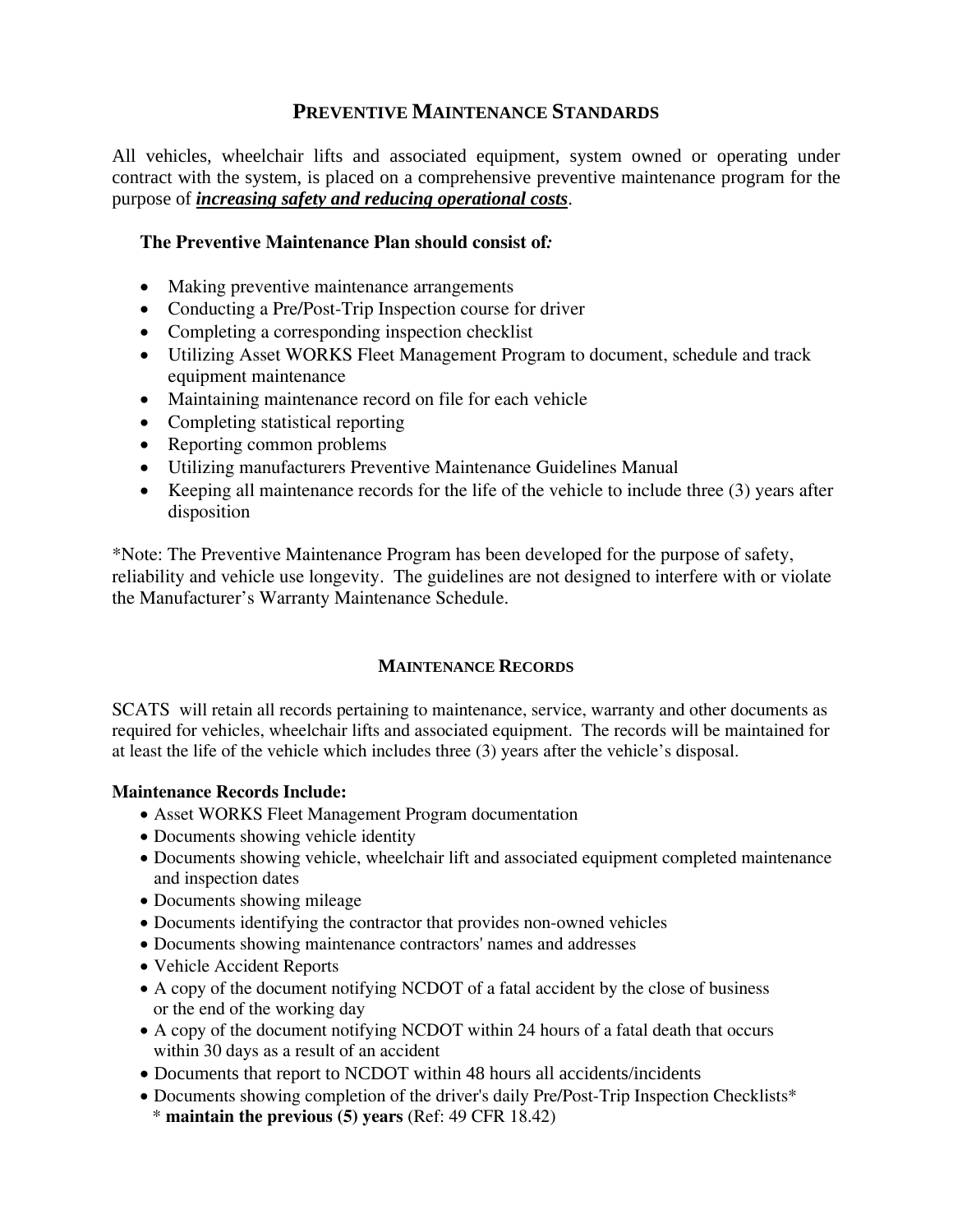# Preventive Maintenance Standards

All vehicles, wheelchair lifts and associated equipment, system owned or operating under contract with the system, is placed on a comprehensive preventive maintenance program for the purpose of ***increasing safety and reducing operational costs***.

**The Preventive Maintenance Plan should consist of*:***

- Making preventive maintenance arrangements
- Conducting a Pre/Post-Trip Inspection course for driver
- Completing a corresponding inspection checklist
- Utilizing Asset WORKS Fleet Management Program to document, schedule and track equipment maintenance
- Maintaining maintenance record on file for each vehicle
- Completing statistical reporting
- Reporting common problems
- Utilizing manufacturers Preventive Maintenance Guidelines Manual
- Keeping all maintenance records for the life of the vehicle to include three (3) years after disposition

*Note: The Preventive Maintenance Program has been developed for the purpose of safety, reliability and vehicle use longevity. The guidelines are not designed to interfere with or violate the Manufacturer's Warranty Maintenance Schedule.

## Maintenance Records

SCATS will retain all records pertaining to maintenance, service, warranty and other documents as required for vehicles, wheelchair lifts and associated equipment. The records will be maintained for at least the life of the vehicle which includes three (3) years after the vehicle's disposal.

**Maintenance Records Include:**

- Asset WORKS Fleet Management Program documentation
- Documents showing vehicle identity
- Documents showing vehicle, wheelchair lift and associated equipment completed maintenance and inspection dates
- Documents showing mileage
- Documents identifying the contractor that provides non-owned vehicles
- Documents showing maintenance contractors' names and addresses
- Vehicle Accident Reports
- A copy of the document notifying NCDOT of a fatal accident by the close of business or the end of the working day
- A copy of the document notifying NCDOT within 24 hours of a fatal death that occurs within 30 days as a result of an accident
- Documents that report to NCDOT within 48 hours all accidents/incidents
- Documents showing completion of the driver's daily Pre/Post-Trip Inspection Checklists*
  \* **maintain the previous (5) years** (Ref: 49 CFR 18.42)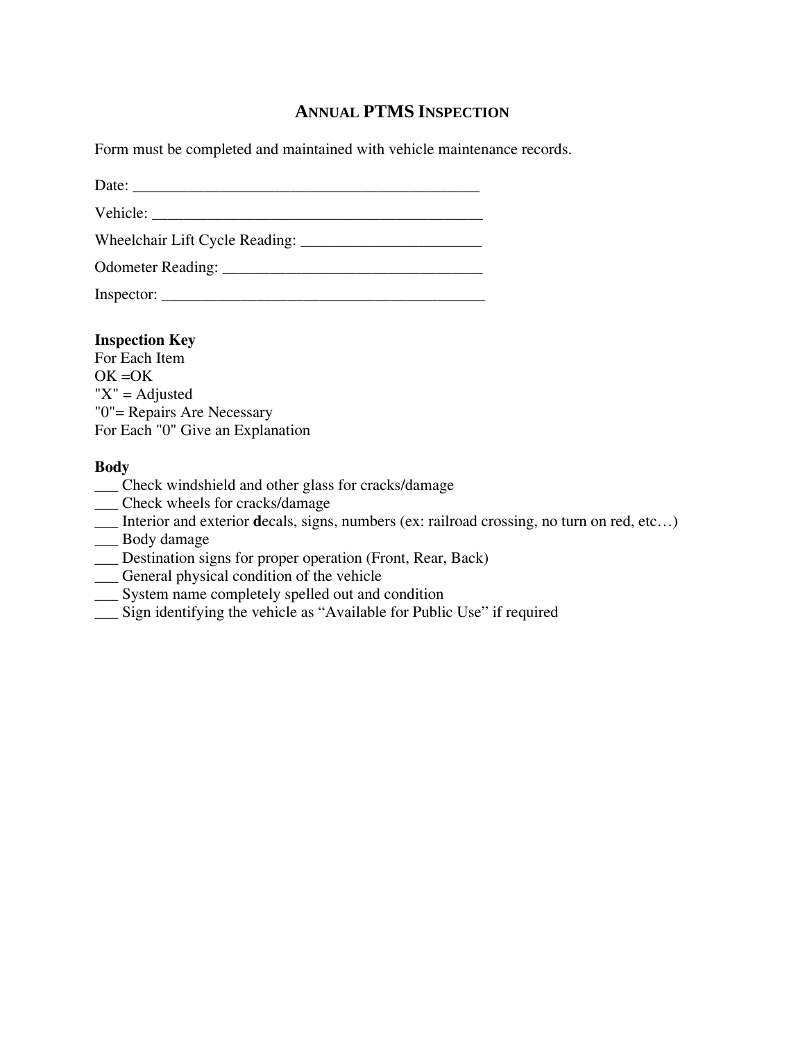## ANNUAL PTMS INSPECTION

Form must be completed and maintained with vehicle maintenance records.

Date: ____________________________________________

Vehicle: __________________________________________

Wheelchair Lift Cycle Reading: ______________________

Odometer Reading: ________________________________

Inspector: _________________________________________

**Inspection Key**
For Each Item
OK =OK
"X" = Adjusted
"0"= Repairs Are Necessary
For Each "0" Give an Explanation

**Body**
___ Check windshield and other glass for cracks/damage
___ Check wheels for cracks/damage
___ Interior and exterior **d**ecals, signs, numbers (ex: railroad crossing, no turn on red, etc…)
___ Body damage
___ Destination signs for proper operation (Front, Rear, Back)
___ General physical condition of the vehicle
___ System name completely spelled out and condition
___ Sign identifying the vehicle as "Available for Public Use" if required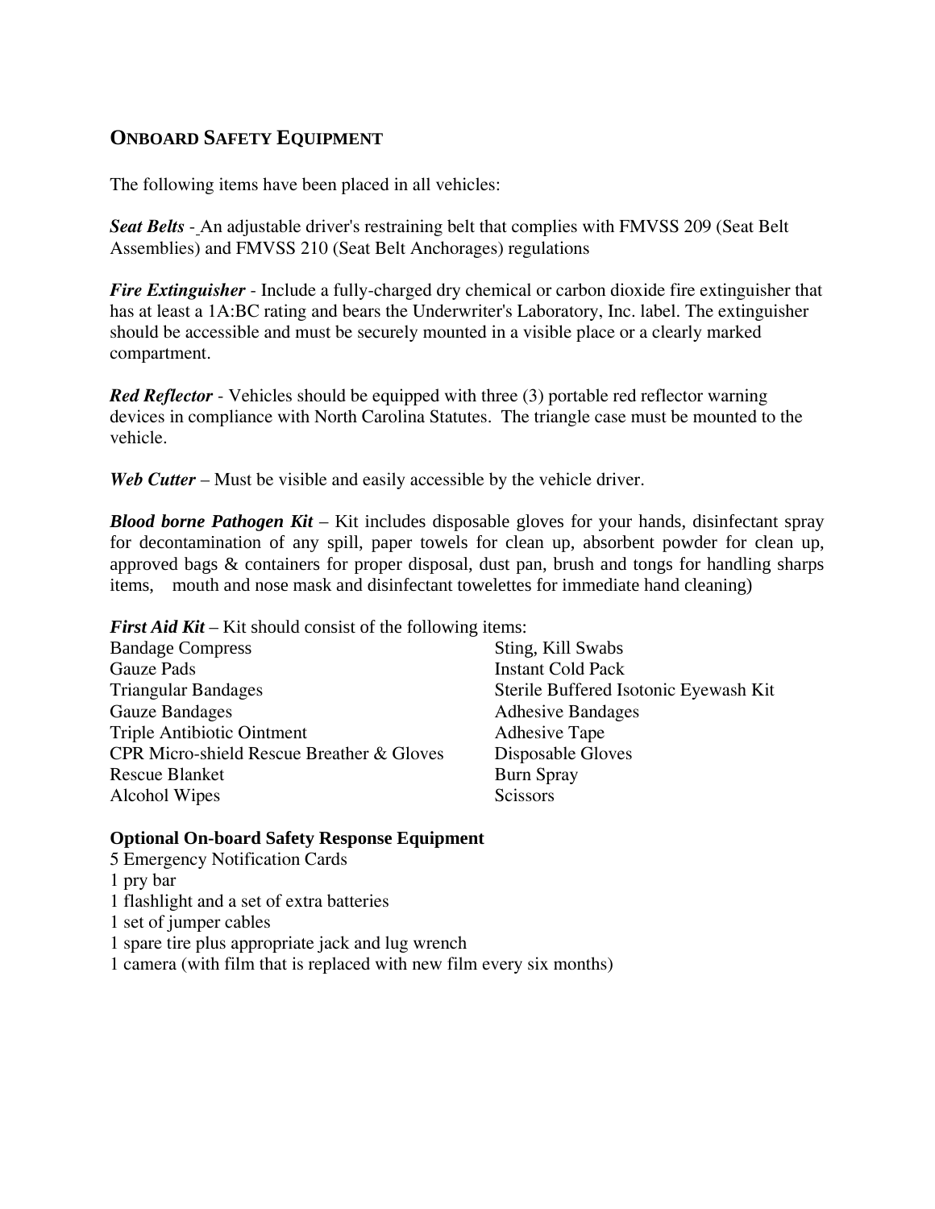## ONBOARD SAFETY EQUIPMENT

The following items have been placed in all vehicles:

***Seat Belts*** - An adjustable driver's restraining belt that complies with FMVSS 209 (Seat Belt Assemblies) and FMVSS 210 (Seat Belt Anchorages) regulations

***Fire Extinguisher*** - Include a fully-charged dry chemical or carbon dioxide fire extinguisher that has at least a 1A:BC rating and bears the Underwriter's Laboratory, Inc. label. The extinguisher should be accessible and must be securely mounted in a visible place or a clearly marked compartment.

***Red Reflector*** - Vehicles should be equipped with three (3) portable red reflector warning devices in compliance with North Carolina Statutes. The triangle case must be mounted to the vehicle.

***Web Cutter*** – Must be visible and easily accessible by the vehicle driver.

***Blood borne Pathogen Kit*** – Kit includes disposable gloves for your hands, disinfectant spray for decontamination of any spill, paper towels for clean up, absorbent powder for clean up, approved bags & containers for proper disposal, dust pan, brush and tongs for handling sharps items, mouth and nose mask and disinfectant towelettes for immediate hand cleaning)

***First Aid Kit*** – Kit should consist of the following items:

- Bandage Compress
- Gauze Pads
- Triangular Bandages
- Gauze Bandages
- Triple Antibiotic Ointment
- CPR Micro-shield Rescue Breather & Gloves
- Rescue Blanket
- Alcohol Wipes
- Sting, Kill Swabs
- Instant Cold Pack
- Sterile Buffered Isotonic Eyewash Kit
- Adhesive Bandages
- Adhesive Tape
- Disposable Gloves
- Burn Spray
- Scissors

**Optional On-board Safety Response Equipment**

5 Emergency Notification Cards
1 pry bar
1 flashlight and a set of extra batteries
1 set of jumper cables
1 spare tire plus appropriate jack and lug wrench
1 camera (with film that is replaced with new film every six months)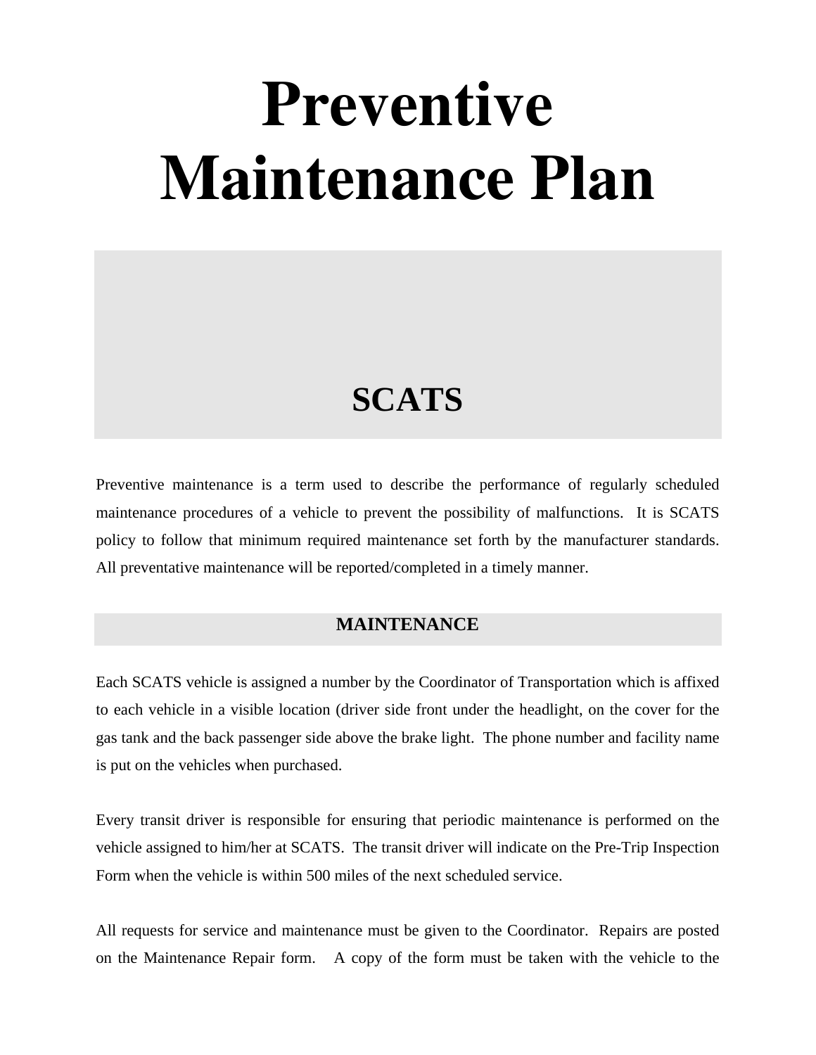# Preventive Maintenance Plan

## SCATS

Preventive maintenance is a term used to describe the performance of regularly scheduled maintenance procedures of a vehicle to prevent the possibility of malfunctions. It is SCATS policy to follow that minimum required maintenance set forth by the manufacturer standards. All preventative maintenance will be reported/completed in a timely manner.

## MAINTENANCE

Each SCATS vehicle is assigned a number by the Coordinator of Transportation which is affixed to each vehicle in a visible location (driver side front under the headlight, on the cover for the gas tank and the back passenger side above the brake light. The phone number and facility name is put on the vehicles when purchased.

Every transit driver is responsible for ensuring that periodic maintenance is performed on the vehicle assigned to him/her at SCATS. The transit driver will indicate on the Pre-Trip Inspection Form when the vehicle is within 500 miles of the next scheduled service.

All requests for service and maintenance must be given to the Coordinator. Repairs are posted on the Maintenance Repair form. A copy of the form must be taken with the vehicle to the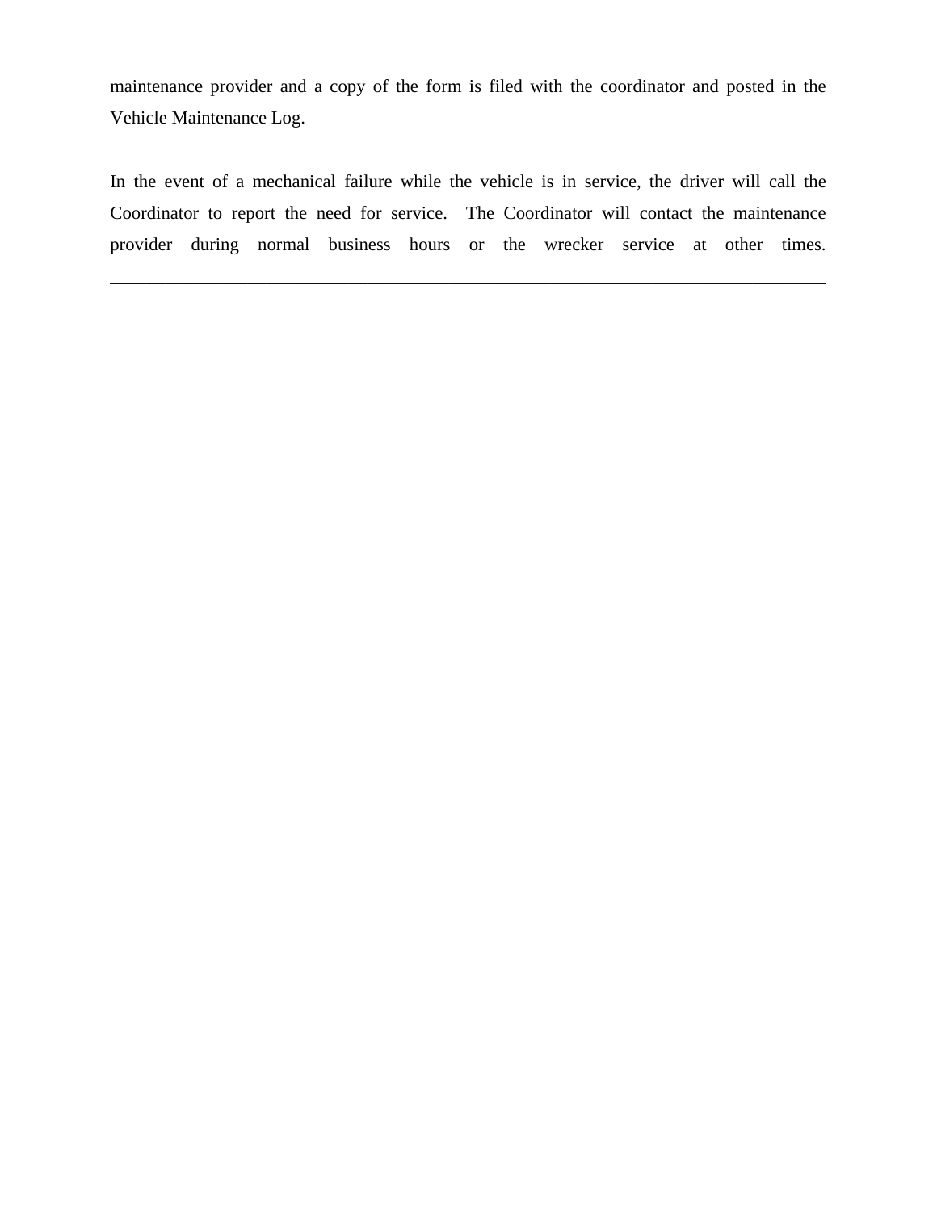maintenance provider and a copy of the form is filed with the coordinator and posted in the Vehicle Maintenance Log.

In the event of a mechanical failure while the vehicle is in service, the driver will call the Coordinator to report the need for service. The Coordinator will contact the maintenance provider during normal business hours or the wrecker service at other times.

---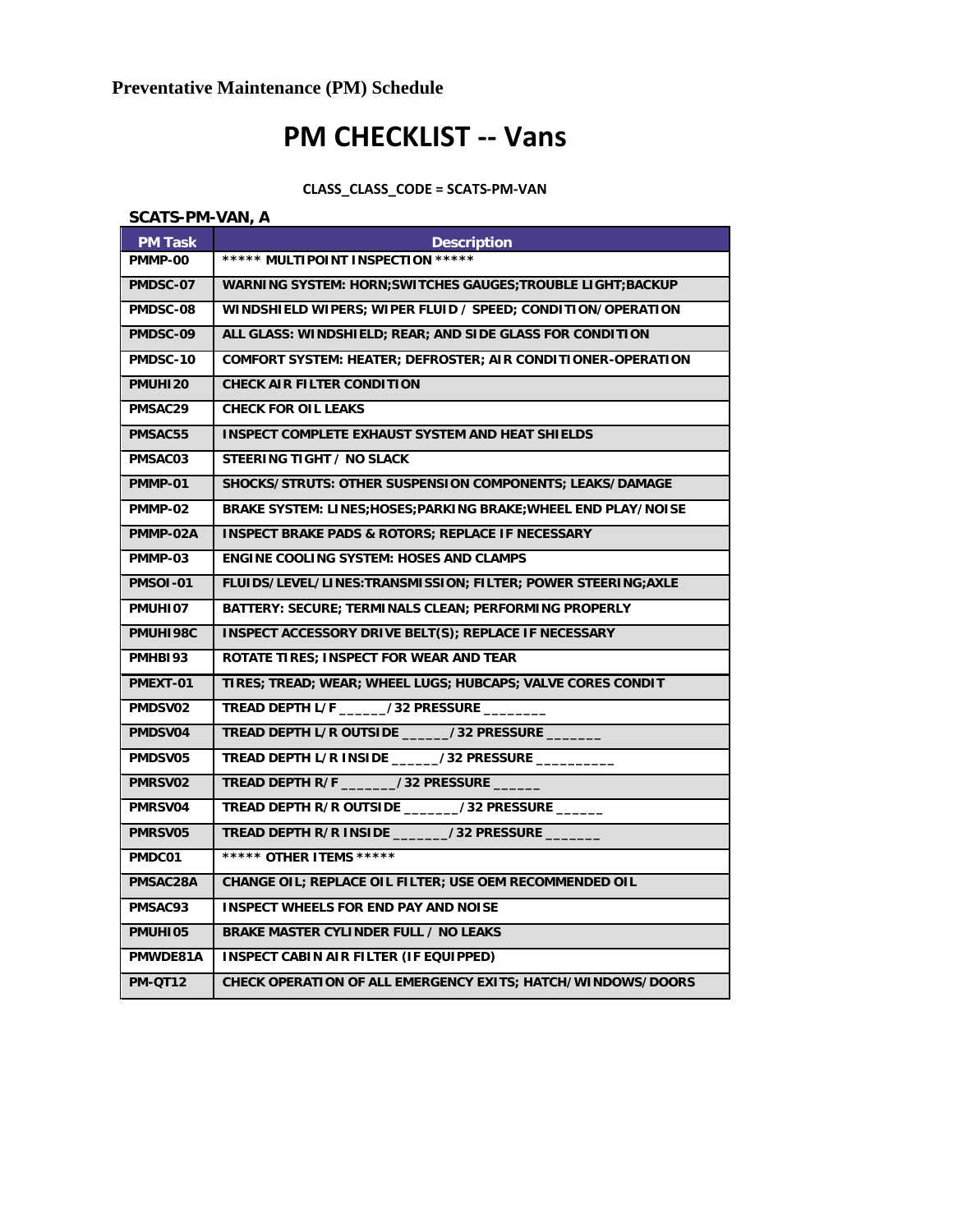**Preventative Maintenance (PM) Schedule**

# PM CHECKLIST -- Vans

**CLASS_CLASS_CODE = SCATS-PM-VAN**

**SCATS-PM-VAN, A**

| PM Task | Description |
|---|---|
| PMMP-00 | ***** MULTIPOINT INSPECTION ***** |
| PMDSC-07 | WARNING SYSTEM: HORN;SWITCHES GAUGES;TROUBLE LIGHT;BACKUP |
| PMDSC-08 | WINDSHIELD WIPERS; WIPER FLUID / SPEED; CONDITION/OPERATION |
| PMDSC-09 | ALL GLASS: WINDSHIELD; REAR; AND SIDE GLASS FOR CONDITION |
| PMDSC-10 | COMFORT SYSTEM: HEATER; DEFROSTER; AIR CONDITIONER-OPERATION |
| PMUHI20 | CHECK AIR FILTER CONDITION |
| PMSAC29 | CHECK FOR OIL LEAKS |
| PMSAC55 | INSPECT COMPLETE EXHAUST SYSTEM AND HEAT SHIELDS |
| PMSAC03 | STEERING TIGHT / NO SLACK |
| PMMP-01 | SHOCKS/STRUTS: OTHER SUSPENSION COMPONENTS; LEAKS/DAMAGE |
| PMMP-02 | BRAKE SYSTEM: LINES;HOSES;PARKING BRAKE;WHEEL END PLAY/NOISE |
| PMMP-02A | INSPECT BRAKE PADS & ROTORS; REPLACE IF NECESSARY |
| PMMP-03 | ENGINE COOLING SYSTEM: HOSES AND CLAMPS |
| PMSOI-01 | FLUIDS/LEVEL/LINES:TRANSMISSION; FILTER; POWER STEERING;AXLE |
| PMUHI07 | BATTERY: SECURE; TERMINALS CLEAN; PERFORMING PROPERLY |
| PMUHI98C | INSPECT ACCESSORY DRIVE BELT(S); REPLACE IF NECESSARY |
| PMHBI93 | ROTATE TIRES; INSPECT FOR WEAR AND TEAR |
| PMEXT-01 | TIRES; TREAD; WEAR; WHEEL LUGS; HUBCAPS; VALVE CORES CONDIT |
| PMDSV02 | TREAD DEPTH L/F ______/32 PRESSURE ________ |
| PMDSV04 | TREAD DEPTH L/R OUTSIDE ______/32 PRESSURE _______ |
| PMDSV05 | TREAD DEPTH L/R INSIDE ______/32 PRESSURE __________ |
| PMRSV02 | TREAD DEPTH R/F _______/32 PRESSURE ______ |
| PMRSV04 | TREAD DEPTH R/R OUTSIDE _______/32 PRESSURE ______ |
| PMRSV05 | TREAD DEPTH R/R INSIDE _______/32 PRESSURE _______ |
| PMDC01 | ***** OTHER ITEMS ***** |
| PMSAC28A | CHANGE OIL; REPLACE OIL FILTER; USE OEM RECOMMENDED OIL |
| PMSAC93 | INSPECT WHEELS FOR END PAY AND NOISE |
| PMUHI05 | BRAKE MASTER CYLINDER FULL / NO LEAKS |
| PMWDE81A | INSPECT CABIN AIR FILTER (IF EQUIPPED) |
| PM-QT12 | CHECK OPERATION OF ALL EMERGENCY EXITS; HATCH/WINDOWS/DOORS |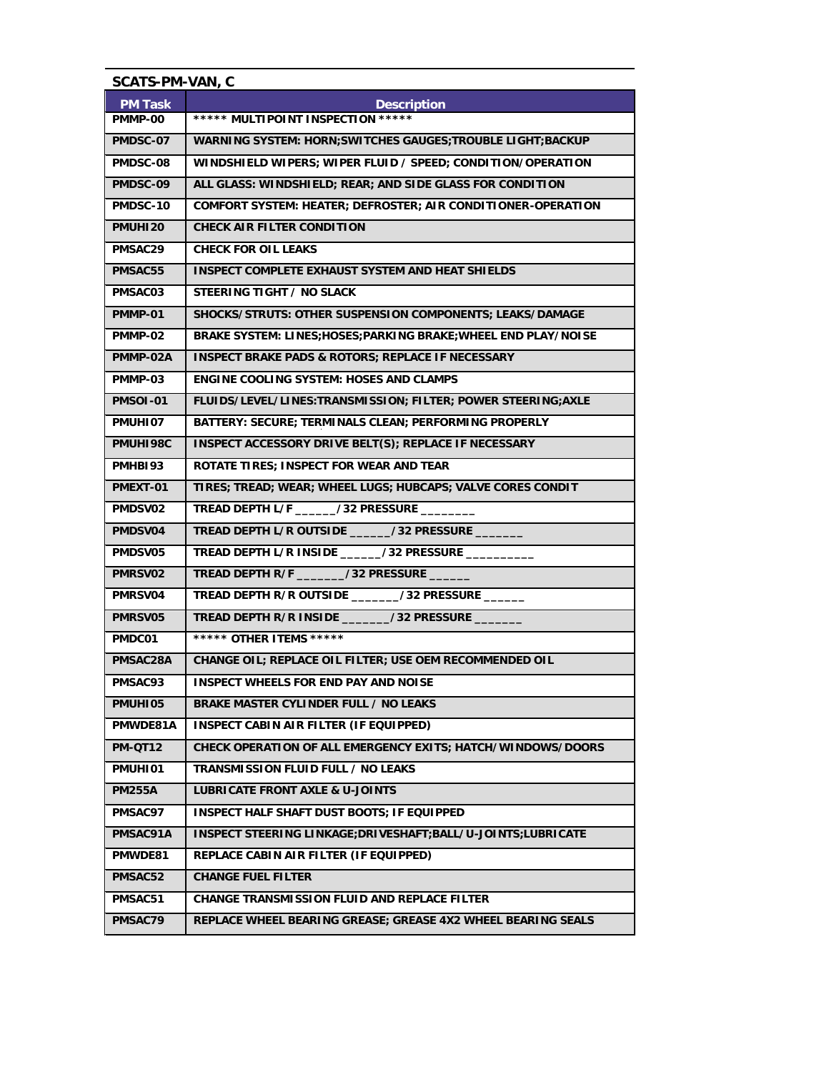## SCATS-PM-VAN, C

| PM Task | Description |
|---|---|
| PMMP-00 | ***** MULTIPOINT INSPECTION ***** |
| PMDSC-07 | WARNING SYSTEM: HORN;SWITCHES GAUGES;TROUBLE LIGHT;BACKUP |
| PMDSC-08 | WINDSHIELD WIPERS; WIPER FLUID / SPEED; CONDITION/OPERATION |
| PMDSC-09 | ALL GLASS: WINDSHIELD; REAR; AND SIDE GLASS FOR CONDITION |
| PMDSC-10 | COMFORT SYSTEM: HEATER; DEFROSTER; AIR CONDITIONER-OPERATION |
| PMUHI20 | CHECK AIR FILTER CONDITION |
| PMSAC29 | CHECK FOR OIL LEAKS |
| PMSAC55 | INSPECT COMPLETE EXHAUST SYSTEM AND HEAT SHIELDS |
| PMSAC03 | STEERING TIGHT / NO SLACK |
| PMMP-01 | SHOCKS/STRUTS: OTHER SUSPENSION COMPONENTS; LEAKS/DAMAGE |
| PMMP-02 | BRAKE SYSTEM: LINES;HOSES;PARKING BRAKE;WHEEL END PLAY/NOISE |
| PMMP-02A | INSPECT BRAKE PADS & ROTORS; REPLACE IF NECESSARY |
| PMMP-03 | ENGINE COOLING SYSTEM: HOSES AND CLAMPS |
| PMSOI-01 | FLUIDS/LEVEL/LINES:TRANSMISSION; FILTER; POWER STEERING;AXLE |
| PMUHI07 | BATTERY: SECURE; TERMINALS CLEAN; PERFORMING PROPERLY |
| PMUHI98C | INSPECT ACCESSORY DRIVE BELT(S); REPLACE IF NECESSARY |
| PMHBI93 | ROTATE TIRES; INSPECT FOR WEAR AND TEAR |
| PMEXT-01 | TIRES; TREAD; WEAR; WHEEL LUGS; HUBCAPS; VALVE CORES CONDIT |
| PMDSV02 | TREAD DEPTH L/F ______/32 PRESSURE ________ |
| PMDSV04 | TREAD DEPTH L/R OUTSIDE ______/32 PRESSURE _______ |
| PMDSV05 | TREAD DEPTH L/R INSIDE ______/32 PRESSURE __________ |
| PMRSV02 | TREAD DEPTH R/F _______/32 PRESSURE ______ |
| PMRSV04 | TREAD DEPTH R/R OUTSIDE _______/32 PRESSURE ______ |
| PMRSV05 | TREAD DEPTH R/R INSIDE _______/32 PRESSURE _______ |
| PMDC01 | ***** OTHER ITEMS ***** |
| PMSAC28A | CHANGE OIL; REPLACE OIL FILTER; USE OEM RECOMMENDED OIL |
| PMSAC93 | INSPECT WHEELS FOR END PAY AND NOISE |
| PMUHI05 | BRAKE MASTER CYLINDER FULL / NO LEAKS |
| PMWDE81A | INSPECT CABIN AIR FILTER (IF EQUIPPED) |
| PM-QT12 | CHECK OPERATION OF ALL EMERGENCY EXITS; HATCH/WINDOWS/DOORS |
| PMUHI01 | TRANSMISSION FLUID FULL / NO LEAKS |
| PM255A | LUBRICATE FRONT AXLE & U-JOINTS |
| PMSAC97 | INSPECT HALF SHAFT DUST BOOTS; IF EQUIPPED |
| PMSAC91A | INSPECT STEERING LINKAGE;DRIVESHAFT;BALL/U-JOINTS;LUBRICATE |
| PMWDE81 | REPLACE CABIN AIR FILTER (IF EQUIPPED) |
| PMSAC52 | CHANGE FUEL FILTER |
| PMSAC51 | CHANGE TRANSMISSION FLUID AND REPLACE FILTER |
| PMSAC79 | REPLACE WHEEL BEARING GREASE; GREASE 4X2 WHEEL BEARING SEALS |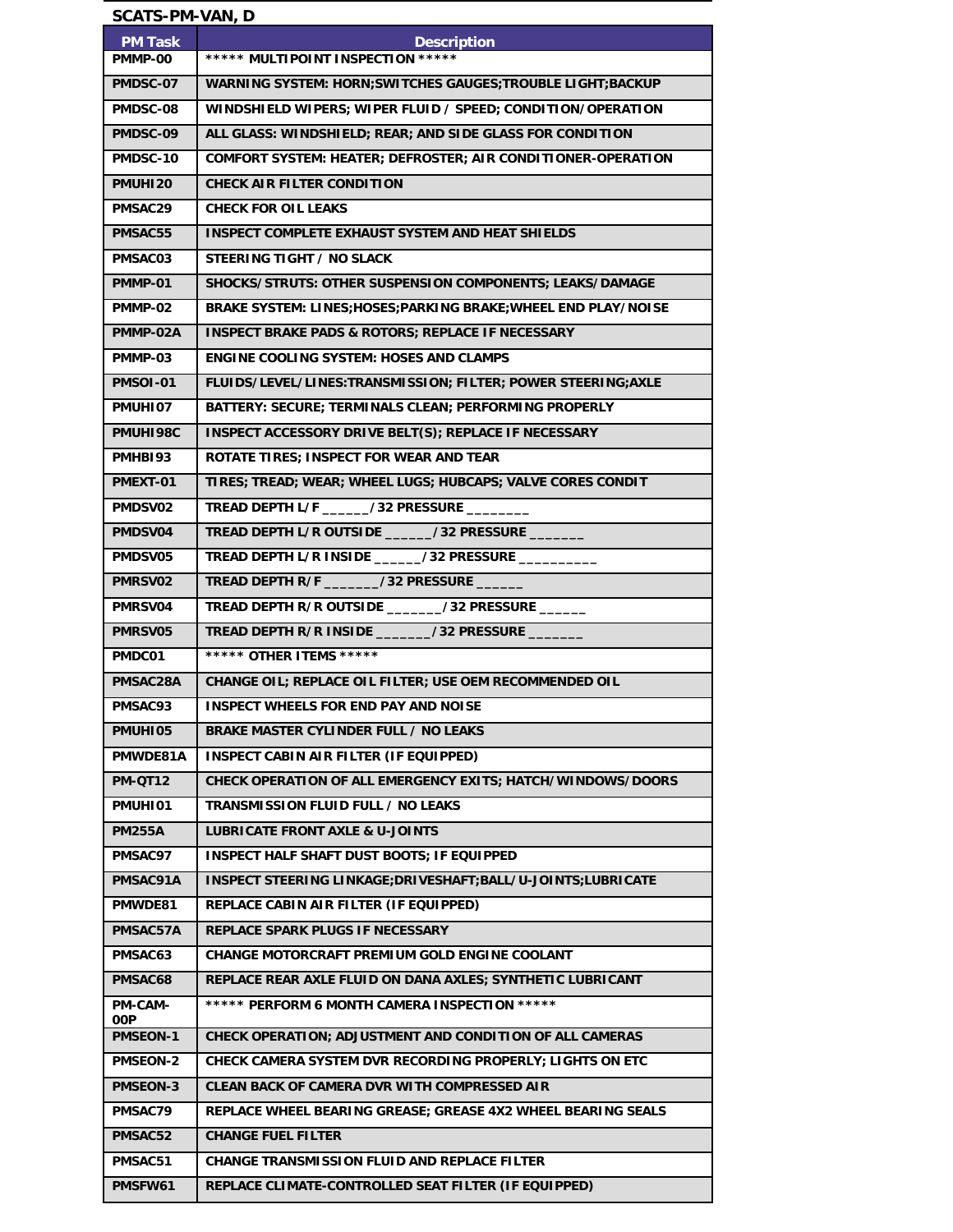**SCATS-PM-VAN, D**

| PM Task | Description |
|---|---|
| PMMP-00 | ***** MULTIPOINT INSPECTION ***** |
| PMDSC-07 | WARNING SYSTEM: HORN;SWITCHES GAUGES;TROUBLE LIGHT;BACKUP |
| PMDSC-08 | WINDSHIELD WIPERS; WIPER FLUID / SPEED; CONDITION/OPERATION |
| PMDSC-09 | ALL GLASS: WINDSHIELD; REAR; AND SIDE GLASS FOR CONDITION |
| PMDSC-10 | COMFORT SYSTEM: HEATER; DEFROSTER; AIR CONDITIONER-OPERATION |
| PMUHI20 | CHECK AIR FILTER CONDITION |
| PMSAC29 | CHECK FOR OIL LEAKS |
| PMSAC55 | INSPECT COMPLETE EXHAUST SYSTEM AND HEAT SHIELDS |
| PMSAC03 | STEERING TIGHT / NO SLACK |
| PMMP-01 | SHOCKS/STRUTS: OTHER SUSPENSION COMPONENTS; LEAKS/DAMAGE |
| PMMP-02 | BRAKE SYSTEM: LINES;HOSES;PARKING BRAKE;WHEEL END PLAY/NOISE |
| PMMP-02A | INSPECT BRAKE PADS & ROTORS; REPLACE IF NECESSARY |
| PMMP-03 | ENGINE COOLING SYSTEM: HOSES AND CLAMPS |
| PMSOI-01 | FLUIDS/LEVEL/LINES:TRANSMISSION; FILTER; POWER STEERING;AXLE |
| PMUHI07 | BATTERY: SECURE; TERMINALS CLEAN; PERFORMING PROPERLY |
| PMUHI98C | INSPECT ACCESSORY DRIVE BELT(S); REPLACE IF NECESSARY |
| PMHBI93 | ROTATE TIRES; INSPECT FOR WEAR AND TEAR |
| PMEXT-01 | TIRES; TREAD; WEAR; WHEEL LUGS; HUBCAPS; VALVE CORES CONDIT |
| PMDSV02 | TREAD DEPTH L/F ______/32 PRESSURE ________ |
| PMDSV04 | TREAD DEPTH L/R OUTSIDE ______/32 PRESSURE _______ |
| PMDSV05 | TREAD DEPTH L/R INSIDE ______/32 PRESSURE __________ |
| PMRSV02 | TREAD DEPTH R/F _______/32 PRESSURE ______ |
| PMRSV04 | TREAD DEPTH R/R OUTSIDE _______/32 PRESSURE ______ |
| PMRSV05 | TREAD DEPTH R/R INSIDE _______/32 PRESSURE _______ |
| PMDC01 | ***** OTHER ITEMS ***** |
| PMSAC28A | CHANGE OIL; REPLACE OIL FILTER; USE OEM RECOMMENDED OIL |
| PMSAC93 | INSPECT WHEELS FOR END PAY AND NOISE |
| PMUHI05 | BRAKE MASTER CYLINDER FULL / NO LEAKS |
| PMWDE81A | INSPECT CABIN AIR FILTER (IF EQUIPPED) |
| PM-QT12 | CHECK OPERATION OF ALL EMERGENCY EXITS; HATCH/WINDOWS/DOORS |
| PMUHI01 | TRANSMISSION FLUID FULL / NO LEAKS |
| PM255A | LUBRICATE FRONT AXLE & U-JOINTS |
| PMSAC97 | INSPECT HALF SHAFT DUST BOOTS; IF EQUIPPED |
| PMSAC91A | INSPECT STEERING LINKAGE;DRIVESHAFT;BALL/U-JOINTS;LUBRICATE |
| PMWDE81 | REPLACE CABIN AIR FILTER (IF EQUIPPED) |
| PMSAC57A | REPLACE SPARK PLUGS IF NECESSARY |
| PMSAC63 | CHANGE MOTORCRAFT PREMIUM GOLD ENGINE COOLANT |
| PMSAC68 | REPLACE REAR AXLE FLUID ON DANA AXLES; SYNTHETIC LUBRICANT |
| PM-CAM-00P | ***** PERFORM 6 MONTH CAMERA INSPECTION ***** |
| PMSEON-1 | CHECK OPERATION; ADJUSTMENT AND CONDITION OF ALL CAMERAS |
| PMSEON-2 | CHECK CAMERA SYSTEM DVR RECORDING PROPERLY; LIGHTS ON ETC |
| PMSEON-3 | CLEAN BACK OF CAMERA DVR WITH COMPRESSED AIR |
| PMSAC79 | REPLACE WHEEL BEARING GREASE; GREASE 4X2 WHEEL BEARING SEALS |
| PMSAC52 | CHANGE FUEL FILTER |
| PMSAC51 | CHANGE TRANSMISSION FLUID AND REPLACE FILTER |
| PMSFW61 | REPLACE CLIMATE-CONTROLLED SEAT FILTER (IF EQUIPPED) |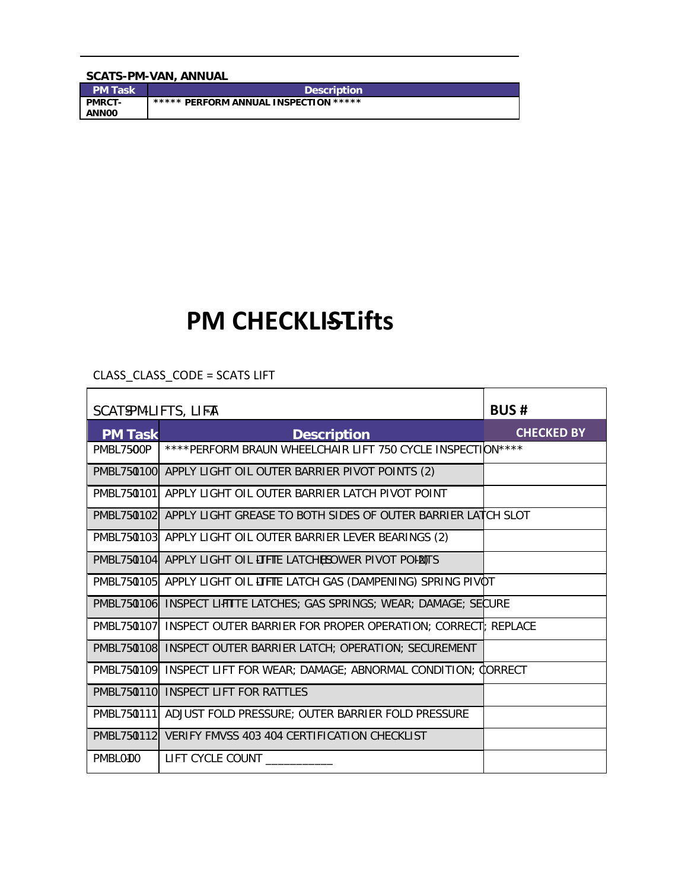**SCATS-PM-VAN, ANNUAL**

| PM Task | Description |
|---|---|
| PMRCT-ANN00 | ***** PERFORM ANNUAL INSPECTION ***** |

# PM CHECKLIST - Lifts

CLASS_CLASS_CODE = SCATS LIFT

| SCATS-PM-LIFTS, LIFT-A | | BUS # |
|---|---|---|
| **PM Task** | **Description** | **CHECKED BY** |
| PMBL750-00P | ****PERFORM BRAUN WHEELCHAIR LIFT 750 CYCLE INSPECTION**** | |
| PMBL750-0100 | APPLY LIGHT OIL OUTER BARRIER PIVOT POINTS (2) | |
| PMBL750-0101 | APPLY LIGHT OIL OUTER BARRIER LATCH PIVOT POINT | |
| PMBL750-0102 | APPLY LIGHT GREASE TO BOTH SIDES OF OUTER BARRIER LATCH SLOT | |
| PMBL750-0103 | APPLY LIGHT OIL OUTER BARRIER LEVER BEARINGS (2) | |
| PMBL750-0104 | APPLY LIGHT OIL LIFT-TITE LATCHES (LOWER PIVOT POINTS) (2) | |
| PMBL750-0105 | APPLY LIGHT OIL LIFT-TITE LATCH GAS (DAMPENING) SPRING PIVOT | |
| PMBL750-0106 | INSPECT LIFT-TITE LATCHES; GAS SPRINGS; WEAR; DAMAGE; SECURE | |
| PMBL750-0107 | INSPECT OUTER BARRIER FOR PROPER OPERATION; CORRECT; REPLACE | |
| PMBL750-0108 | INSPECT OUTER BARRIER LATCH; OPERATION; SECUREMENT | |
| PMBL750-0109 | INSPECT LIFT FOR WEAR; DAMAGE; ABNORMAL CONDITION; CORRECT | |
| PMBL750-0110 | INSPECT LIFT FOR RATTLES | |
| PMBL750-0111 | ADJUST FOLD PRESSURE; OUTER BARRIER FOLD PRESSURE | |
| PMBL750-0112 | VERIFY FMVSS 403 404 CERTIFICATION CHECKLIST | |
| PMBL0-100 | LIFT CYCLE COUNT ___________ | |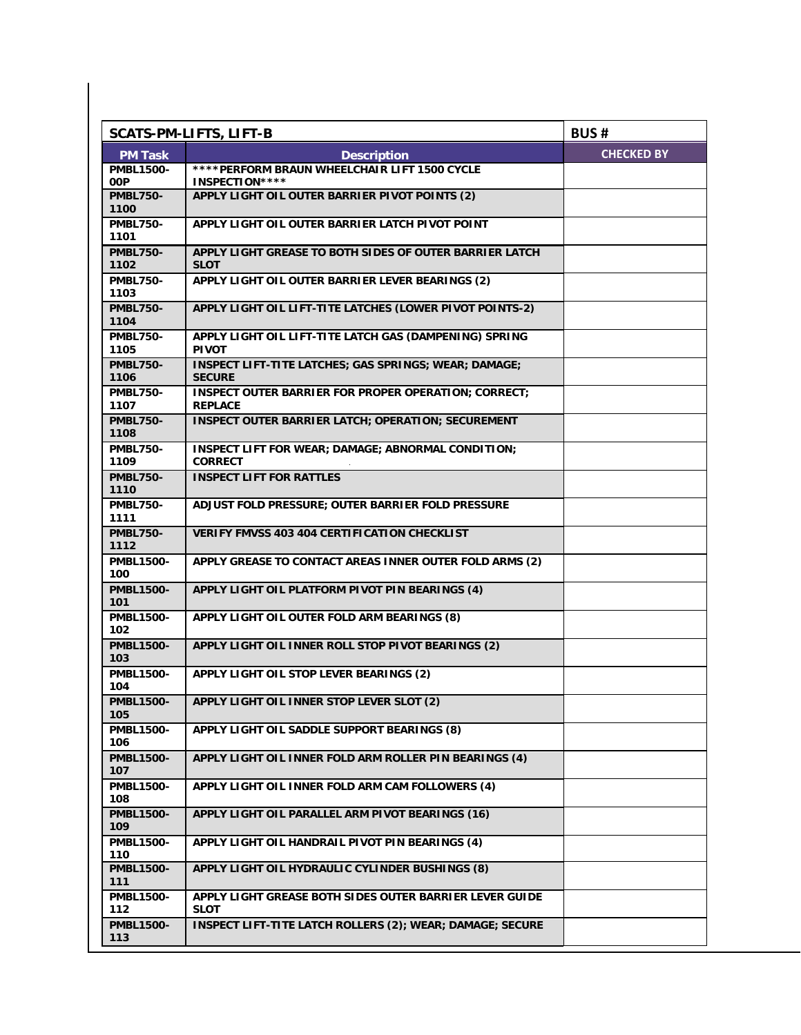| SCATS-PM-LIFTS, LIFT-B | | BUS # |
|---|---|---|
| **PM Task** | **Description** | **CHECKED BY** |
| PMBL1500-00P | ****PERFORM BRAUN WHEELCHAIR LIFT 1500 CYCLE INSPECTION**** | |
| PMBL750-1100 | APPLY LIGHT OIL OUTER BARRIER PIVOT POINTS (2) | |
| PMBL750-1101 | APPLY LIGHT OIL OUTER BARRIER LATCH PIVOT POINT | |
| PMBL750-1102 | APPLY LIGHT GREASE TO BOTH SIDES OF OUTER BARRIER LATCH SLOT | |
| PMBL750-1103 | APPLY LIGHT OIL OUTER BARRIER LEVER BEARINGS (2) | |
| PMBL750-1104 | APPLY LIGHT OIL LIFT-TITE LATCHES (LOWER PIVOT POINTS-2) | |
| PMBL750-1105 | APPLY LIGHT OIL LIFT-TITE LATCH GAS (DAMPENING) SPRING PIVOT | |
| PMBL750-1106 | INSPECT LIFT-TITE LATCHES; GAS SPRINGS; WEAR; DAMAGE; SECURE | |
| PMBL750-1107 | INSPECT OUTER BARRIER FOR PROPER OPERATION; CORRECT; REPLACE | |
| PMBL750-1108 | INSPECT OUTER BARRIER LATCH; OPERATION; SECUREMENT | |
| PMBL750-1109 | INSPECT LIFT FOR WEAR; DAMAGE; ABNORMAL CONDITION; CORRECT | |
| PMBL750-1110 | INSPECT LIFT FOR RATTLES | |
| PMBL750-1111 | ADJUST FOLD PRESSURE; OUTER BARRIER FOLD PRESSURE | |
| PMBL750-1112 | VERIFY FMVSS 403 404 CERTIFICATION CHECKLIST | |
| PMBL1500-100 | APPLY GREASE TO CONTACT AREAS INNER OUTER FOLD ARMS (2) | |
| PMBL1500-101 | APPLY LIGHT OIL PLATFORM PIVOT PIN BEARINGS (4) | |
| PMBL1500-102 | APPLY LIGHT OIL OUTER FOLD ARM BEARINGS (8) | |
| PMBL1500-103 | APPLY LIGHT OIL INNER ROLL STOP PIVOT BEARINGS (2) | |
| PMBL1500-104 | APPLY LIGHT OIL STOP LEVER BEARINGS (2) | |
| PMBL1500-105 | APPLY LIGHT OIL INNER STOP LEVER SLOT (2) | |
| PMBL1500-106 | APPLY LIGHT OIL SADDLE SUPPORT BEARINGS (8) | |
| PMBL1500-107 | APPLY LIGHT OIL INNER FOLD ARM ROLLER PIN BEARINGS (4) | |
| PMBL1500-108 | APPLY LIGHT OIL INNER FOLD ARM CAM FOLLOWERS (4) | |
| PMBL1500-109 | APPLY LIGHT OIL PARALLEL ARM PIVOT BEARINGS (16) | |
| PMBL1500-110 | APPLY LIGHT OIL HANDRAIL PIVOT PIN BEARINGS (4) | |
| PMBL1500-111 | APPLY LIGHT OIL HYDRAULIC CYLINDER BUSHINGS (8) | |
| PMBL1500-112 | APPLY LIGHT GREASE BOTH SIDES OUTER BARRIER LEVER GUIDE SLOT | |
| PMBL1500-113 | INSPECT LIFT-TITE LATCH ROLLERS (2); WEAR; DAMAGE; SECURE | |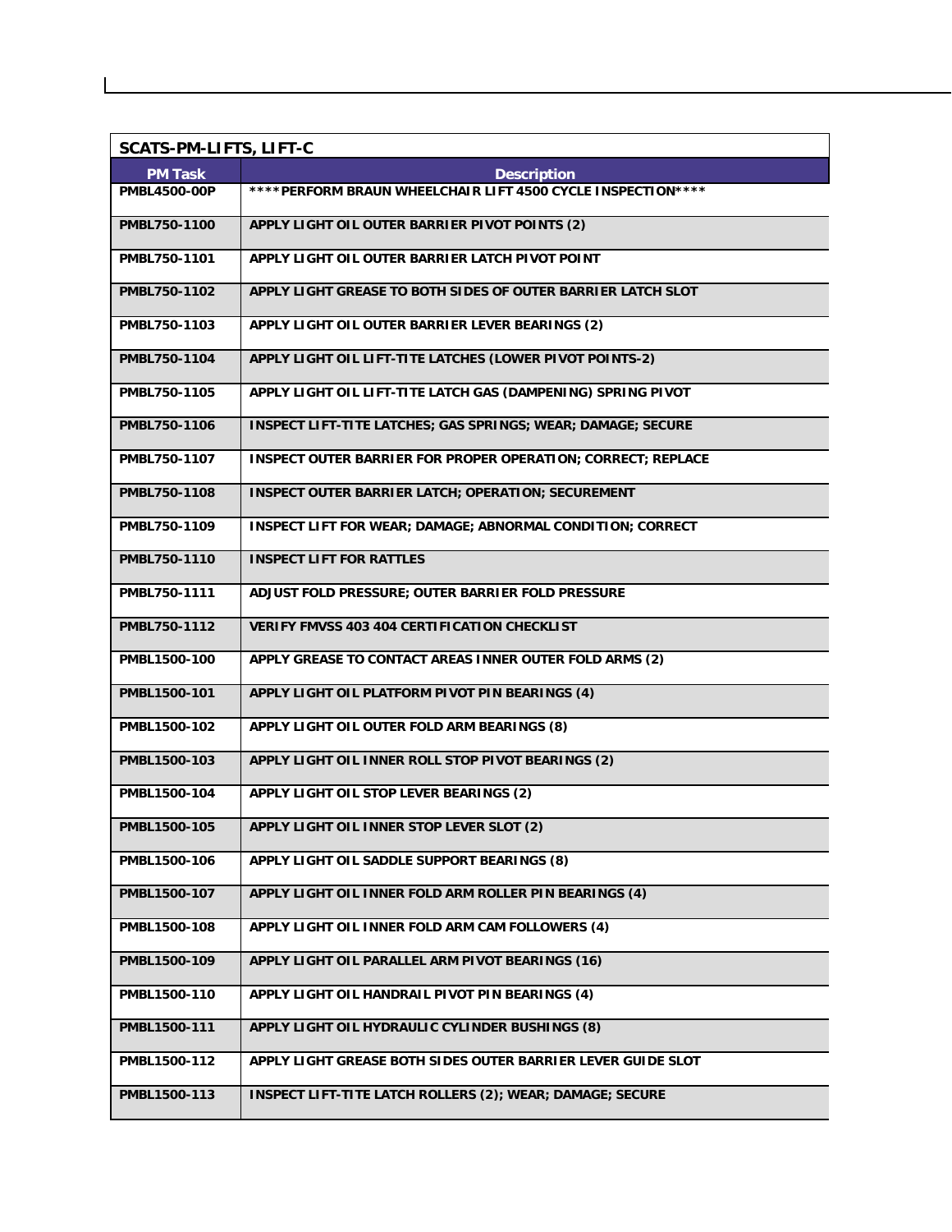| SCATS-PM-LIFTS, LIFT-C | |
|---|---|
| **PM Task** | **Description** |
| PMBL4500-00P | ****PERFORM BRAUN WHEELCHAIR LIFT 4500 CYCLE INSPECTION**** |
| PMBL750-1100 | APPLY LIGHT OIL OUTER BARRIER PIVOT POINTS (2) |
| PMBL750-1101 | APPLY LIGHT OIL OUTER BARRIER LATCH PIVOT POINT |
| PMBL750-1102 | APPLY LIGHT GREASE TO BOTH SIDES OF OUTER BARRIER LATCH SLOT |
| PMBL750-1103 | APPLY LIGHT OIL OUTER BARRIER LEVER BEARINGS (2) |
| PMBL750-1104 | APPLY LIGHT OIL LIFT-TITE LATCHES (LOWER PIVOT POINTS-2) |
| PMBL750-1105 | APPLY LIGHT OIL LIFT-TITE LATCH GAS (DAMPENING) SPRING PIVOT |
| PMBL750-1106 | INSPECT LIFT-TITE LATCHES; GAS SPRINGS; WEAR; DAMAGE; SECURE |
| PMBL750-1107 | INSPECT OUTER BARRIER FOR PROPER OPERATION; CORRECT; REPLACE |
| PMBL750-1108 | INSPECT OUTER BARRIER LATCH; OPERATION; SECUREMENT |
| PMBL750-1109 | INSPECT LIFT FOR WEAR; DAMAGE; ABNORMAL CONDITION; CORRECT |
| PMBL750-1110 | INSPECT LIFT FOR RATTLES |
| PMBL750-1111 | ADJUST FOLD PRESSURE; OUTER BARRIER FOLD PRESSURE |
| PMBL750-1112 | VERIFY FMVSS 403 404 CERTIFICATION CHECKLIST |
| PMBL1500-100 | APPLY GREASE TO CONTACT AREAS INNER OUTER FOLD ARMS (2) |
| PMBL1500-101 | APPLY LIGHT OIL PLATFORM PIVOT PIN BEARINGS (4) |
| PMBL1500-102 | APPLY LIGHT OIL OUTER FOLD ARM BEARINGS (8) |
| PMBL1500-103 | APPLY LIGHT OIL INNER ROLL STOP PIVOT BEARINGS (2) |
| PMBL1500-104 | APPLY LIGHT OIL STOP LEVER BEARINGS (2) |
| PMBL1500-105 | APPLY LIGHT OIL INNER STOP LEVER SLOT (2) |
| PMBL1500-106 | APPLY LIGHT OIL SADDLE SUPPORT BEARINGS (8) |
| PMBL1500-107 | APPLY LIGHT OIL INNER FOLD ARM ROLLER PIN BEARINGS (4) |
| PMBL1500-108 | APPLY LIGHT OIL INNER FOLD ARM CAM FOLLOWERS (4) |
| PMBL1500-109 | APPLY LIGHT OIL PARALLEL ARM PIVOT BEARINGS (16) |
| PMBL1500-110 | APPLY LIGHT OIL HANDRAIL PIVOT PIN BEARINGS (4) |
| PMBL1500-111 | APPLY LIGHT OIL HYDRAULIC CYLINDER BUSHINGS (8) |
| PMBL1500-112 | APPLY LIGHT GREASE BOTH SIDES OUTER BARRIER LEVER GUIDE SLOT |
| PMBL1500-113 | INSPECT LIFT-TITE LATCH ROLLERS (2); WEAR; DAMAGE; SECURE |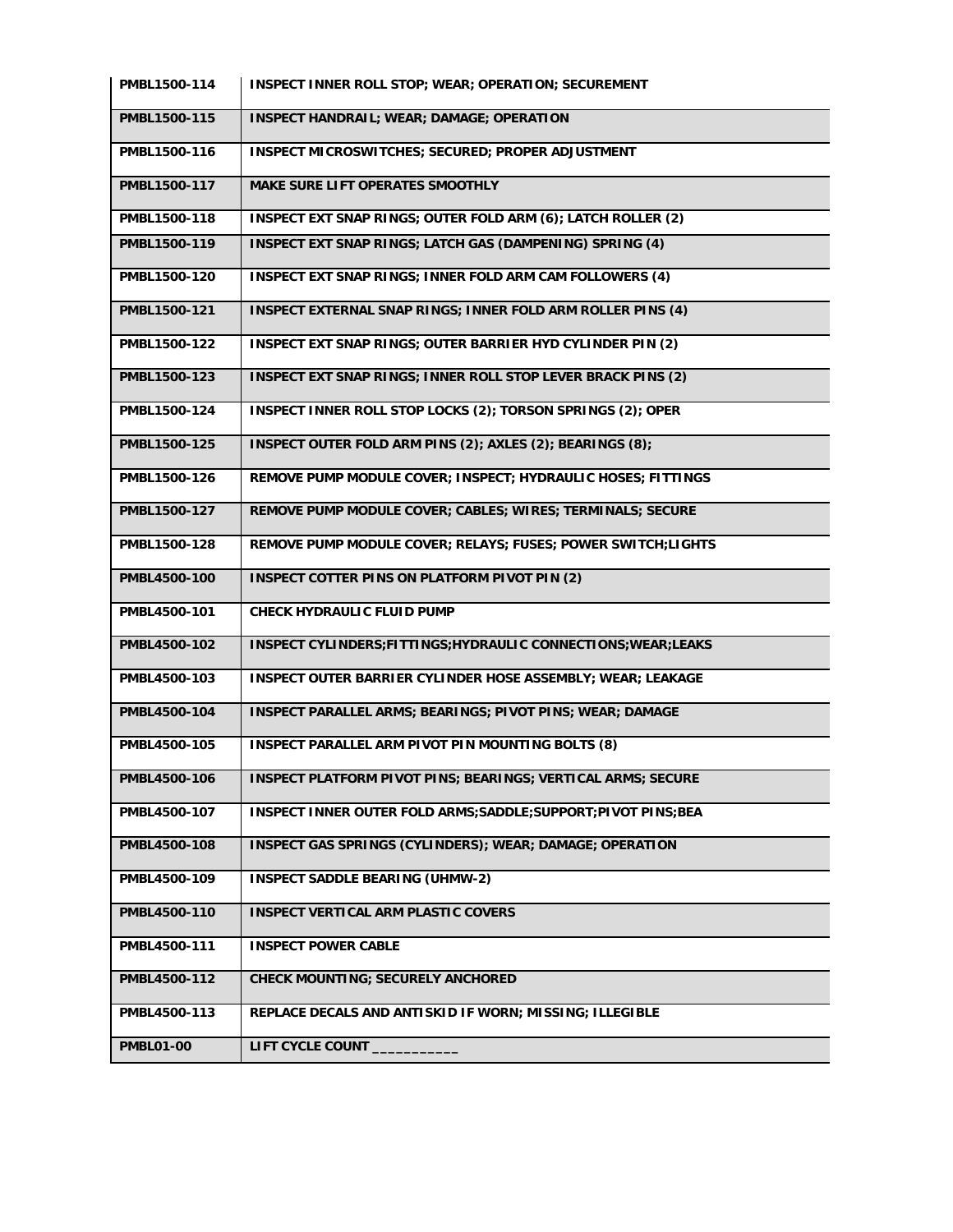| PMBL1500-114 | INSPECT INNER ROLL STOP; WEAR; OPERATION; SECUREMENT |
|---|---|
| PMBL1500-115 | INSPECT HANDRAIL; WEAR; DAMAGE; OPERATION |
| PMBL1500-116 | INSPECT MICROSWITCHES; SECURED; PROPER ADJUSTMENT |
| PMBL1500-117 | MAKE SURE LIFT OPERATES SMOOTHLY |
| PMBL1500-118 | INSPECT EXT SNAP RINGS; OUTER FOLD ARM (6); LATCH ROLLER (2) |
| PMBL1500-119 | INSPECT EXT SNAP RINGS; LATCH GAS (DAMPENING) SPRING (4) |
| PMBL1500-120 | INSPECT EXT SNAP RINGS; INNER FOLD ARM CAM FOLLOWERS (4) |
| PMBL1500-121 | INSPECT EXTERNAL SNAP RINGS; INNER FOLD ARM ROLLER PINS (4) |
| PMBL1500-122 | INSPECT EXT SNAP RINGS; OUTER BARRIER HYD CYLINDER PIN (2) |
| PMBL1500-123 | INSPECT EXT SNAP RINGS; INNER ROLL STOP LEVER BRACK PINS (2) |
| PMBL1500-124 | INSPECT INNER ROLL STOP LOCKS (2); TORSON SPRINGS (2); OPER |
| PMBL1500-125 | INSPECT OUTER FOLD ARM PINS (2); AXLES (2); BEARINGS (8); |
| PMBL1500-126 | REMOVE PUMP MODULE COVER; INSPECT; HYDRAULIC HOSES; FITTINGS |
| PMBL1500-127 | REMOVE PUMP MODULE COVER; CABLES; WIRES; TERMINALS; SECURE |
| PMBL1500-128 | REMOVE PUMP MODULE COVER; RELAYS; FUSES; POWER SWITCH;LIGHTS |
| PMBL4500-100 | INSPECT COTTER PINS ON PLATFORM PIVOT PIN (2) |
| PMBL4500-101 | CHECK HYDRAULIC FLUID PUMP |
| PMBL4500-102 | INSPECT CYLINDERS;FITTINGS;HYDRAULIC CONNECTIONS;WEAR;LEAKS |
| PMBL4500-103 | INSPECT OUTER BARRIER CYLINDER HOSE ASSEMBLY; WEAR; LEAKAGE |
| PMBL4500-104 | INSPECT PARALLEL ARMS; BEARINGS; PIVOT PINS; WEAR; DAMAGE |
| PMBL4500-105 | INSPECT PARALLEL ARM PIVOT PIN MOUNTING BOLTS (8) |
| PMBL4500-106 | INSPECT PLATFORM PIVOT PINS; BEARINGS; VERTICAL ARMS; SECURE |
| PMBL4500-107 | INSPECT INNER OUTER FOLD ARMS;SADDLE;SUPPORT;PIVOT PINS;BEA |
| PMBL4500-108 | INSPECT GAS SPRINGS (CYLINDERS); WEAR; DAMAGE; OPERATION |
| PMBL4500-109 | INSPECT SADDLE BEARING (UHMW-2) |
| PMBL4500-110 | INSPECT VERTICAL ARM PLASTIC COVERS |
| PMBL4500-111 | INSPECT POWER CABLE |
| PMBL4500-112 | CHECK MOUNTING; SECURELY ANCHORED |
| PMBL4500-113 | REPLACE DECALS AND ANTISKID IF WORN; MISSING; ILLEGIBLE |
| PMBL01-00 | LIFT CYCLE COUNT ___________ |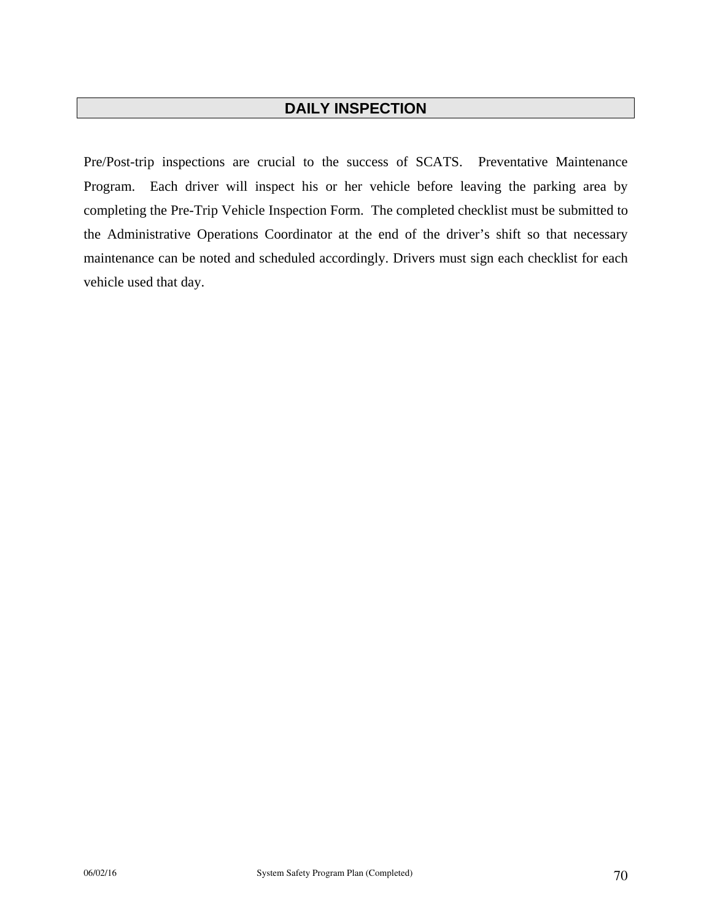## DAILY INSPECTION

Pre/Post-trip inspections are crucial to the success of SCATS. Preventative Maintenance Program. Each driver will inspect his or her vehicle before leaving the parking area by completing the Pre-Trip Vehicle Inspection Form. The completed checklist must be submitted to the Administrative Operations Coordinator at the end of the driver's shift so that necessary maintenance can be noted and scheduled accordingly. Drivers must sign each checklist for each vehicle used that day.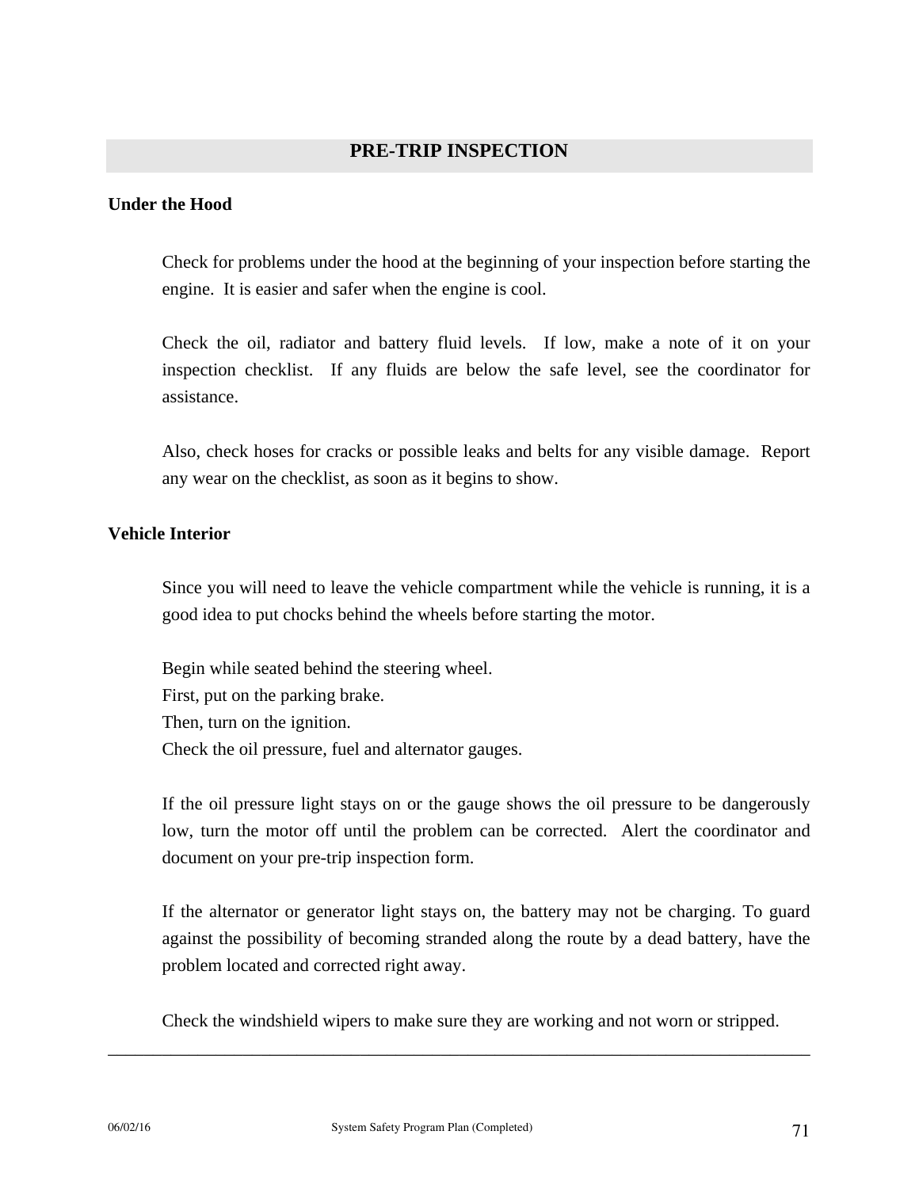## PRE-TRIP INSPECTION

### Under the Hood

Check for problems under the hood at the beginning of your inspection before starting the engine. It is easier and safer when the engine is cool.

Check the oil, radiator and battery fluid levels. If low, make a note of it on your inspection checklist. If any fluids are below the safe level, see the coordinator for assistance.

Also, check hoses for cracks or possible leaks and belts for any visible damage. Report any wear on the checklist, as soon as it begins to show.

### Vehicle Interior

Since you will need to leave the vehicle compartment while the vehicle is running, it is a good idea to put chocks behind the wheels before starting the motor.

Begin while seated behind the steering wheel.
First, put on the parking brake.
Then, turn on the ignition.
Check the oil pressure, fuel and alternator gauges.

If the oil pressure light stays on or the gauge shows the oil pressure to be dangerously low, turn the motor off until the problem can be corrected. Alert the coordinator and document on your pre-trip inspection form.

If the alternator or generator light stays on, the battery may not be charging. To guard against the possibility of becoming stranded along the route by a dead battery, have the problem located and corrected right away.

Check the windshield wipers to make sure they are working and not worn or stripped.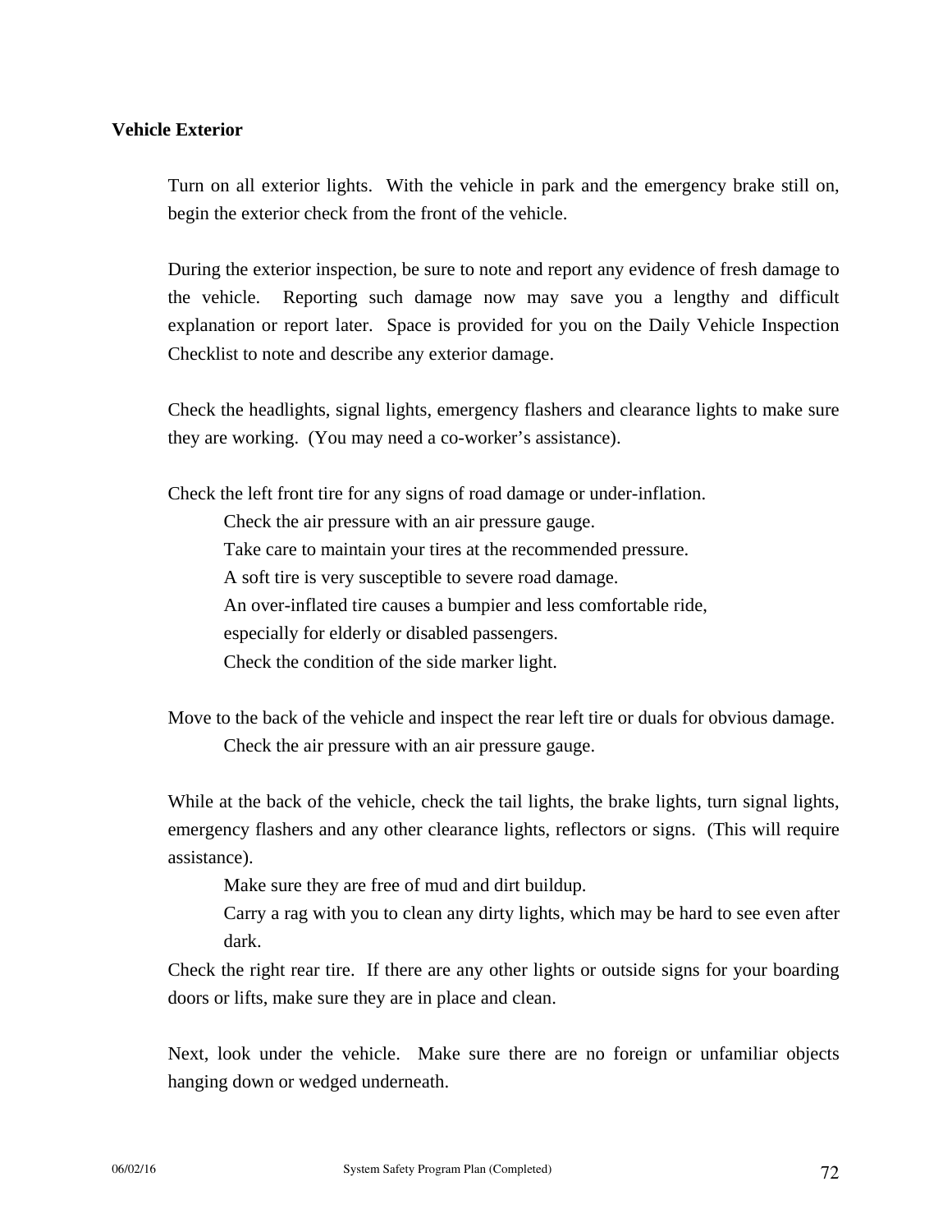**Vehicle Exterior**

Turn on all exterior lights. With the vehicle in park and the emergency brake still on, begin the exterior check from the front of the vehicle.

During the exterior inspection, be sure to note and report any evidence of fresh damage to the vehicle. Reporting such damage now may save you a lengthy and difficult explanation or report later. Space is provided for you on the Daily Vehicle Inspection Checklist to note and describe any exterior damage.

Check the headlights, signal lights, emergency flashers and clearance lights to make sure they are working. (You may need a co-worker's assistance).

Check the left front tire for any signs of road damage or under-inflation.

> Check the air pressure with an air pressure gauge.
> Take care to maintain your tires at the recommended pressure.
> A soft tire is very susceptible to severe road damage.
> An over-inflated tire causes a bumpier and less comfortable ride, especially for elderly or disabled passengers.
> Check the condition of the side marker light.

Move to the back of the vehicle and inspect the rear left tire or duals for obvious damage.

> Check the air pressure with an air pressure gauge.

While at the back of the vehicle, check the tail lights, the brake lights, turn signal lights, emergency flashers and any other clearance lights, reflectors or signs. (This will require assistance).

> Make sure they are free of mud and dirt buildup.
> Carry a rag with you to clean any dirty lights, which may be hard to see even after dark.

Check the right rear tire. If there are any other lights or outside signs for your boarding doors or lifts, make sure they are in place and clean.

Next, look under the vehicle. Make sure there are no foreign or unfamiliar objects hanging down or wedged underneath.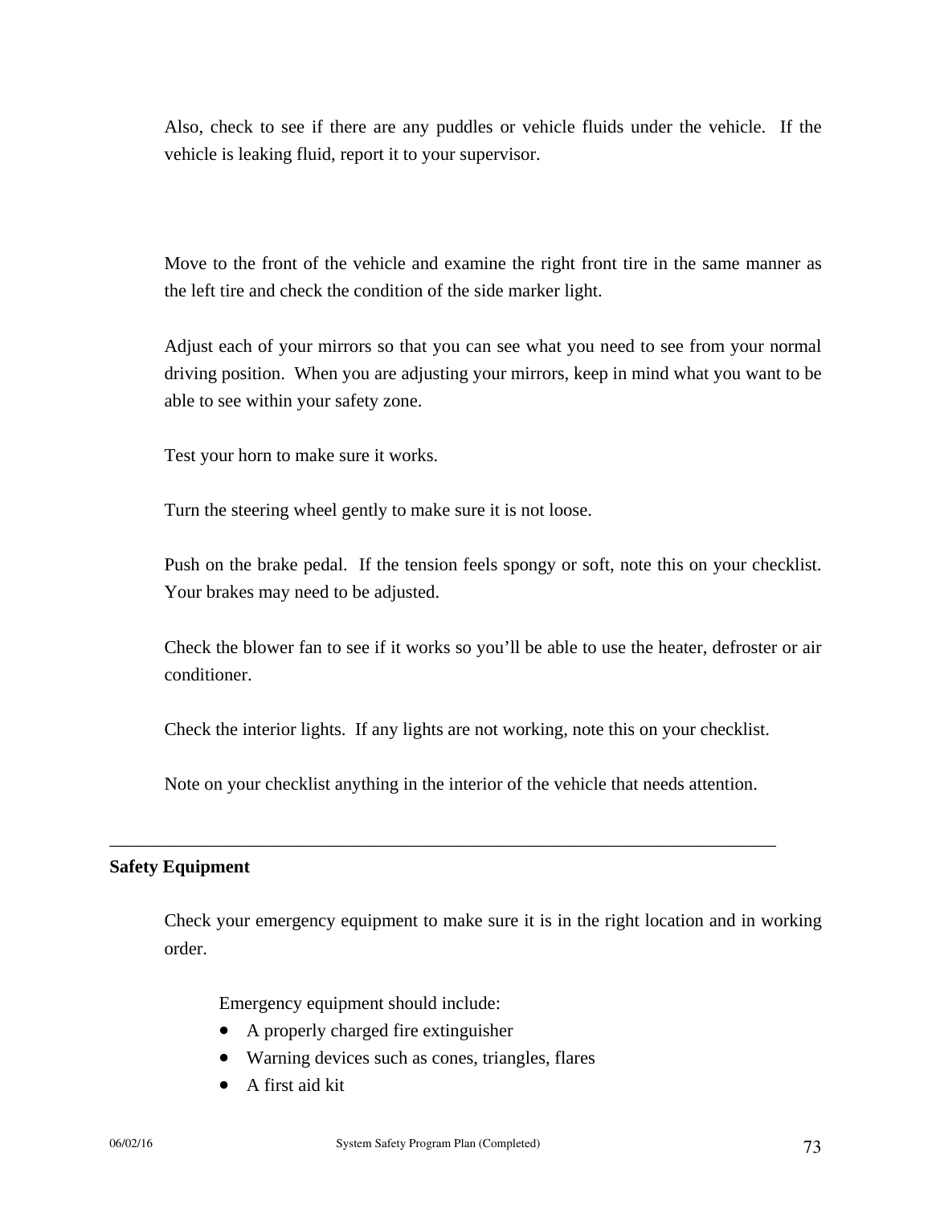Also, check to see if there are any puddles or vehicle fluids under the vehicle. If the vehicle is leaking fluid, report it to your supervisor.

Move to the front of the vehicle and examine the right front tire in the same manner as the left tire and check the condition of the side marker light.

Adjust each of your mirrors so that you can see what you need to see from your normal driving position. When you are adjusting your mirrors, keep in mind what you want to be able to see within your safety zone.

Test your horn to make sure it works.

Turn the steering wheel gently to make sure it is not loose.

Push on the brake pedal. If the tension feels spongy or soft, note this on your checklist. Your brakes may need to be adjusted.

Check the blower fan to see if it works so you'll be able to use the heater, defroster or air conditioner.

Check the interior lights. If any lights are not working, note this on your checklist.

Note on your checklist anything in the interior of the vehicle that needs attention.

---

**Safety Equipment**

Check your emergency equipment to make sure it is in the right location and in working order.

Emergency equipment should include:

- A properly charged fire extinguisher
- Warning devices such as cones, triangles, flares
- A first aid kit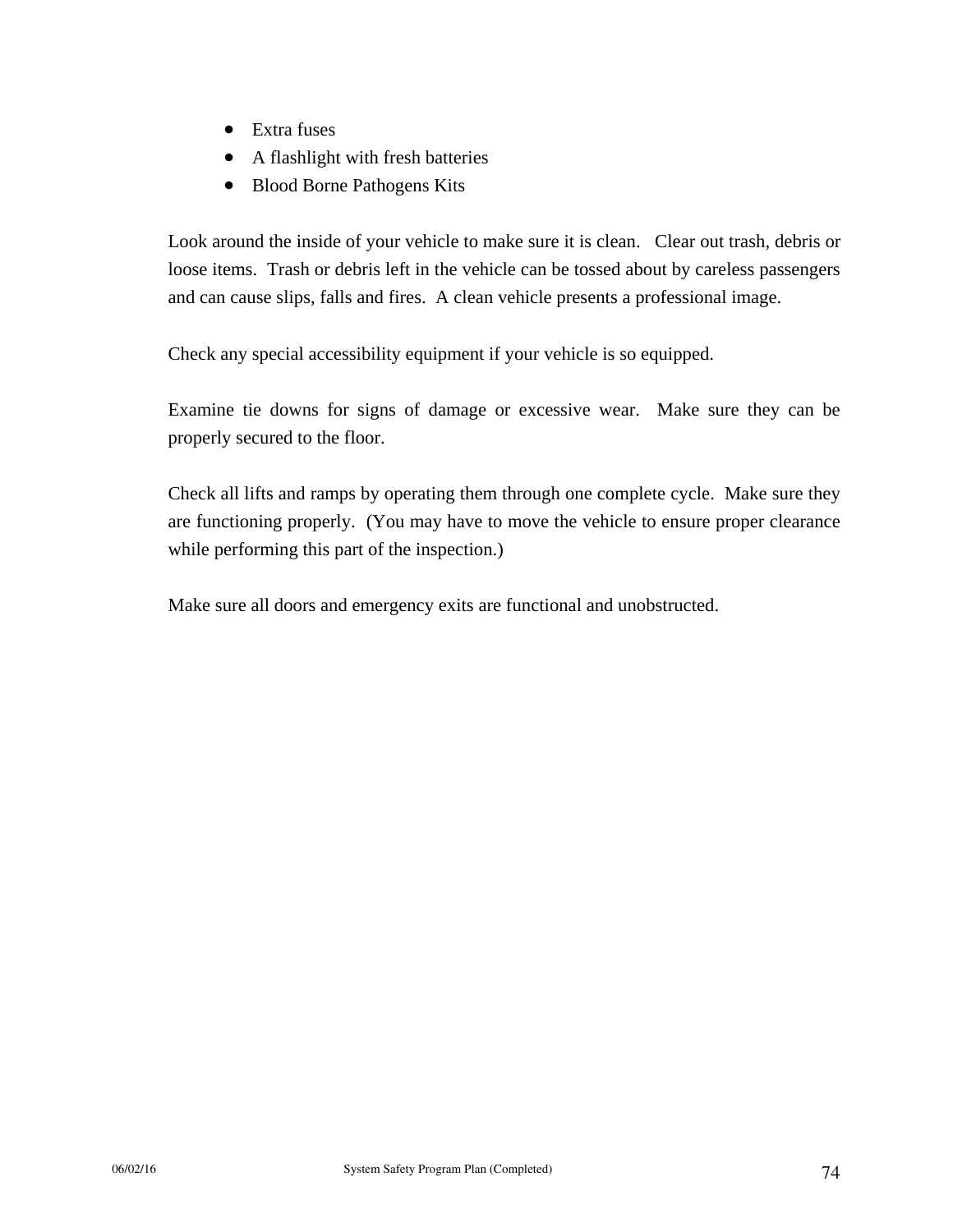- Extra fuses
- A flashlight with fresh batteries
- Blood Borne Pathogens Kits

Look around the inside of your vehicle to make sure it is clean. Clear out trash, debris or loose items. Trash or debris left in the vehicle can be tossed about by careless passengers and can cause slips, falls and fires. A clean vehicle presents a professional image.

Check any special accessibility equipment if your vehicle is so equipped.

Examine tie downs for signs of damage or excessive wear. Make sure they can be properly secured to the floor.

Check all lifts and ramps by operating them through one complete cycle. Make sure they are functioning properly. (You may have to move the vehicle to ensure proper clearance while performing this part of the inspection.)

Make sure all doors and emergency exits are functional and unobstructed.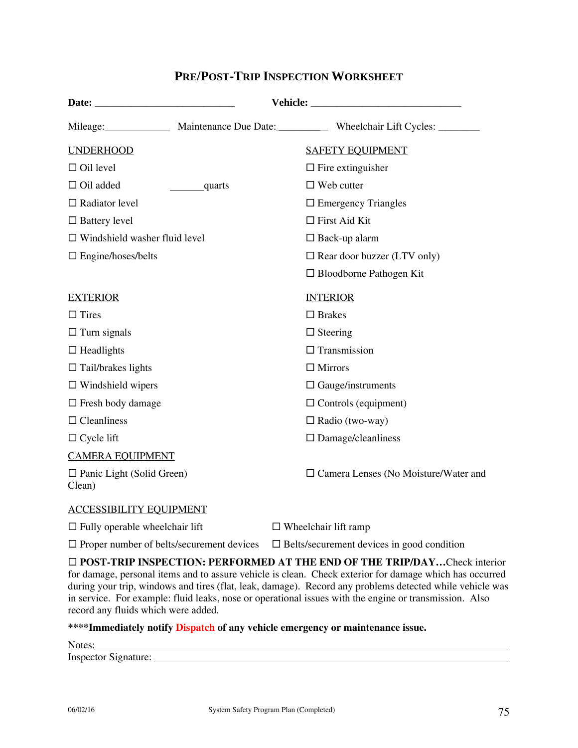# PRE/POST-TRIP INSPECTION WORKSHEET

**Date:** ___________________________ **Vehicle:** _____________________________

Mileage:_____________ Maintenance Due Date:__________ Wheelchair Lift Cycles: ________

UNDERHOOD

- ☐ Oil level
- ☐ Oil added _______quarts
- ☐ Radiator level
- ☐ Battery level
- ☐ Windshield washer fluid level
- ☐ Engine/hoses/belts

SAFETY EQUIPMENT

- ☐ Fire extinguisher
- ☐ Web cutter
- ☐ Emergency Triangles
- ☐ First Aid Kit
- ☐ Back-up alarm
- ☐ Rear door buzzer (LTV only)
- ☐ Bloodborne Pathogen Kit

EXTERIOR

- ☐ Tires
- ☐ Turn signals
- ☐ Headlights
- ☐ Tail/brakes lights
- ☐ Windshield wipers
- ☐ Fresh body damage
- ☐ Cleanliness
- ☐ Cycle lift

INTERIOR

- ☐ Brakes
- ☐ Steering
- ☐ Transmission
- ☐ Mirrors
- ☐ Gauge/instruments
- ☐ Controls (equipment)
- ☐ Radio (two-way)
- ☐ Damage/cleanliness

CAMERA EQUIPMENT

- ☐ Panic Light (Solid Green)
- ☐ Camera Lenses (No Moisture/Water and Clean)

ACCESSIBILITY EQUIPMENT

- ☐ Fully operable wheelchair lift
- ☐ Wheelchair lift ramp
- ☐ Proper number of belts/securement devices
- ☐ Belts/securement devices in good condition

☐ **POST-TRIP INSPECTION: PERFORMED AT THE END OF THE TRIP/DAY…**Check interior for damage, personal items and to assure vehicle is clean. Check exterior for damage which has occurred during your trip, windows and tires (flat, leak, damage). Record any problems detected while vehicle was in service. For example: fluid leaks, nose or operational issues with the engine or transmission. Also record any fluids which were added.

**\*\*\*\*Immediately notify Dispatch of any vehicle emergency or maintenance issue.**

Notes:______________________________________________________________________

Inspector Signature: _________________________________________________________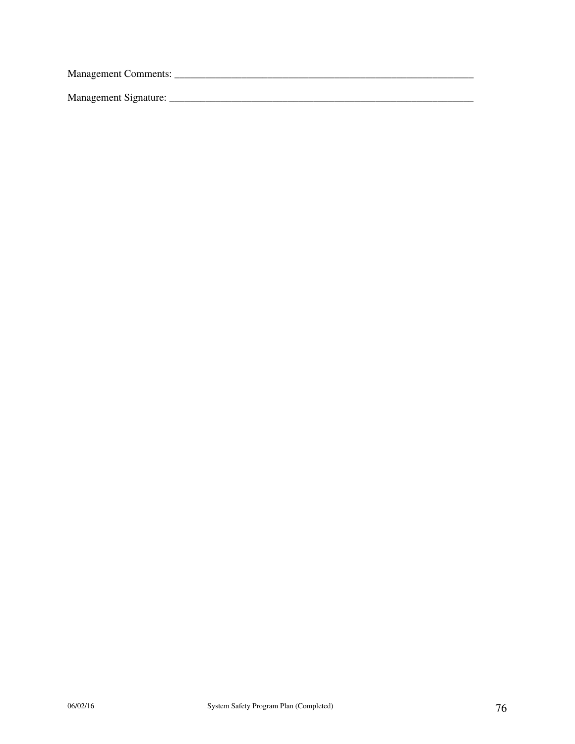Management Comments: ____________________________________________________________

Management Signature: ____________________________________________________________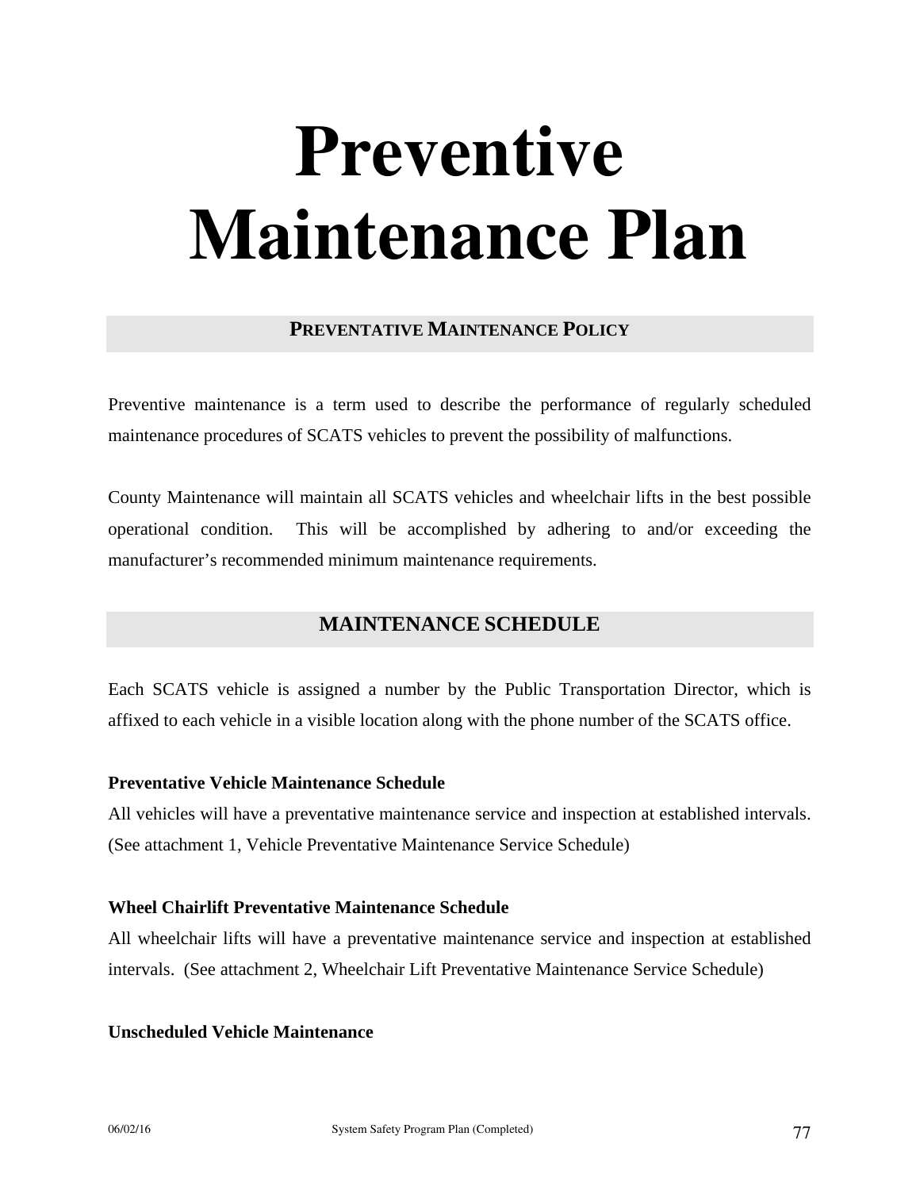# Preventive Maintenance Plan

## PREVENTATIVE MAINTENANCE POLICY

Preventive maintenance is a term used to describe the performance of regularly scheduled maintenance procedures of SCATS vehicles to prevent the possibility of malfunctions.

County Maintenance will maintain all SCATS vehicles and wheelchair lifts in the best possible operational condition. This will be accomplished by adhering to and/or exceeding the manufacturer's recommended minimum maintenance requirements.

## MAINTENANCE SCHEDULE

Each SCATS vehicle is assigned a number by the Public Transportation Director, which is affixed to each vehicle in a visible location along with the phone number of the SCATS office.

**Preventative Vehicle Maintenance Schedule**

All vehicles will have a preventative maintenance service and inspection at established intervals. (See attachment 1, Vehicle Preventative Maintenance Service Schedule)

**Wheel Chairlift Preventative Maintenance Schedule**

All wheelchair lifts will have a preventative maintenance service and inspection at established intervals. (See attachment 2, Wheelchair Lift Preventative Maintenance Service Schedule)

**Unscheduled Vehicle Maintenance**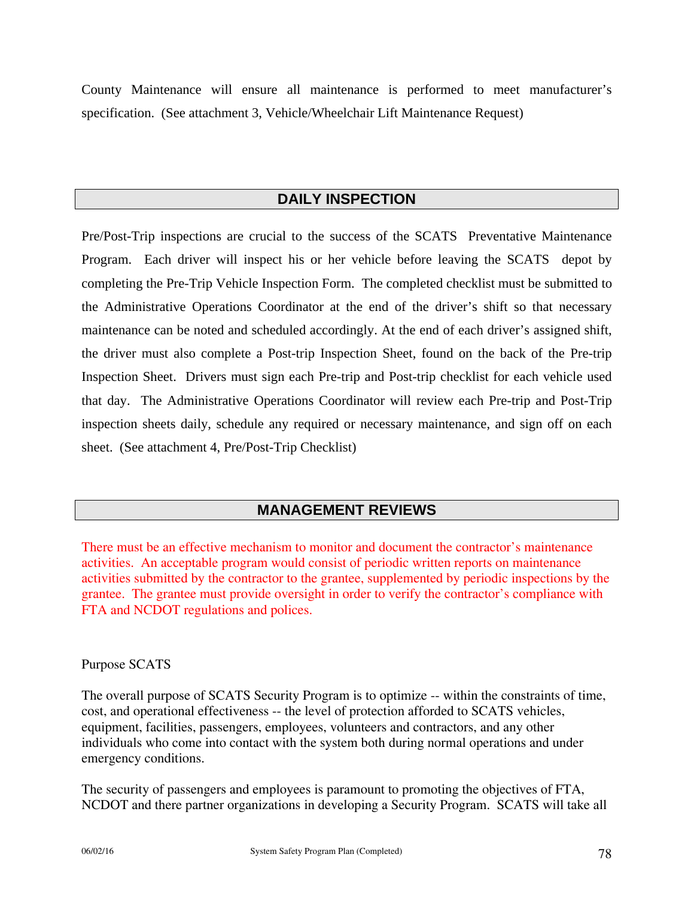County Maintenance will ensure all maintenance is performed to meet manufacturer's specification. (See attachment 3, Vehicle/Wheelchair Lift Maintenance Request)

## DAILY INSPECTION

Pre/Post-Trip inspections are crucial to the success of the SCATS Preventative Maintenance Program. Each driver will inspect his or her vehicle before leaving the SCATS depot by completing the Pre-Trip Vehicle Inspection Form. The completed checklist must be submitted to the Administrative Operations Coordinator at the end of the driver's shift so that necessary maintenance can be noted and scheduled accordingly. At the end of each driver's assigned shift, the driver must also complete a Post-trip Inspection Sheet, found on the back of the Pre-trip Inspection Sheet. Drivers must sign each Pre-trip and Post-trip checklist for each vehicle used that day. The Administrative Operations Coordinator will review each Pre-trip and Post-Trip inspection sheets daily, schedule any required or necessary maintenance, and sign off on each sheet. (See attachment 4, Pre/Post-Trip Checklist)

## MANAGEMENT REVIEWS

There must be an effective mechanism to monitor and document the contractor's maintenance activities. An acceptable program would consist of periodic written reports on maintenance activities submitted by the contractor to the grantee, supplemented by periodic inspections by the grantee. The grantee must provide oversight in order to verify the contractor's compliance with FTA and NCDOT regulations and polices.

Purpose SCATS

The overall purpose of SCATS Security Program is to optimize -- within the constraints of time, cost, and operational effectiveness -- the level of protection afforded to SCATS vehicles, equipment, facilities, passengers, employees, volunteers and contractors, and any other individuals who come into contact with the system both during normal operations and under emergency conditions.

The security of passengers and employees is paramount to promoting the objectives of FTA, NCDOT and there partner organizations in developing a Security Program. SCATS will take all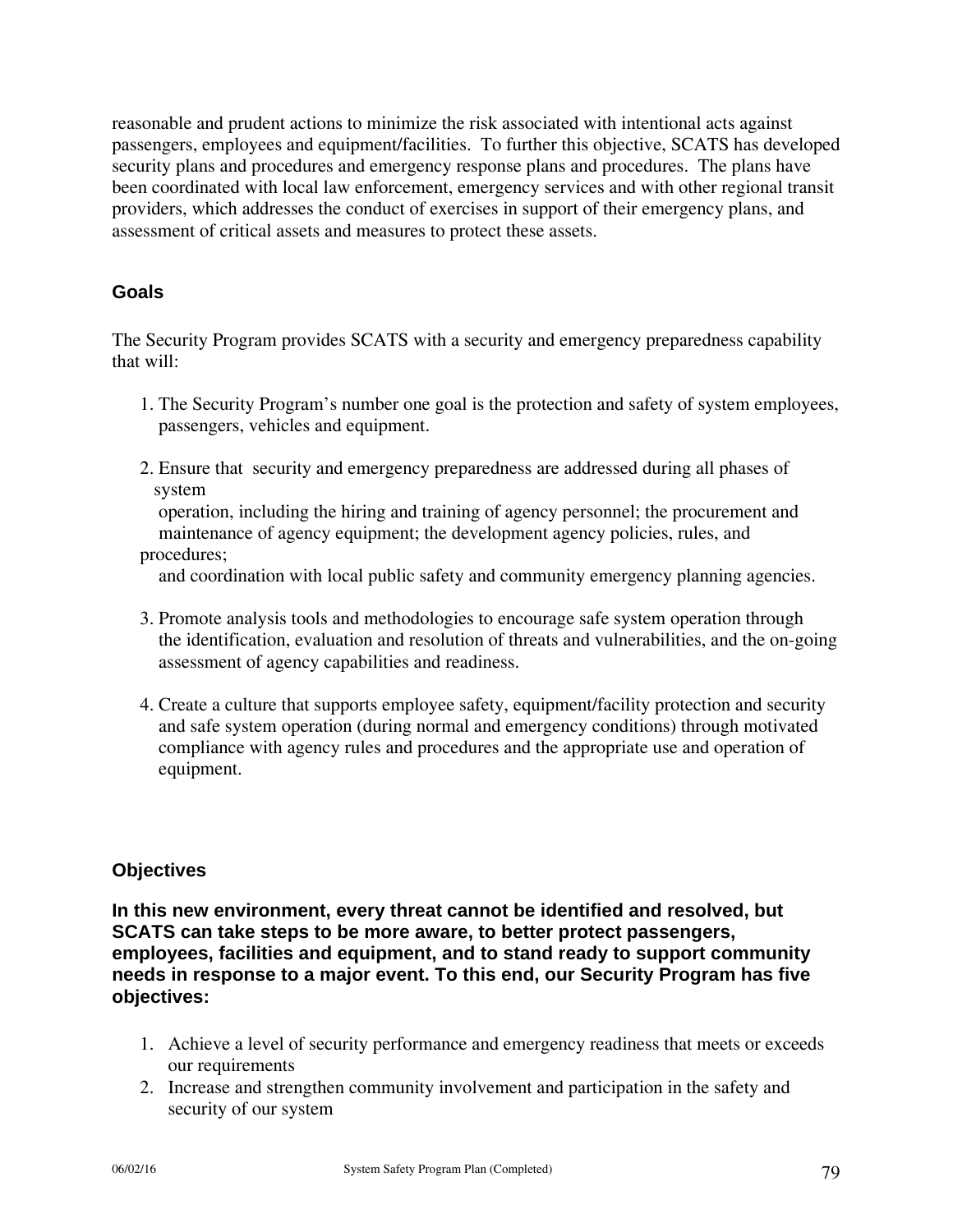reasonable and prudent actions to minimize the risk associated with intentional acts against passengers, employees and equipment/facilities. To further this objective, SCATS has developed security plans and procedures and emergency response plans and procedures. The plans have been coordinated with local law enforcement, emergency services and with other regional transit providers, which addresses the conduct of exercises in support of their emergency plans, and assessment of critical assets and measures to protect these assets.

## Goals

The Security Program provides SCATS with a security and emergency preparedness capability that will:

1. The Security Program's number one goal is the protection and safety of system employees, passengers, vehicles and equipment.

2. Ensure that security and emergency preparedness are addressed during all phases of system operation, including the hiring and training of agency personnel; the procurement and maintenance of agency equipment; the development agency policies, rules, and procedures; and coordination with local public safety and community emergency planning agencies.

3. Promote analysis tools and methodologies to encourage safe system operation through the identification, evaluation and resolution of threats and vulnerabilities, and the on-going assessment of agency capabilities and readiness.

4. Create a culture that supports employee safety, equipment/facility protection and security and safe system operation (during normal and emergency conditions) through motivated compliance with agency rules and procedures and the appropriate use and operation of equipment.

## Objectives

**In this new environment, every threat cannot be identified and resolved, but SCATS can take steps to be more aware, to better protect passengers, employees, facilities and equipment, and to stand ready to support community needs in response to a major event. To this end, our Security Program has five objectives:**

1. Achieve a level of security performance and emergency readiness that meets or exceeds our requirements
2. Increase and strengthen community involvement and participation in the safety and security of our system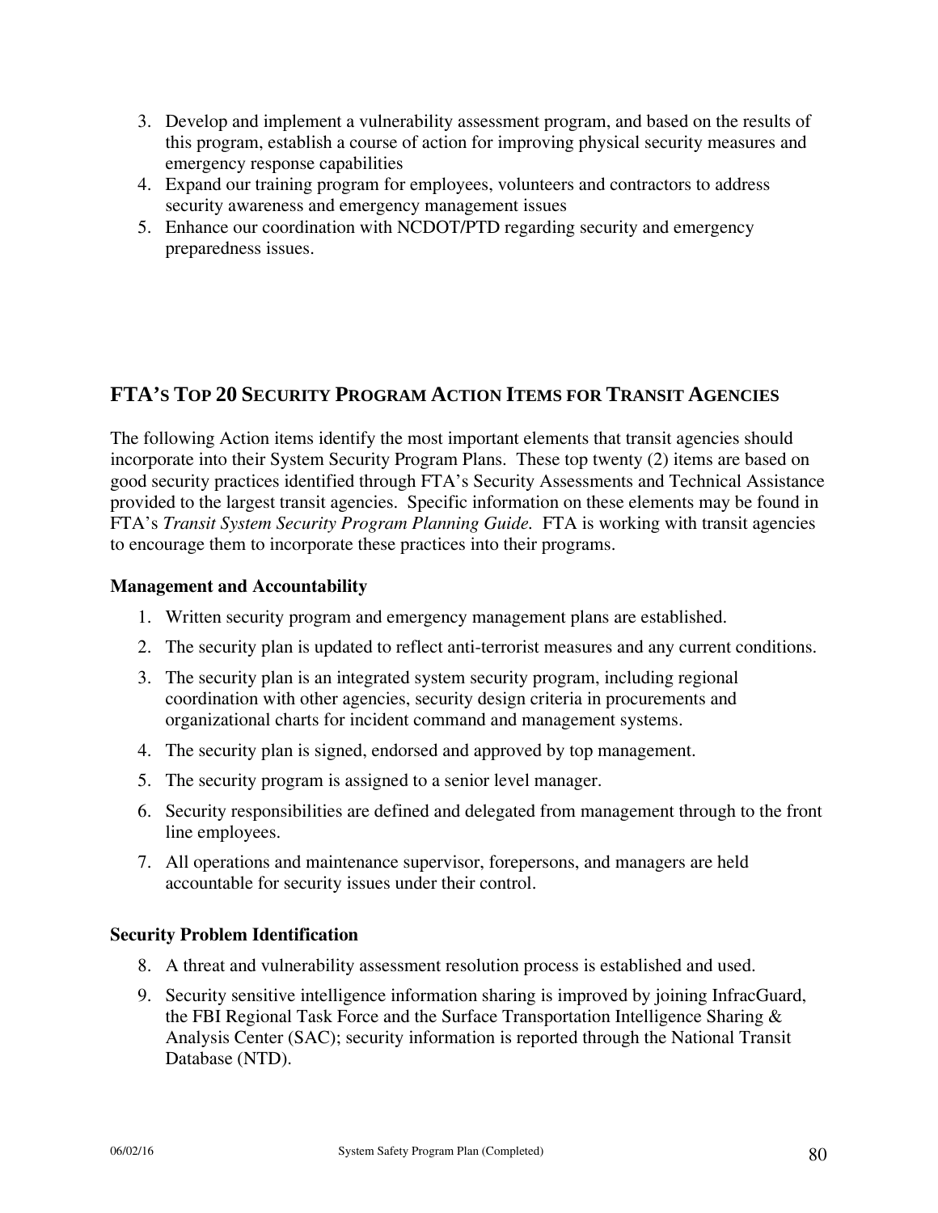3. Develop and implement a vulnerability assessment program, and based on the results of this program, establish a course of action for improving physical security measures and emergency response capabilities
4. Expand our training program for employees, volunteers and contractors to address security awareness and emergency management issues
5. Enhance our coordination with NCDOT/PTD regarding security and emergency preparedness issues.

## FTA's Top 20 Security Program Action Items for Transit Agencies

The following Action items identify the most important elements that transit agencies should incorporate into their System Security Program Plans. These top twenty (2) items are based on good security practices identified through FTA's Security Assessments and Technical Assistance provided to the largest transit agencies. Specific information on these elements may be found in FTA's *Transit System Security Program Planning Guide.* FTA is working with transit agencies to encourage them to incorporate these practices into their programs.

**Management and Accountability**

1. Written security program and emergency management plans are established.
2. The security plan is updated to reflect anti-terrorist measures and any current conditions.
3. The security plan is an integrated system security program, including regional coordination with other agencies, security design criteria in procurements and organizational charts for incident command and management systems.
4. The security plan is signed, endorsed and approved by top management.
5. The security program is assigned to a senior level manager.
6. Security responsibilities are defined and delegated from management through to the front line employees.
7. All operations and maintenance supervisor, forepersons, and managers are held accountable for security issues under their control.

**Security Problem Identification**

8. A threat and vulnerability assessment resolution process is established and used.
9. Security sensitive intelligence information sharing is improved by joining InfracGuard, the FBI Regional Task Force and the Surface Transportation Intelligence Sharing & Analysis Center (SAC); security information is reported through the National Transit Database (NTD).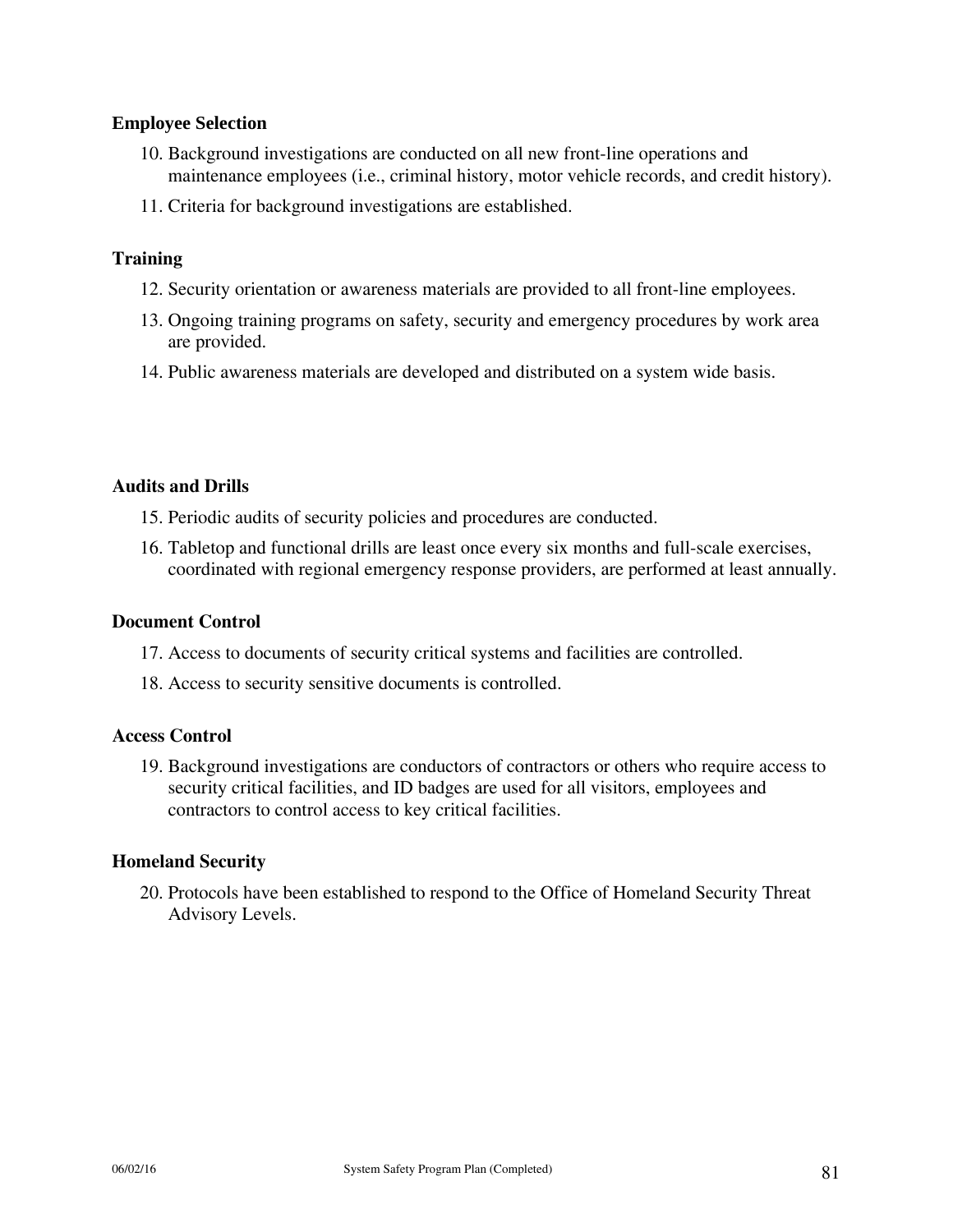**Employee Selection**

10. Background investigations are conducted on all new front-line operations and maintenance employees (i.e., criminal history, motor vehicle records, and credit history).
11. Criteria for background investigations are established.

**Training**

12. Security orientation or awareness materials are provided to all front-line employees.
13. Ongoing training programs on safety, security and emergency procedures by work area are provided.
14. Public awareness materials are developed and distributed on a system wide basis.

**Audits and Drills**

15. Periodic audits of security policies and procedures are conducted.
16. Tabletop and functional drills are least once every six months and full-scale exercises, coordinated with regional emergency response providers, are performed at least annually.

**Document Control**

17. Access to documents of security critical systems and facilities are controlled.
18. Access to security sensitive documents is controlled.

**Access Control**

19. Background investigations are conductors of contractors or others who require access to security critical facilities, and ID badges are used for all visitors, employees and contractors to control access to key critical facilities.

**Homeland Security**

20. Protocols have been established to respond to the Office of Homeland Security Threat Advisory Levels.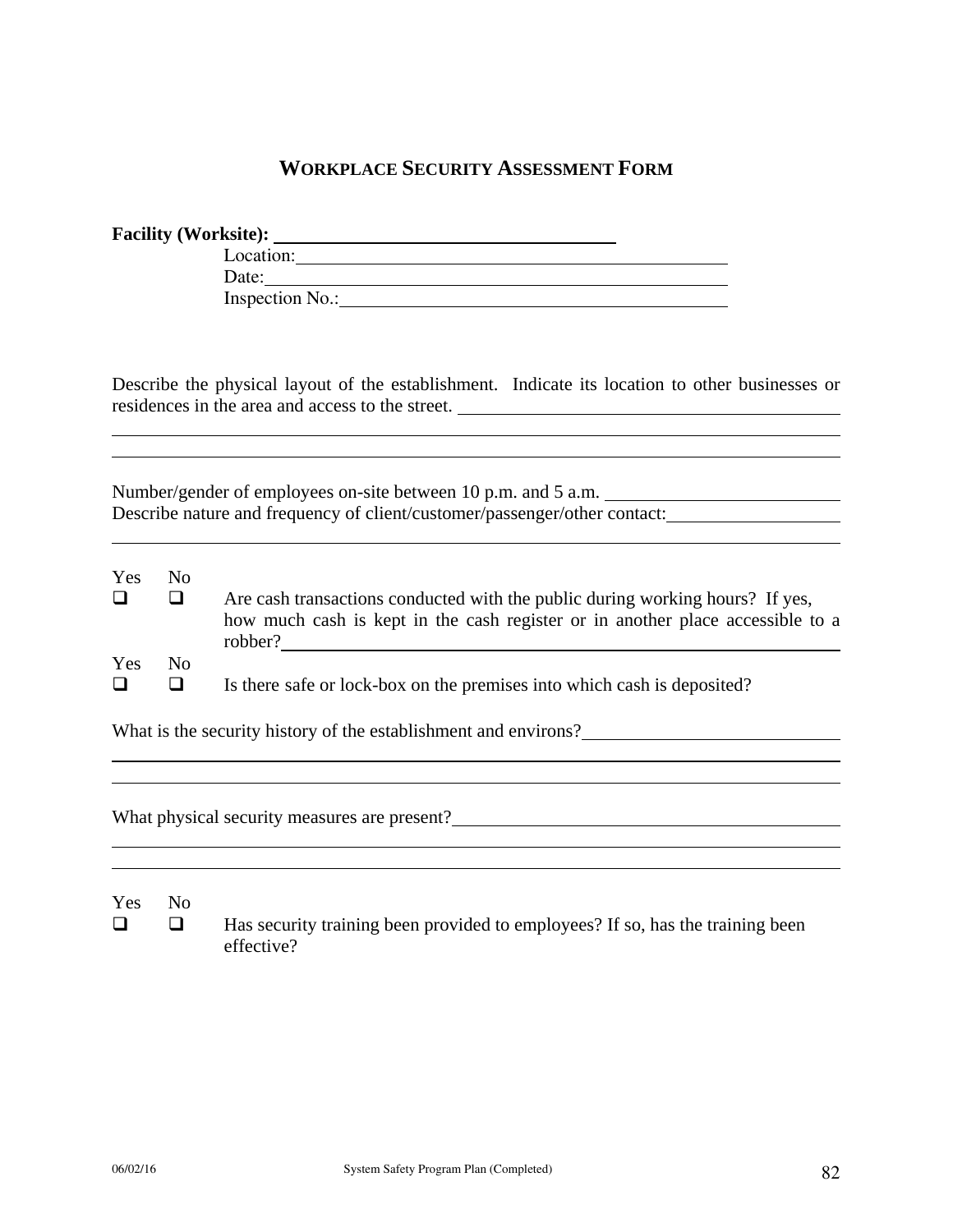## WORKPLACE SECURITY ASSESSMENT FORM

**Facility (Worksite):** ______________________________

Location: ______________________________

Date: ______________________________

Inspection No.: ______________________________

Describe the physical layout of the establishment. Indicate its location to other businesses or residences in the area and access to the street. ______________________________

______________________________

______________________________

Number/gender of employees on-site between 10 p.m. and 5 a.m. ______________________________

Describe nature and frequency of client/customer/passenger/other contact: ______________________________

______________________________

Yes ☐ No ☐ Are cash transactions conducted with the public during working hours? If yes, how much cash is kept in the cash register or in another place accessible to a robber? ______________________________

Yes ☐ No ☐ Is there safe or lock-box on the premises into which cash is deposited?

What is the security history of the establishment and environs? ______________________________

______________________________

______________________________

What physical security measures are present? ______________________________

______________________________

______________________________

Yes ☐ No ☐ Has security training been provided to employees? If so, has the training been effective?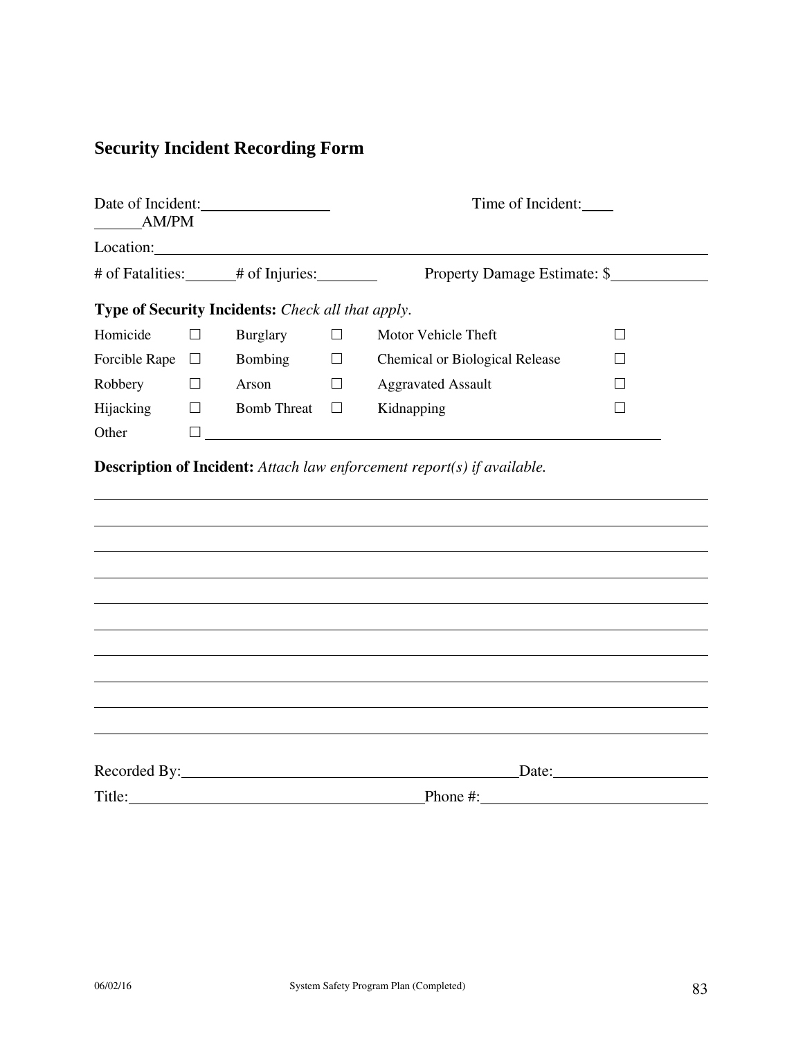## Security Incident Recording Form

Date of Incident:________________ Time of Incident:____ ______AM/PM

Location:____________________________________________________________

# of Fatalities:______ # of Injuries:________ Property Damage Estimate: $____________

**Type of Security Incidents:** *Check all that apply.*

| | | | | | |
|---|---|---|---|---|---|
| Homicide | ☐ | Burglary | ☐ | Motor Vehicle Theft | ☐ |
| Forcible Rape | ☐ | Bombing | ☐ | Chemical or Biological Release | ☐ |
| Robbery | ☐ | Arson | ☐ | Aggravated Assault | ☐ |
| Hijacking | ☐ | Bomb Threat | ☐ | Kidnapping | ☐ |
| Other | ☐ | | | | |

**Description of Incident:** *Attach law enforcement report(s) if available.*

______________________________________________________________________________

______________________________________________________________________________

______________________________________________________________________________

______________________________________________________________________________

______________________________________________________________________________

______________________________________________________________________________

______________________________________________________________________________

______________________________________________________________________________

______________________________________________________________________________

______________________________________________________________________________

Recorded By:___________________________________________ Date:___________________

Title:_____________________________________ Phone #:___________________________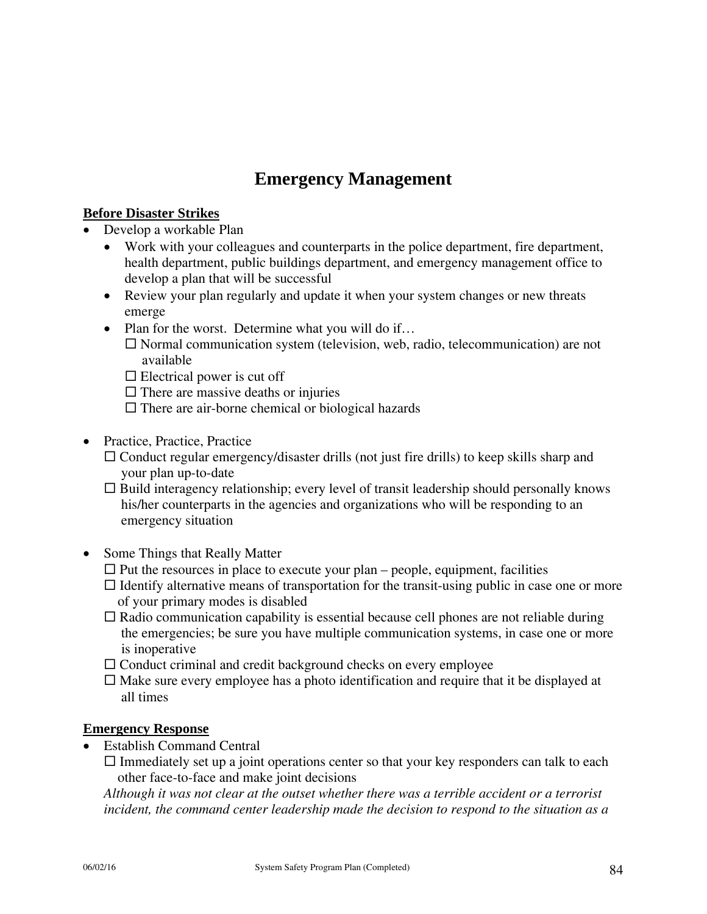# Emergency Management

**<u>Before Disaster Strikes</u>**

- Develop a workable Plan
  - Work with your colleagues and counterparts in the police department, fire department, health department, public buildings department, and emergency management office to develop a plan that will be successful
  - Review your plan regularly and update it when your system changes or new threats emerge
  - Plan for the worst. Determine what you will do if…
    - ☐ Normal communication system (television, web, radio, telecommunication) are not available
    - ☐ Electrical power is cut off
    - ☐ There are massive deaths or injuries
    - ☐ There are air-borne chemical or biological hazards

- Practice, Practice, Practice
  - ☐ Conduct regular emergency/disaster drills (not just fire drills) to keep skills sharp and your plan up-to-date
  - ☐ Build interagency relationship; every level of transit leadership should personally knows his/her counterparts in the agencies and organizations who will be responding to an emergency situation

- Some Things that Really Matter
  - ☐ Put the resources in place to execute your plan – people, equipment, facilities
  - ☐ Identify alternative means of transportation for the transit-using public in case one or more of your primary modes is disabled
  - ☐ Radio communication capability is essential because cell phones are not reliable during the emergencies; be sure you have multiple communication systems, in case one or more is inoperative
  - ☐ Conduct criminal and credit background checks on every employee
  - ☐ Make sure every employee has a photo identification and require that it be displayed at all times

**<u>Emergency Response</u>**

- Establish Command Central
  - ☐ Immediately set up a joint operations center so that your key responders can talk to each other face-to-face and make joint decisions

  *Although it was not clear at the outset whether there was a terrible accident or a terrorist incident, the command center leadership made the decision to respond to the situation as a*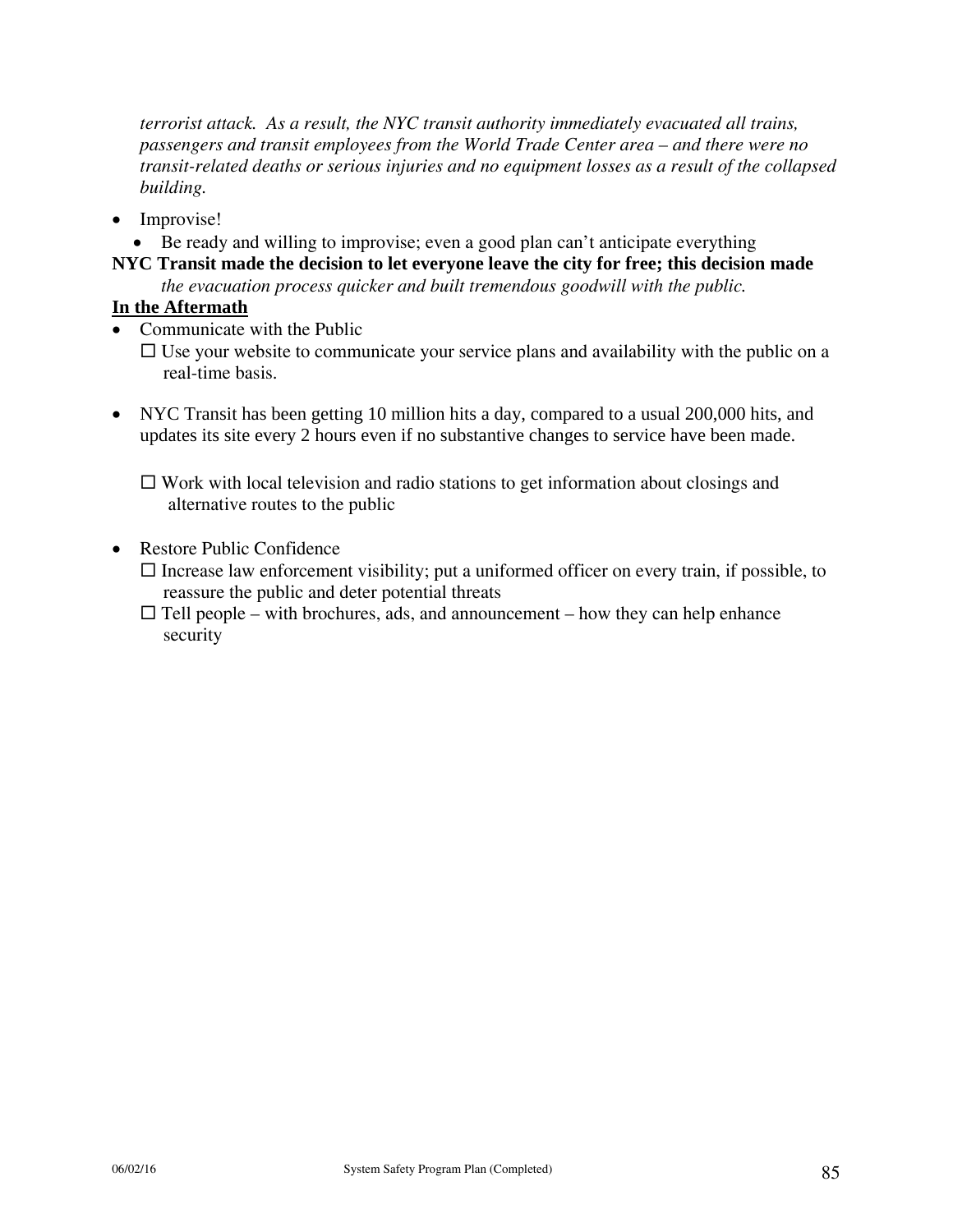*terrorist attack. As a result, the NYC transit authority immediately evacuated all trains, passengers and transit employees from the World Trade Center area – and there were no transit-related deaths or serious injuries and no equipment losses as a result of the collapsed building.*

- Improvise!
  - Be ready and willing to improvise; even a good plan can't anticipate everything

**NYC Transit made the decision to let everyone leave the city for free; this decision made** *the evacuation process quicker and built tremendous goodwill with the public.*

**<u>In the Aftermath</u>**

- Communicate with the Public
  - ☐ Use your website to communicate your service plans and availability with the public on a real-time basis.

- NYC Transit has been getting 10 million hits a day, compared to a usual 200,000 hits, and updates its site every 2 hours even if no substantive changes to service have been made.

  - ☐ Work with local television and radio stations to get information about closings and alternative routes to the public

- Restore Public Confidence
  - ☐ Increase law enforcement visibility; put a uniformed officer on every train, if possible, to reassure the public and deter potential threats
  - ☐ Tell people – with brochures, ads, and announcement – how they can help enhance security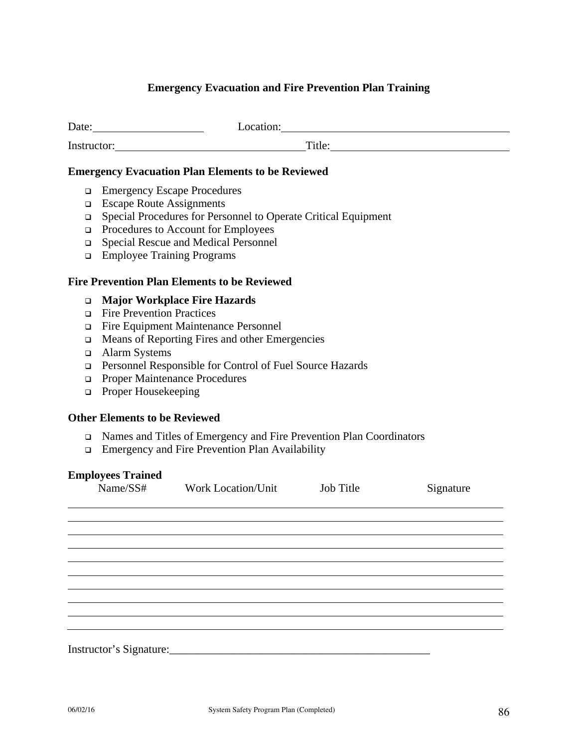# Emergency Evacuation and Fire Prevention Plan Training

Date:____________________ Location:__________________________________________

Instructor:__________________________________ Title:_________________________________

### Emergency Evacuation Plan Elements to be Reviewed

- ❑ Emergency Escape Procedures
- ❑ Escape Route Assignments
- ❑ Special Procedures for Personnel to Operate Critical Equipment
- ❑ Procedures to Account for Employees
- ❑ Special Rescue and Medical Personnel
- ❑ Employee Training Programs

### Fire Prevention Plan Elements to be Reviewed

- ❑ **Major Workplace Fire Hazards**
- ❑ Fire Prevention Practices
- ❑ Fire Equipment Maintenance Personnel
- ❑ Means of Reporting Fires and other Emergencies
- ❑ Alarm Systems
- ❑ Personnel Responsible for Control of Fuel Source Hazards
- ❑ Proper Maintenance Procedures
- ❑ Proper Housekeeping

### Other Elements to be Reviewed

- ❑ Names and Titles of Emergency and Fire Prevention Plan Coordinators
- ❑ Emergency and Fire Prevention Plan Availability

### Employees Trained

| Name/SS# | Work Location/Unit | Job Title | Signature |
|---|---|---|---|
| | | | |
| | | | |
| | | | |
| | | | |
| | | | |
| | | | |
| | | | |
| | | | |
| | | | |
| | | | |

Instructor's Signature:_______________________________________________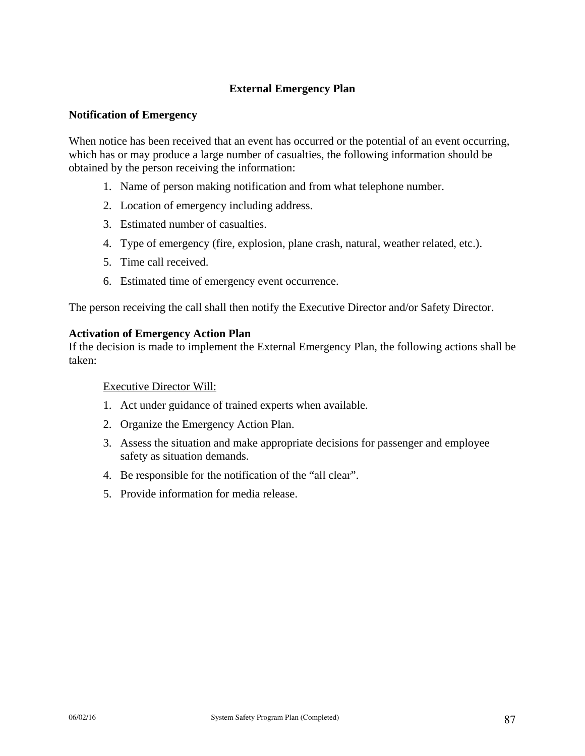## External Emergency Plan

### Notification of Emergency

When notice has been received that an event has occurred or the potential of an event occurring, which has or may produce a large number of casualties, the following information should be obtained by the person receiving the information:

1. Name of person making notification and from what telephone number.
2. Location of emergency including address.
3. Estimated number of casualties.
4. Type of emergency (fire, explosion, plane crash, natural, weather related, etc.).
5. Time call received.
6. Estimated time of emergency event occurrence.

The person receiving the call shall then notify the Executive Director and/or Safety Director.

### Activation of Emergency Action Plan

If the decision is made to implement the External Emergency Plan, the following actions shall be taken:

<u>Executive Director Will:</u>

1. Act under guidance of trained experts when available.
2. Organize the Emergency Action Plan.
3. Assess the situation and make appropriate decisions for passenger and employee safety as situation demands.
4. Be responsible for the notification of the "all clear".
5. Provide information for media release.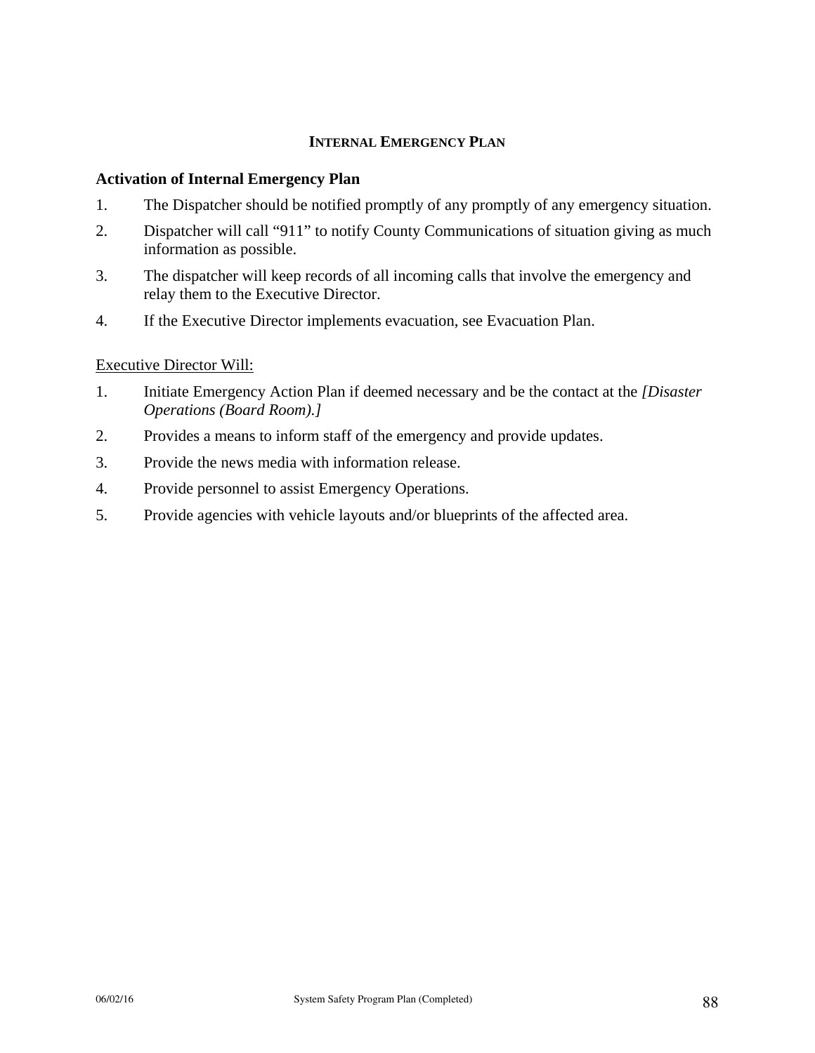## INTERNAL EMERGENCY PLAN

### Activation of Internal Emergency Plan

1. The Dispatcher should be notified promptly of any promptly of any emergency situation.
2. Dispatcher will call "911" to notify County Communications of situation giving as much information as possible.
3. The dispatcher will keep records of all incoming calls that involve the emergency and relay them to the Executive Director.
4. If the Executive Director implements evacuation, see Evacuation Plan.

<u>Executive Director Will:</u>

1. Initiate Emergency Action Plan if deemed necessary and be the contact at the *[Disaster Operations (Board Room).]*
2. Provides a means to inform staff of the emergency and provide updates.
3. Provide the news media with information release.
4. Provide personnel to assist Emergency Operations.
5. Provide agencies with vehicle layouts and/or blueprints of the affected area.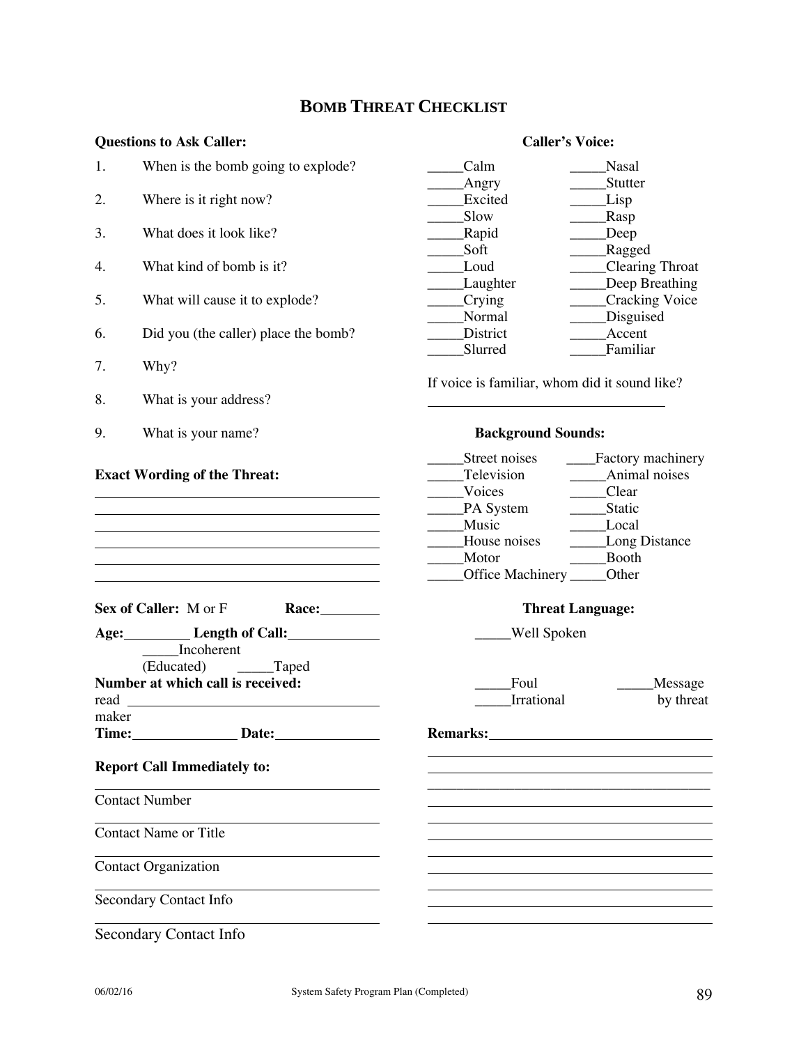# BOMB THREAT CHECKLIST

**Questions to Ask Caller:**

1. When is the bomb going to explode?
2. Where is it right now?
3. What does it look like?
4. What kind of bomb is it?
5. What will cause it to explode?
6. Did you (the caller) place the bomb?
7. Why?
8. What is your address?
9. What is your name?

**Exact Wording of the Threat:**

______________________________________

______________________________________

______________________________________

______________________________________

______________________________________

______________________________________

**Sex of Caller:** M or F **Race:**________

**Age:**_________ **Length of Call:**____________

_____Incoherent

(Educated) _____Taped

**Number at which call is received:**

read ______________________________

maker

**Time:**______________ **Date:**______________

**Report Call Immediately to:**

______________________________________

Contact Number

______________________________________

Contact Name or Title

______________________________________

Contact Organization

______________________________________

Secondary Contact Info

______________________________________

Secondary Contact Info

**Caller's Voice:**

| | |
|---|---|
| _____Calm | _____Nasal |
| _____Angry | _____Stutter |
| _____Excited | _____Lisp |
| _____Slow | _____Rasp |
| _____Rapid | _____Deep |
| _____Soft | _____Ragged |
| _____Loud | _____Clearing Throat |
| _____Laughter | _____Deep Breathing |
| _____Crying | _____Cracking Voice |
| _____Normal | _____Disguised |
| _____District | _____Accent |
| _____Slurred | _____Familiar |

If voice is familiar, whom did it sound like?

______________________________________

**Background Sounds:**

| | |
|---|---|
| _____Street noises | ____Factory machinery |
| _____Television | _____Animal noises |
| _____Voices | _____Clear |
| _____PA System | _____Static |
| _____Music | _____Local |
| _____House noises | _____Long Distance |
| _____Motor | _____Booth |
| _____Office Machinery | _____Other |

**Threat Language:**

_____Well Spoken

_____Foul _____Message by threat

_____Irrational

**Remarks:**______________________________

______________________________________

______________________________________

______________________________________

______________________________________

______________________________________

______________________________________

______________________________________

______________________________________

______________________________________

______________________________________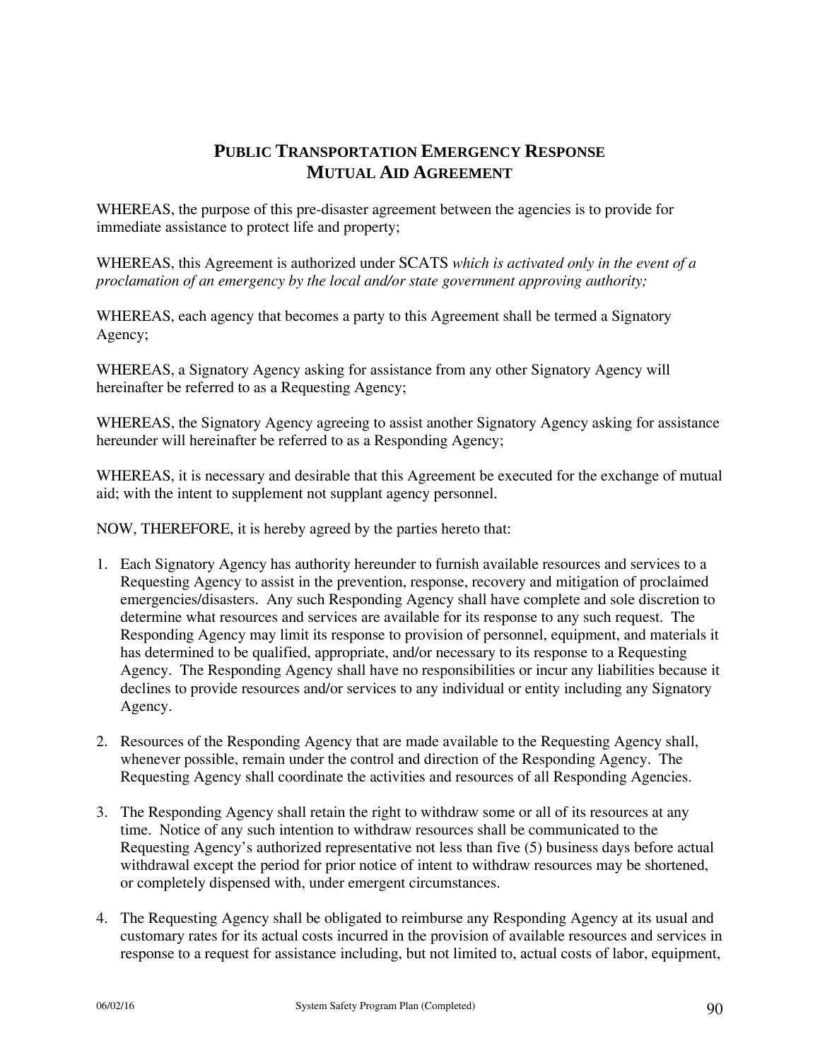# PUBLIC TRANSPORTATION EMERGENCY RESPONSE MUTUAL AID AGREEMENT

WHEREAS, the purpose of this pre-disaster agreement between the agencies is to provide for immediate assistance to protect life and property;

WHEREAS, this Agreement is authorized under SCATS *which is activated only in the event of a proclamation of an emergency by the local and/or state government approving authority;*

WHEREAS, each agency that becomes a party to this Agreement shall be termed a Signatory Agency;

WHEREAS, a Signatory Agency asking for assistance from any other Signatory Agency will hereinafter be referred to as a Requesting Agency;

WHEREAS, the Signatory Agency agreeing to assist another Signatory Agency asking for assistance hereunder will hereinafter be referred to as a Responding Agency;

WHEREAS, it is necessary and desirable that this Agreement be executed for the exchange of mutual aid; with the intent to supplement not supplant agency personnel.

NOW, THEREFORE, it is hereby agreed by the parties hereto that:

1. Each Signatory Agency has authority hereunder to furnish available resources and services to a Requesting Agency to assist in the prevention, response, recovery and mitigation of proclaimed emergencies/disasters. Any such Responding Agency shall have complete and sole discretion to determine what resources and services are available for its response to any such request. The Responding Agency may limit its response to provision of personnel, equipment, and materials it has determined to be qualified, appropriate, and/or necessary to its response to a Requesting Agency. The Responding Agency shall have no responsibilities or incur any liabilities because it declines to provide resources and/or services to any individual or entity including any Signatory Agency.

2. Resources of the Responding Agency that are made available to the Requesting Agency shall, whenever possible, remain under the control and direction of the Responding Agency. The Requesting Agency shall coordinate the activities and resources of all Responding Agencies.

3. The Responding Agency shall retain the right to withdraw some or all of its resources at any time. Notice of any such intention to withdraw resources shall be communicated to the Requesting Agency's authorized representative not less than five (5) business days before actual withdrawal except the period for prior notice of intent to withdraw resources may be shortened, or completely dispensed with, under emergent circumstances.

4. The Requesting Agency shall be obligated to reimburse any Responding Agency at its usual and customary rates for its actual costs incurred in the provision of available resources and services in response to a request for assistance including, but not limited to, actual costs of labor, equipment,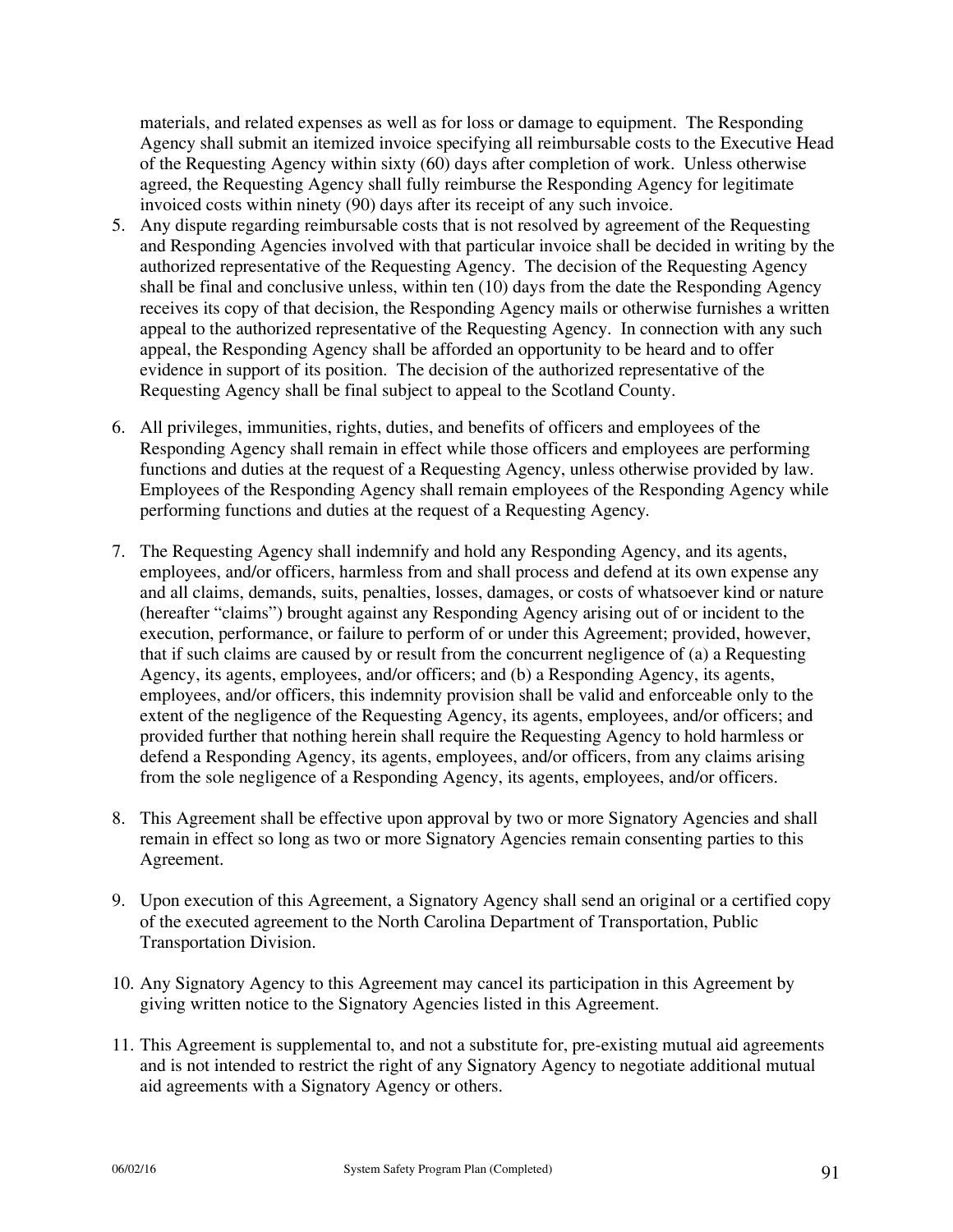materials, and related expenses as well as for loss or damage to equipment. The Responding Agency shall submit an itemized invoice specifying all reimbursable costs to the Executive Head of the Requesting Agency within sixty (60) days after completion of work. Unless otherwise agreed, the Requesting Agency shall fully reimburse the Responding Agency for legitimate invoiced costs within ninety (90) days after its receipt of any such invoice.

5. Any dispute regarding reimbursable costs that is not resolved by agreement of the Requesting and Responding Agencies involved with that particular invoice shall be decided in writing by the authorized representative of the Requesting Agency. The decision of the Requesting Agency shall be final and conclusive unless, within ten (10) days from the date the Responding Agency receives its copy of that decision, the Responding Agency mails or otherwise furnishes a written appeal to the authorized representative of the Requesting Agency. In connection with any such appeal, the Responding Agency shall be afforded an opportunity to be heard and to offer evidence in support of its position. The decision of the authorized representative of the Requesting Agency shall be final subject to appeal to the Scotland County.

6. All privileges, immunities, rights, duties, and benefits of officers and employees of the Responding Agency shall remain in effect while those officers and employees are performing functions and duties at the request of a Requesting Agency, unless otherwise provided by law. Employees of the Responding Agency shall remain employees of the Responding Agency while performing functions and duties at the request of a Requesting Agency.

7. The Requesting Agency shall indemnify and hold any Responding Agency, and its agents, employees, and/or officers, harmless from and shall process and defend at its own expense any and all claims, demands, suits, penalties, losses, damages, or costs of whatsoever kind or nature (hereafter "claims") brought against any Responding Agency arising out of or incident to the execution, performance, or failure to perform of or under this Agreement; provided, however, that if such claims are caused by or result from the concurrent negligence of (a) a Requesting Agency, its agents, employees, and/or officers; and (b) a Responding Agency, its agents, employees, and/or officers, this indemnity provision shall be valid and enforceable only to the extent of the negligence of the Requesting Agency, its agents, employees, and/or officers; and provided further that nothing herein shall require the Requesting Agency to hold harmless or defend a Responding Agency, its agents, employees, and/or officers, from any claims arising from the sole negligence of a Responding Agency, its agents, employees, and/or officers.

8. This Agreement shall be effective upon approval by two or more Signatory Agencies and shall remain in effect so long as two or more Signatory Agencies remain consenting parties to this Agreement.

9. Upon execution of this Agreement, a Signatory Agency shall send an original or a certified copy of the executed agreement to the North Carolina Department of Transportation, Public Transportation Division.

10. Any Signatory Agency to this Agreement may cancel its participation in this Agreement by giving written notice to the Signatory Agencies listed in this Agreement.

11. This Agreement is supplemental to, and not a substitute for, pre-existing mutual aid agreements and is not intended to restrict the right of any Signatory Agency to negotiate additional mutual aid agreements with a Signatory Agency or others.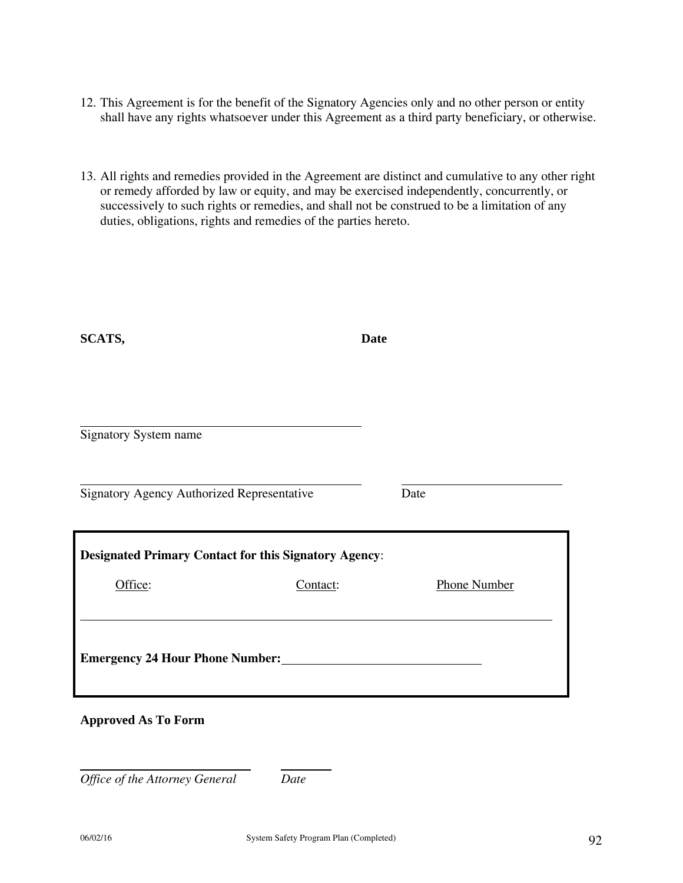12. This Agreement is for the benefit of the Signatory Agencies only and no other person or entity shall have any rights whatsoever under this Agreement as a third party beneficiary, or otherwise.

13. All rights and remedies provided in the Agreement are distinct and cumulative to any other right or remedy afforded by law or equity, and may be exercised independently, concurrently, or successively to such rights or remedies, and shall not be construed to be a limitation of any duties, obligations, rights and remedies of the parties hereto.

**SCATS,** **Date**

\_\_\_\_\_\_\_\_\_\_\_\_\_\_\_\_\_\_\_\_\_\_\_\_\_\_\_\_\_\_\_\_\_\_\_\_\_\_\_\_
Signatory System name

\_\_\_\_\_\_\_\_\_\_\_\_\_\_\_\_\_\_\_\_\_\_\_\_\_\_\_\_\_\_\_\_\_\_\_\_\_\_\_\_ \_\_\_\_\_\_\_\_\_\_\_\_\_\_\_\_\_\_\_\_\_\_
Signatory Agency Authorized Representative Date

**Designated Primary Contact for this Signatory Agency**:

| Office: | Contact: | Phone Number |
|---|---|---|
| | | |

**Emergency 24 Hour Phone Number:** \_\_\_\_\_\_\_\_\_\_\_\_\_\_\_\_\_\_\_\_\_\_\_\_\_\_\_\_

**Approved As To Form**

\_\_\_\_\_\_\_\_\_\_\_\_\_\_\_\_\_\_\_\_\_\_\_\_ \_\_\_\_\_\_\_
*Office of the Attorney General* *Date*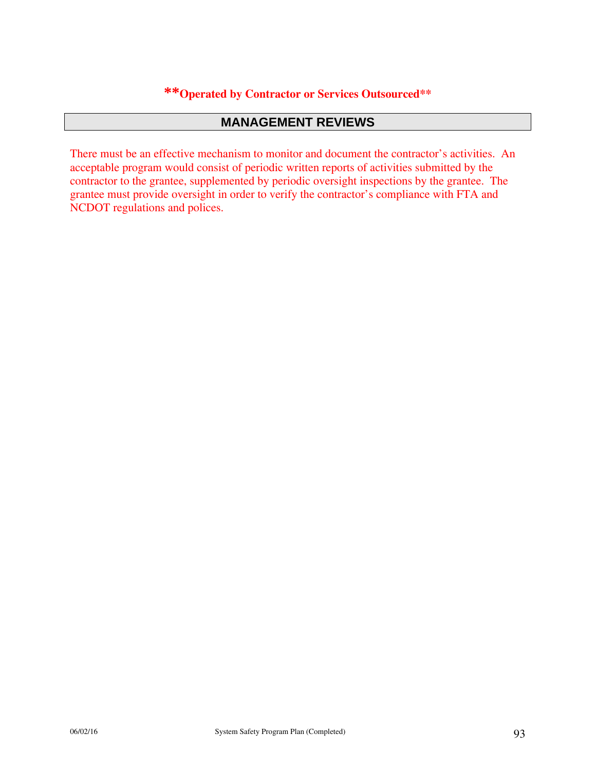**\*\*Operated by Contractor or Services Outsourced\*\***

## MANAGEMENT REVIEWS

There must be an effective mechanism to monitor and document the contractor's activities. An acceptable program would consist of periodic written reports of activities submitted by the contractor to the grantee, supplemented by periodic oversight inspections by the grantee. The grantee must provide oversight in order to verify the contractor's compliance with FTA and NCDOT regulations and polices.